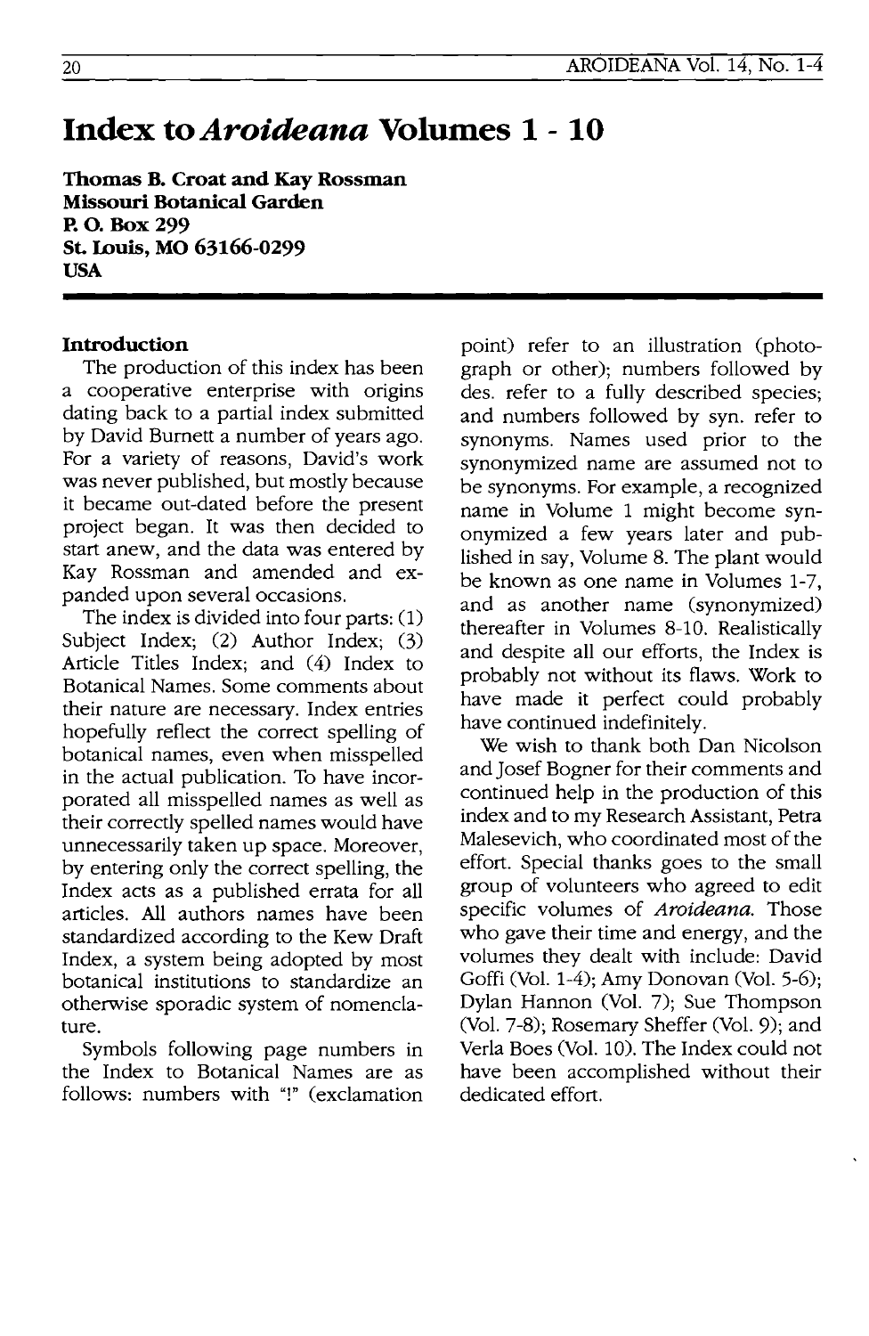# Index to *Aroideana* Volumes 1 - 10

**Thomas B. Croat and Kay Rossman**
**Missouri Botanical Garden**
**P. O. Box 299**
**St. Louis, MO 63166-0299**
**USA**

## Introduction

The production of this index has been a cooperative enterprise with origins dating back to a partial index submitted by David Burnett a number of years ago. For a variety of reasons, David's work was never published, but mostly because it became out-dated before the present project began. It was then decided to start anew, and the data was entered by Kay Rossman and amended and expanded upon several occasions.

The index is divided into four parts: (1) Subject Index; (2) Author Index; (3) Article Titles Index; and (4) Index to Botanical Names. Some comments about their nature are necessary. Index entries hopefully reflect the correct spelling of botanical names, even when misspelled in the actual publication. To have incorporated all misspelled names as well as their correctly spelled names would have unnecessarily taken up space. Moreover, by entering only the correct spelling, the Index acts as a published errata for all articles. All authors names have been standardized according to the Kew Draft Index, a system being adopted by most botanical institutions to standardize an otherwise sporadic system of nomenclature.

Symbols following page numbers in the Index to Botanical Names are as follows: numbers with "!" (exclamation point) refer to an illustration (photograph or other); numbers followed by des. refer to a fully described species; and numbers followed by syn. refer to synonyms. Names used prior to the synonymized name are assumed not to be synonyms. For example, a recognized name in Volume 1 might become synonymized a few years later and published in say, Volume 8. The plant would be known as one name in Volumes 1-7, and as another name (synonymized) thereafter in Volumes 8-10. Realistically and despite all our efforts, the Index is probably not without its flaws. Work to have made it perfect could probably have continued indefinitely.

We wish to thank both Dan Nicolson and Josef Bogner for their comments and continued help in the production of this index and to my Research Assistant, Petra Malesevich, who coordinated most of the effort. Special thanks goes to the small group of volunteers who agreed to edit specific volumes of *Aroideana*. Those who gave their time and energy, and the volumes they dealt with include: David Goffi (Vol. 1-4); Amy Donovan (Vol. 5-6); Dylan Hannon (Vol. 7); Sue Thompson (Vol. 7-8); Rosemary Sheffer (Vol. 9); and Verla Boes (Vol. 10). The Index could not have been accomplished without their dedicated effort.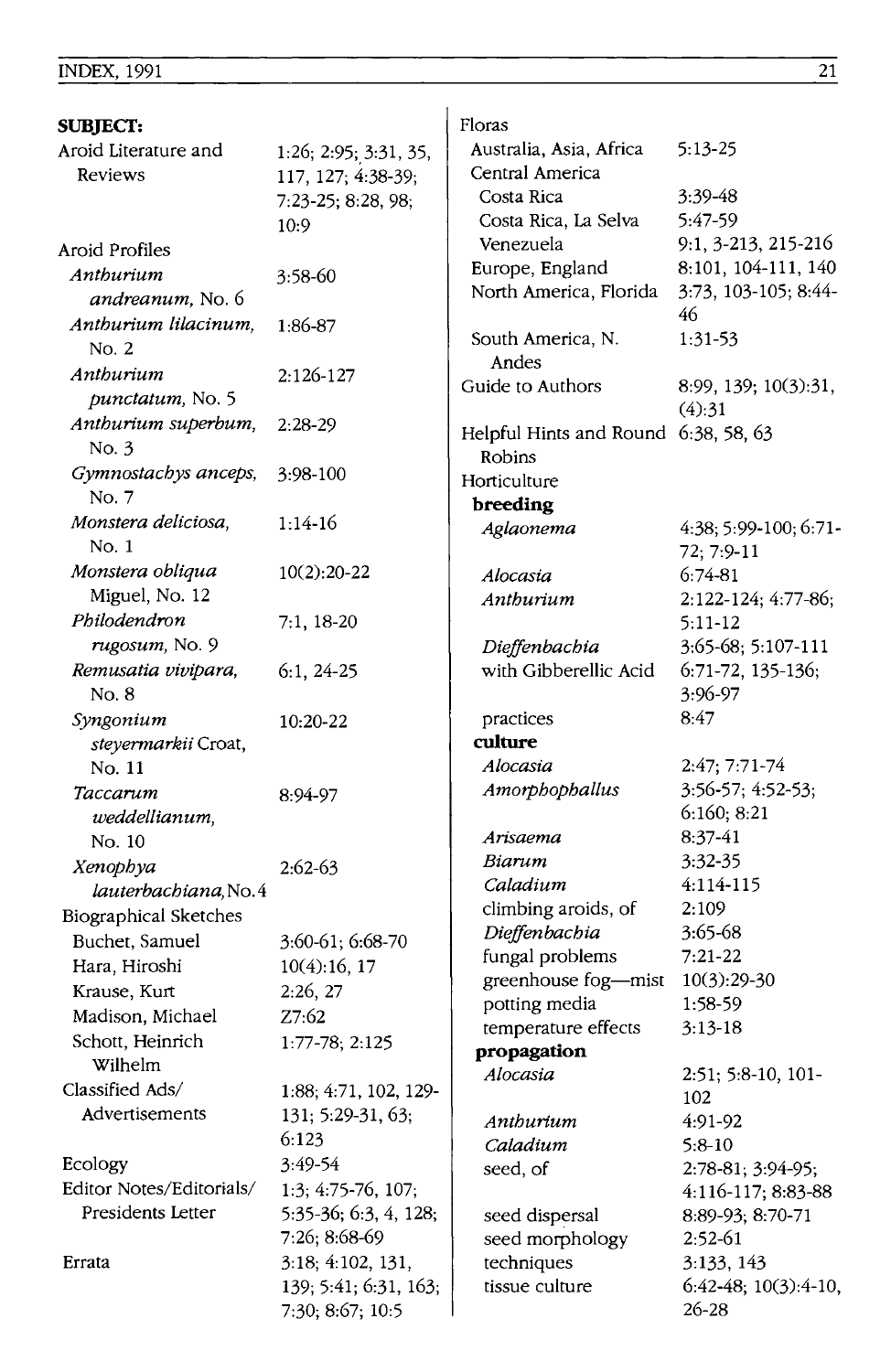**SUBJECT:**

| Subject | Reference |
|---|---|
| Aroid Literature and Reviews | 1:26; 2:95; 3:31, 35, 117, 127; 4:38-39; 7:23-25; 8:28, 98; 10:9 |
| Aroid Profiles | |
| *Anthurium andreanum,* No. 6 | 3:58-60 |
| *Anthurium lilacinum,* No. 2 | 1:86-87 |
| *Anthurium punctatum,* No. 5 | 2:126-127 |
| *Anthurium superbum,* No. 3 | 2:28-29 |
| *Gymnostachys anceps,* No. 7 | 3:98-100 |
| *Monstera deliciosa,* No. 1 | 1:14-16 |
| *Monstera obliqua* Miguel, No. 12 | 10(2):20-22 |
| *Philodendron rugosum,* No. 9 | 7:1, 18-20 |
| *Remusatia vivipara,* No. 8 | 6:1, 24-25 |
| *Syngonium steyermarkii* Croat, No. 11 | 10:20-22 |
| *Taccarum weddellianum,* No. 10 | 8:94-97 |
| *Xenophya lauterbachiana,* No. 4 | 2:62-63 |
| Biographical Sketches | |
| Buchet, Samuel | 3:60-61; 6:68-70 |
| Hara, Hiroshi | 10(4):16, 17 |
| Krause, Kurt | 2:26, 27 |
| Madison, Michael | Z7:62 |
| Schott, Heinrich Wilhelm | 1:77-78; 2:125 |
| Classified Ads/ Advertisements | 1:88; 4:71, 102, 129-131; 5:29-31, 63; 6:123 |
| Ecology | 3:49-54 |
| Editor Notes/Editorials/ Presidents Letter | 1:3; 4:75-76, 107; 5:35-36; 6:3, 4, 128; 7:26; 8:68-69 |
| Errata | 3:18; 4:102, 131, 139; 5:41; 6:31, 163; 7:30; 8:67; 10:5 |
| Floras | |
| Australia, Asia, Africa | 5:13-25 |
| Central America | |
| Costa Rica | 3:39-48 |
| Costa Rica, La Selva | 5:47-59 |
| Venezuela | 9:1, 3-213, 215-216 |
| Europe, England | 8:101, 104-111, 140 |
| North America, Florida | 3:73, 103-105; 8:44-46 |
| South America, N. Andes | 1:31-53 |
| Guide to Authors | 8:99, 139; 10(3):31, (4):31 |
| Helpful Hints and Round Robins | 6:38, 58, 63 |
| Horticulture | |
| **breeding** | |
| *Aglaonema* | 4:38; 5:99-100; 6:71-72; 7:9-11 |
| *Alocasia* | 6:74-81 |
| *Anthurium* | 2:122-124; 4:77-86; 5:11-12 |
| *Dieffenbachia* | 3:65-68; 5:107-111 |
| with Gibberellic Acid | 6:71-72, 135-136; 3:96-97 |
| practices | 8:47 |
| **culture** | |
| *Alocasia* | 2:47; 7:71-74 |
| *Amorphophallus* | 3:56-57; 4:52-53; 6:160; 8:21 |
| *Arisaema* | 8:37-41 |
| *Biarum* | 3:32-35 |
| *Caladium* | 4:114-115 |
| climbing aroids, of | 2:109 |
| *Dieffenbachia* | 3:65-68 |
| fungal problems | 7:21-22 |
| greenhouse fog—mist | 10(3):29-30 |
| potting media | 1:58-59 |
| temperature effects | 3:13-18 |
| **propagation** | |
| *Alocasia* | 2:51; 5:8-10, 101-102 |
| *Anthurium* | 4:91-92 |
| *Caladium* | 5:8-10 |
| seed, of | 2:78-81; 3:94-95; 4:116-117; 8:83-88 |
| seed dispersal | 8:89-93; 8:70-71 |
| seed morphology | 2:52-61 |
| techniques | 3:133, 143 |
| tissue culture | 6:42-48; 10(3):4-10, 26-28 |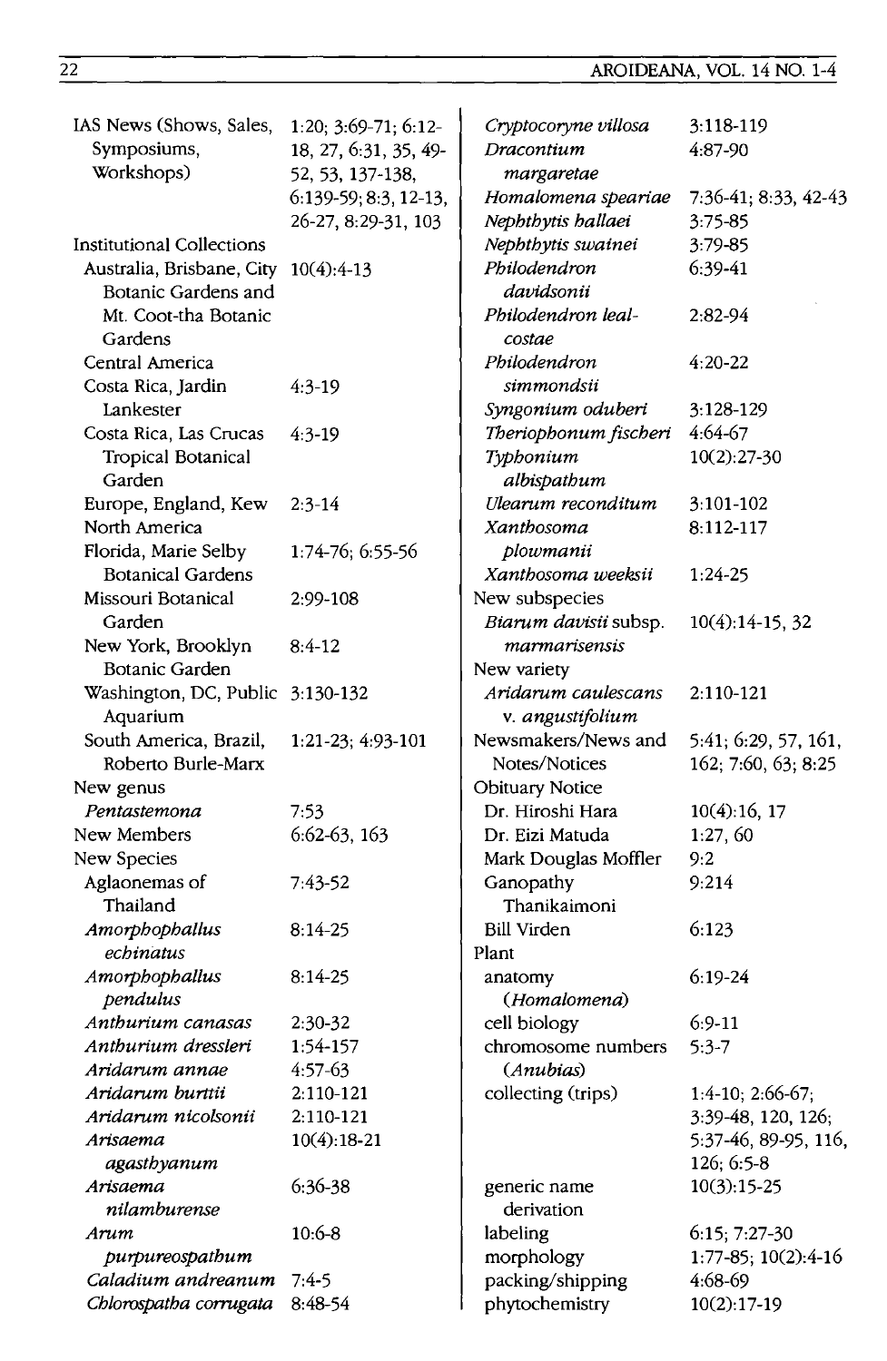IAS News (Shows, Sales, Symposiums, Workshops) 1:20; 3:69-71; 6:12-18, 27, 6:31, 35, 49-52, 53, 137-138, 6:139-59; 8:3, 12-13, 26-27, 8:29-31, 103

Institutional Collections

- Australia, Brisbane, City Botanic Gardens and Mt. Coot-tha Botanic Gardens 10(4):4-13
- Central America
- Costa Rica, Jardin Lankester 4:3-19
- Costa Rica, Las Crucas Tropical Botanical Garden 4:3-19
- Europe, England, Kew 2:3-14
- North America
- Florida, Marie Selby Botanical Gardens 1:74-76; 6:55-56
- Missouri Botanical Garden 2:99-108
- New York, Brooklyn Botanic Garden 8:4-12
- Washington, DC, Public Aquarium 3:130-132
- South America, Brazil, Roberto Burle-Marx 1:21-23; 4:93-101

New genus

- *Pentastemona* 7:53

New Members 6:62-63, 163

New Species

- Aglaonemas of Thailand 7:43-52
- *Amorphophallus echinatus* 8:14-25
- *Amorphophallus pendulus* 8:14-25
- *Anthurium canasas* 2:30-32
- *Anthurium dressleri* 1:54-157
- *Aridarum annae* 4:57-63
- *Aridarum burttii* 2:110-121
- *Aridarum nicolsonii* 2:110-121
- *Arisaema agasthyanum* 10(4):18-21
- *Arisaema nilamburense* 6:36-38
- *Arum purpureospathum* 10:6-8
- *Caladium andreanum* 7:4-5
- *Chlorospatha corrugata* 8:48-54
- *Cryptocoryne villosa* 3:118-119
- *Dracontium margaretae* 4:87-90
- *Homalomena speariae* 7:36-41; 8:33, 42-43
- *Nephthytis hallaei* 3:75-85
- *Nephthytis swainei* 3:79-85
- *Philodendron davidsonii* 6:39-41
- *Philodendron leal-costae* 2:82-94
- *Philodendron simmondsii* 4:20-22
- *Syngonium oduberi* 3:128-129
- *Theriophonum fischeri* 4:64-67
- *Typhonium albispathum* 10(2):27-30
- *Ulearum reconditum* 3:101-102
- *Xanthosoma plowmanii* 8:112-117
- *Xanthosoma weeksii* 1:24-25

New subspecies

- *Biarum davisii* subsp. *marmarisensis* 10(4):14-15, 32

New variety

- *Aridarum caulescans* v. *angustifolium* 2:110-121

Newsmakers/News and Notes/Notices 5:41; 6:29, 57, 161, 162; 7:60, 63; 8:25

Obituary Notice

- Dr. Hiroshi Hara 10(4):16, 17
- Dr. Eizi Matuda 1:27, 60
- Mark Douglas Moffler 9:2
- Ganopathy Thanikaimoni 9:214
- Bill Virden 6:123

Plant

- anatomy (*Homalomena*) 6:19-24
- cell biology 6:9-11
- chromosome numbers (*Anubias*) 5:3-7
- collecting (trips) 1:4-10; 2:66-67; 3:39-48, 120, 126; 5:37-46, 89-95, 116, 126; 6:5-8
- generic name derivation 10(3):15-25
- labeling 6:15; 7:27-30
- morphology 1:77-85; 10(2):4-16
- packing/shipping 4:68-69
- phytochemistry 10(2):17-19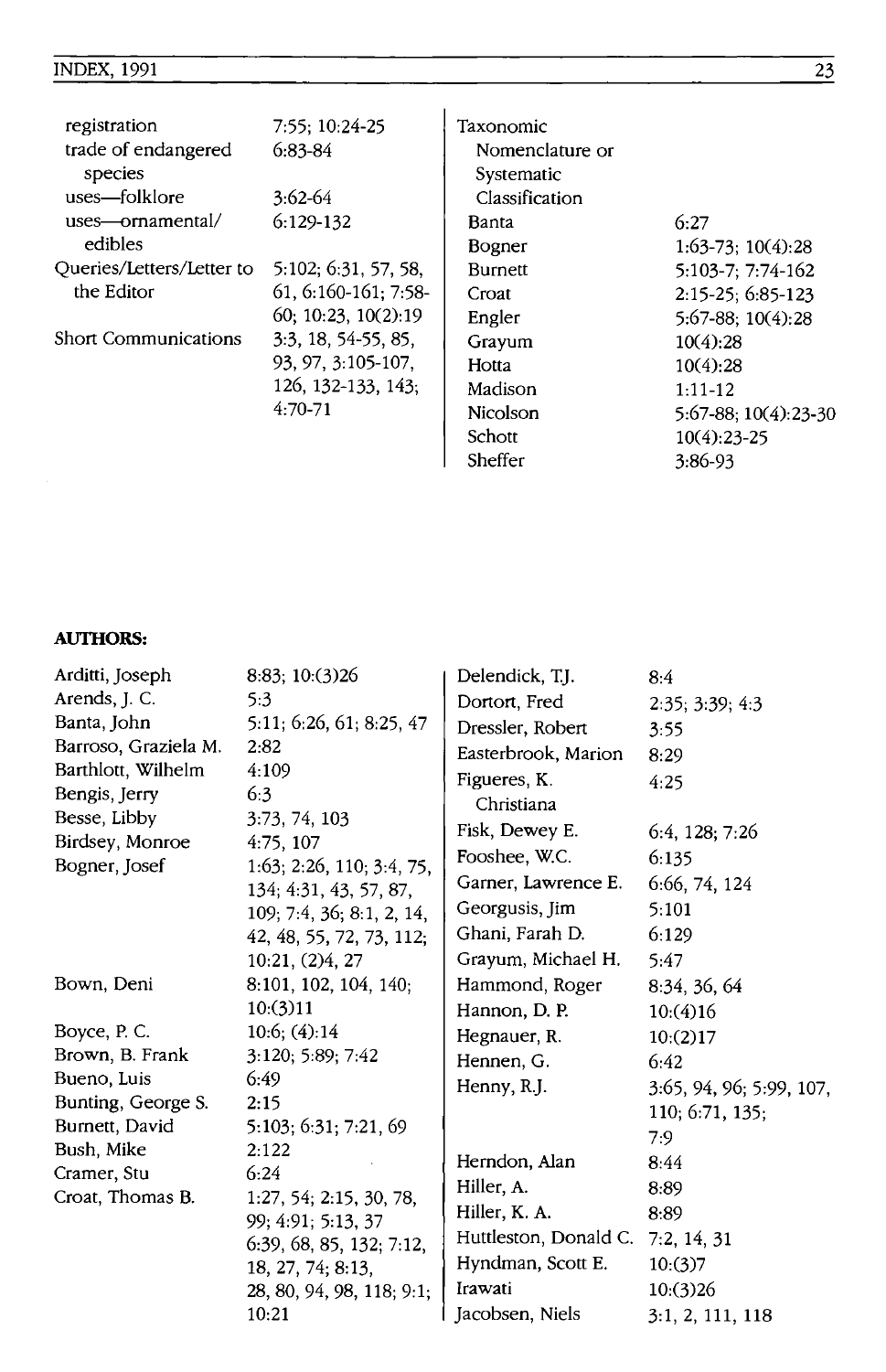| | |
|---|---|
| registration | 7:55; 10:24-25 |
| trade of endangered species | 6:83-84 |
| uses—folklore | 3:62-64 |
| uses—ornamental/ edibles | 6:129-132 |
| Queries/Letters/Letter to the Editor | 5:102; 6:31, 57, 58, 61, 6:160-161; 7:58-60; 10:23, 10(2):19 |
| Short Communications | 3:3, 18, 54-55, 85, 93, 97, 3:105-107, 126, 132-133, 143; 4:70-71 |

| Taxonomic Nomenclature or Systematic Classification | |
|---|---|
| Banta | 6:27 |
| Bogner | 1:63-73; 10(4):28 |
| Burnett | 5:103-7; 7:74-162 |
| Croat | 2:15-25; 6:85-123 |
| Engler | 5:67-88; 10(4):28 |
| Grayum | 10(4):28 |
| Hotta | 10(4):28 |
| Madison | 1:11-12 |
| Nicolson | 5:67-88; 10(4):23-30 |
| Schott | 10(4):23-25 |
| Sheffer | 3:86-93 |

**AUTHORS:**

| | |
|---|---|
| Arditti, Joseph | 8:83; 10:(3)26 |
| Arends, J. C. | 5:3 |
| Banta, John | 5:11; 6:26, 61; 8:25, 47 |
| Barroso, Graziela M. | 2:82 |
| Barthlott, Wilhelm | 4:109 |
| Bengis, Jerry | 6:3 |
| Besse, Libby | 3:73, 74, 103 |
| Birdsey, Monroe | 4:75, 107 |
| Bogner, Josef | 1:63; 2:26, 110; 3:4, 75, 134; 4:31, 43, 57, 87, 109; 7:4, 36; 8:1, 2, 14, 42, 48, 55, 72, 73, 112; 10:21, (2)4, 27 |
| Bown, Deni | 8:101, 102, 104, 140; 10:(3)11 |
| Boyce, P. C. | 10:6; (4):14 |
| Brown, B. Frank | 3:120; 5:89; 7:42 |
| Bueno, Luis | 6:49 |
| Bunting, George S. | 2:15 |
| Burnett, David | 5:103; 6:31; 7:21, 69 |
| Bush, Mike | 2:122 |
| Cramer, Stu | 6:24 |
| Croat, Thomas B. | 1:27, 54; 2:15, 30, 78, 99; 4:91; 5:13, 37 6:39, 68, 85, 132; 7:12, 18, 27, 74; 8:13, 28, 80, 94, 98, 118; 9:1; 10:21 |
| Delendick, T.J. | 8:4 |
| Dortort, Fred | 2:35; 3:39; 4:3 |
| Dressler, Robert | 3:55 |
| Easterbrook, Marion | 8:29 |
| Figueres, K. Christiana | 4:25 |
| Fisk, Dewey E. | 6:4, 128; 7:26 |
| Fooshee, W.C. | 6:135 |
| Garner, Lawrence E. | 6:66, 74, 124 |
| Georgusis, Jim | 5:101 |
| Ghani, Farah D. | 6:129 |
| Grayum, Michael H. | 5:47 |
| Hammond, Roger | 8:34, 36, 64 |
| Hannon, D. P. | 10:(4)16 |
| Hegnauer, R. | 10:(2)17 |
| Hennen, G. | 6:42 |
| Henny, R.J. | 3:65, 94, 96; 5:99, 107, 110; 6:71, 135; 7:9 |
| Herndon, Alan | 8:44 |
| Hiller, A. | 8:89 |
| Hiller, K. A. | 8:89 |
| Huttleston, Donald C. | 7:2, 14, 31 |
| Hyndman, Scott E. | 10:(3)7 |
| Irawati | 10:(3)26 |
| Jacobsen, Niels | 3:1, 2, 111, 118 |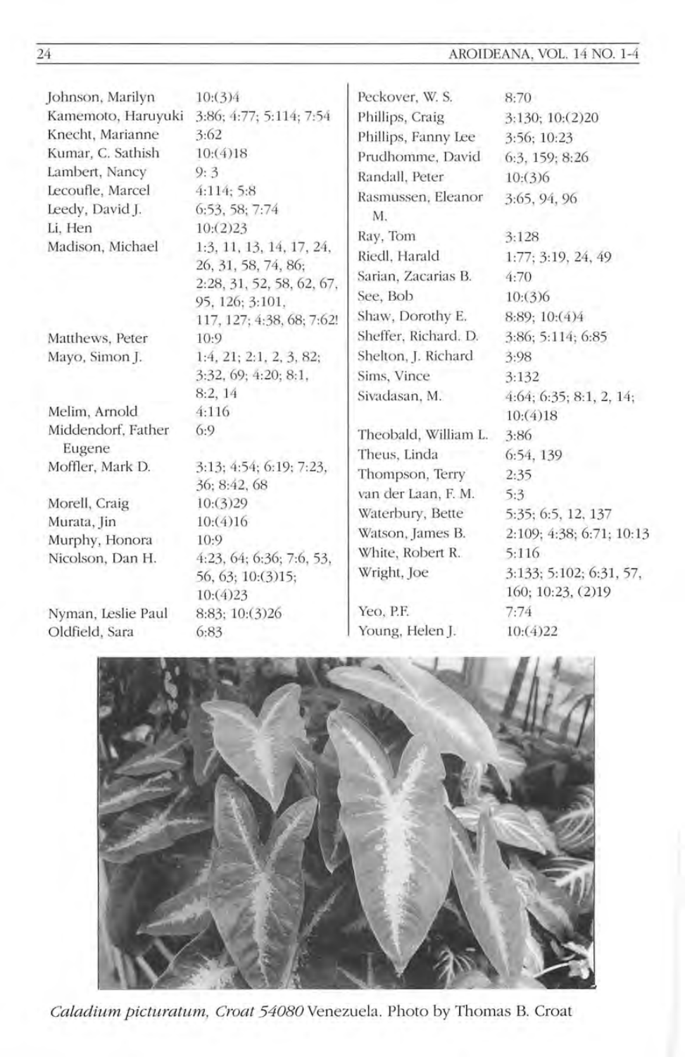Johnson, Marilyn 10:(3)4
Kamemoto, Haruyuki 3:86; 4:77; 5:114; 7:54
Knecht, Marianne 3:62
Kumar, C. Sathish 10:(4)18
Lambert, Nancy 9: 3
Lecoufle, Marcel 4:114; 5:8
Leedy, David J. 6:53, 58; 7:74
Li, Hen 10:(2)23
Madison, Michael 1:3, 11, 13, 14, 17, 24, 26, 31, 58, 74, 86; 2:28, 31, 52, 58, 62, 67, 95, 126; 3:101, 117, 127; 4:38, 68; 7:62!
Matthews, Peter 10:9
Mayo, Simon J. 1:4, 21; 2:1, 2, 3, 82; 3:32, 69; 4:20; 8:1, 8:2, 14
Melim, Arnold 4:116
Middendorf, Father Eugene 6:9
Moffler, Mark D. 3:13; 4:54; 6:19; 7:23, 36; 8:42, 68
Morell, Craig 10:(3)29
Murata, Jin 10:(4)16
Murphy, Honora 10:9
Nicolson, Dan H. 4:23, 64; 6:36; 7:6, 53, 56, 63; 10:(3)15; 10:(4)23
Nyman, Leslie Paul 8:83; 10:(3)26
Oldfield, Sara 6:83
Peckover, W. S. 8:70
Phillips, Craig 3:130; 10:(2)20
Phillips, Fanny Lee 3:56; 10:23
Prudhomme, David 6:3, 159; 8:26
Randall, Peter 10:(3)6
Rasmussen, Eleanor M. 3:65, 94, 96
Ray, Tom 3:128
Riedl, Harald 1:77; 3:19, 24, 49
Sarian, Zacarias B. 4:70
See, Bob 10:(3)6
Shaw, Dorothy E. 8:89; 10:(4)4
Sheffer, Richard. D. 3:86; 5:114; 6:85
Shelton, J. Richard 3:98
Sims, Vince 3:132
Sivadasan, M. 4:64; 6:35; 8:1, 2, 14; 10:(4)18
Theobald, William L. 3:86
Theus, Linda 6:54, 139
Thompson, Terry 2:35
van der Laan, F. M. 5:3
Waterbury, Bette 5:35; 6:5, 12, 137
Watson, James B. 2:109; 4:38; 6:71; 10:13
White, Robert R. 5:116
Wright, Joe 3:133; 5:102; 6:31, 57, 160; 10:23, (2)19
Yeo, P.F. 7:74
Young, Helen J. 10:(4)22

*Caladium picturatum, Croat 54080* Venezuela. Photo by Thomas B. Croat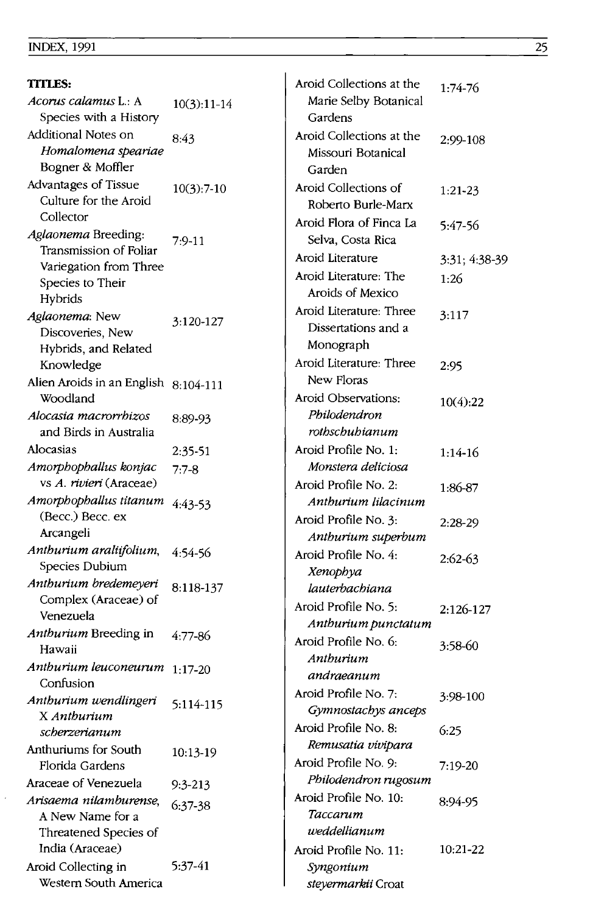**TITLES:**

| Title | Reference |
|---|---|
| *Acorus calamus* L.: A Species with a History | 10(3):11-14 |
| Additional Notes on *Homalomena speariae* Bogner & Moffler | 8:43 |
| Advantages of Tissue Culture for the Aroid Collector | 10(3):7-10 |
| *Aglaonema* Breeding: Transmission of Foliar Variegation from Three Species to Their Hybrids | 7:9-11 |
| *Aglaonema*: New Discoveries, New Hybrids, and Related Knowledge | 3:120-127 |
| Alien Aroids in an English Woodland | 8:104-111 |
| *Alocasia macrorrhizos* and Birds in Australia | 8:89-93 |
| Alocasias | 2:35-51 |
| *Amorphophallus konjac* vs *A. rivieri* (Araceae) | 7:7-8 |
| *Amorphophallus titanum* (Becc.) Becc. ex Arcangeli | 4:43-53 |
| *Anthurium aralifolium*, Species Dubium | 4:54-56 |
| *Anthurium bredemeyeri* Complex (Araceae) of Venezuela | 8:118-137 |
| *Anthurium* Breeding in Hawaii | 4:77-86 |
| *Anthurium leuconeurum* Confusion | 1:17-20 |
| *Anthurium wendlingeri* X *Anthurium scherzerianum* | 5:114-115 |
| Anthuriums for South Florida Gardens | 10:13-19 |
| Araceae of Venezuela | 9:3-213 |
| *Arisaema nilamburense*, A New Name for a Threatened Species of India (Araceae) | 6:37-38 |
| Aroid Collecting in Western South America | 5:37-41 |
| Aroid Collections at the Marie Selby Botanical Gardens | 1:74-76 |
| Aroid Collections at the Missouri Botanical Garden | 2:99-108 |
| Aroid Collections of Roberto Burle-Marx | 1:21-23 |
| Aroid Flora of Finca La Selva, Costa Rica | 5:47-56 |
| Aroid Literature | 3:31; 4:38-39 |
| Aroid Literature: The Aroids of Mexico | 1:26 |
| Aroid Literature: Three Dissertations and a Monograph | 3:117 |
| Aroid Literature: Three New Floras | 2:95 |
| Aroid Observations: *Philodendron rothschuhianum* | 10(4):22 |
| Aroid Profile No. 1: *Monstera deliciosa* | 1:14-16 |
| Aroid Profile No. 2: *Anthurium lilacinum* | 1:86-87 |
| Aroid Profile No. 3: *Anthurium superbum* | 2:28-29 |
| Aroid Profile No. 4: *Xenophya lauterbachiana* | 2:62-63 |
| Aroid Profile No. 5: *Anthurium punctatum* | 2:126-127 |
| Aroid Profile No. 6: *Anthurium andraeanum* | 3:58-60 |
| Aroid Profile No. 7: *Gymnostachys anceps* | 3:98-100 |
| Aroid Profile No. 8: *Remusatia vivipara* | 6:25 |
| Aroid Profile No. 9: *Philodendron rugosum* | 7:19-20 |
| Aroid Profile No. 10: *Taccarum weddellianum* | 8:94-95 |
| Aroid Profile No. 11: *Syngonium steyermarkii* Croat | 10:21-22 |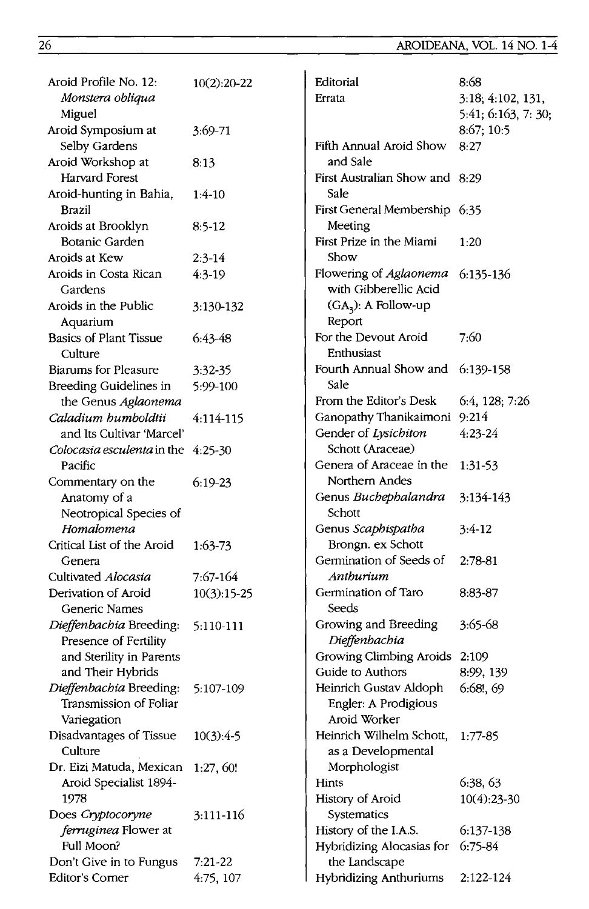| Title | Reference |
|---|---|
| Aroid Profile No. 12: *Monstera obliqua* Miguel | 10(2):20-22 |
| Aroid Symposium at Selby Gardens | 3:69-71 |
| Aroid Workshop at Harvard Forest | 8:13 |
| Aroid-hunting in Bahia, Brazil | 1:4-10 |
| Aroids at Brooklyn Botanic Garden | 8:5-12 |
| Aroids at Kew | 2:3-14 |
| Aroids in Costa Rican Gardens | 4:3-19 |
| Aroids in the Public Aquarium | 3:130-132 |
| Basics of Plant Tissue Culture | 6:43-48 |
| Biarums for Pleasure | 3:32-35 |
| Breeding Guidelines in the Genus *Aglaonema* | 5:99-100 |
| *Caladium humboldtii* and Its Cultivar 'Marcel' | 4:114-115 |
| *Colocasia esculenta* in the Pacific | 4:25-30 |
| Commentary on the Anatomy of a Neotropical Species of *Homalomena* | 6:19-23 |
| Critical List of the Aroid Genera | 1:63-73 |
| Cultivated *Alocasia* | 7:67-164 |
| Derivation of Aroid Generic Names | 10(3):15-25 |
| *Dieffenbachia* Breeding: Presence of Fertility and Sterility in Parents and Their Hybrids | 5:110-111 |
| *Dieffenbachia* Breeding: Transmission of Foliar Variegation | 5:107-109 |
| Disadvantages of Tissue Culture | 10(3):4-5 |
| Dr. Eizi Matuda, Mexican Aroid Specialist 1894-1978 | 1:27, 60! |
| Does *Cryptocoryne ferruginea* Flower at Full Moon? | 3:111-116 |
| Don't Give in to Fungus | 7:21-22 |
| Editor's Corner | 4:75, 107 |
| Editorial | 8:68 |
| Errata | 3:18; 4:102, 131, 5:41; 6:163, 7: 30; 8:67; 10:5 |
| Fifth Annual Aroid Show and Sale | 8:27 |
| First Australian Show and Sale | 8:29 |
| First General Membership Meeting | 6:35 |
| First Prize in the Miami Show | 1:20 |
| Flowering of *Aglaonema* with Gibberellic Acid ($GA_3$): A Follow-up Report | 6:135-136 |
| For the Devout Aroid Enthusiast | 7:60 |
| Fourth Annual Show and Sale | 6:139-158 |
| From the Editor's Desk | 6:4, 128; 7:26 |
| Ganopathy Thanikaimoni | 9:214 |
| Gender of *Lysichiton* Schott (Araceae) | 4:23-24 |
| Genera of Araceae in the Northern Andes | 1:31-53 |
| Genus *Bucephalandra* Schott | 3:134-143 |
| Genus *Scaphispatha* Brongn. ex Schott | 3:4-12 |
| Germination of Seeds of *Anthurium* | 2:78-81 |
| Germination of Taro Seeds | 8:83-87 |
| Growing and Breeding *Dieffenbachia* | 3:65-68 |
| Growing Climbing Aroids | 2:109 |
| Guide to Authors | 8:99, 139 |
| Heinrich Gustav Aldoph Engler: A Prodigious Aroid Worker | 6:68!, 69 |
| Heinrich Wilhelm Schott, as a Developmental Morphologist | 1:77-85 |
| Hints | 6:38, 63 |
| History of Aroid Systematics | 10(4):23-30 |
| History of the I.A.S. | 6:137-138 |
| Hybridizing Alocasias for the Landscape | 6:75-84 |
| Hybridizing Anthuriums | 2:122-124 |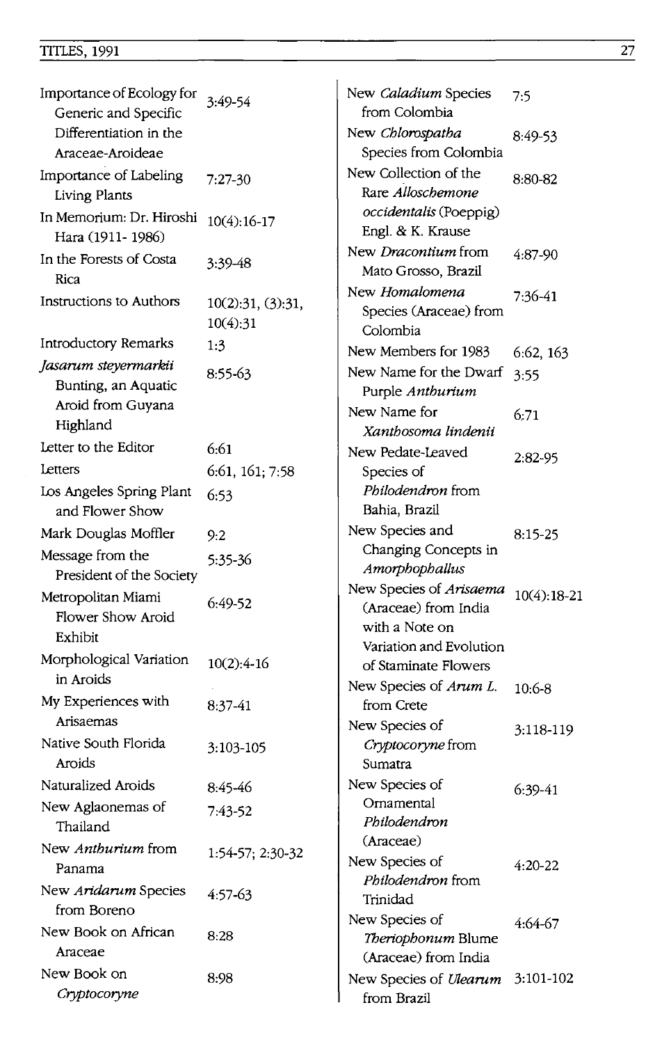| | |
|---|---|
| Importance of Ecology for Generic and Specific Differentiation in the Araceae-Aroideae | 3:49-54 |
| Importance of Labeling Living Plants | 7:27-30 |
| In Memorium: Dr. Hiroshi Hara (1911- 1986) | 10(4):16-17 |
| In the Forests of Costa Rica | 3:39-48 |
| Instructions to Authors | 10(2):31, (3):31, 10(4):31 |
| Introductory Remarks | 1:3 |
| *Jasarum steyermarkii* Bunting, an Aquatic Aroid from Guyana Highland | 8:55-63 |
| Letter to the Editor | 6:61 |
| Letters | 6:61, 161; 7:58 |
| Los Angeles Spring Plant and Flower Show | 6:53 |
| Mark Douglas Moffler | 9:2 |
| Message from the President of the Society | 5:35-36 |
| Metropolitan Miami Flower Show Aroid Exhibit | 6:49-52 |
| Morphological Variation in Aroids | 10(2):4-16 |
| My Experiences with Arisaemas | 8:37-41 |
| Native South Florida Aroids | 3:103-105 |
| Naturalized Aroids | 8:45-46 |
| New Aglaonemas of Thailand | 7:43-52 |
| New *Anthurium* from Panama | 1:54-57; 2:30-32 |
| New *Aridarum* Species from Boreno | 4:57-63 |
| New Book on African Araceae | 8:28 |
| New Book on *Cryptocoryne* | 8:98 |
| New *Caladium* Species from Colombia | 7:5 |
| New *Chlorospatha* Species from Colombia | 8:49-53 |
| New Collection of the Rare *Alloschemone occidentalis* (Poeppig) Engl. & K. Krause | 8:80-82 |
| New *Dracontium* from Mato Grosso, Brazil | 4:87-90 |
| New *Homalomena* Species (Araceae) from Colombia | 7:36-41 |
| New Members for 1983 | 6:62, 163 |
| New Name for the Dwarf Purple *Anthurium* | 3:55 |
| New Name for *Xanthosoma lindenii* | 6:71 |
| New Pedate-Leaved Species of *Philodendron* from Bahia, Brazil | 2:82-95 |
| New Species and Changing Concepts in *Amorphophallus* | 8:15-25 |
| New Species of *Arisaema* (Araceae) from India with a Note on Variation and Evolution of Staminate Flowers | 10(4):18-21 |
| New Species of *Arum L.* from Crete | 10:6-8 |
| New Species of *Cryptocoryne* from Sumatra | 3:118-119 |
| New Species of Ornamental *Philodendron* (Araceae) | 6:39-41 |
| New Species of *Philodendron* from Trinidad | 4:20-22 |
| New Species of *Theriophonum* Blume (Araceae) from India | 4:64-67 |
| New Species of *Ulearum* from Brazil | 3:101-102 |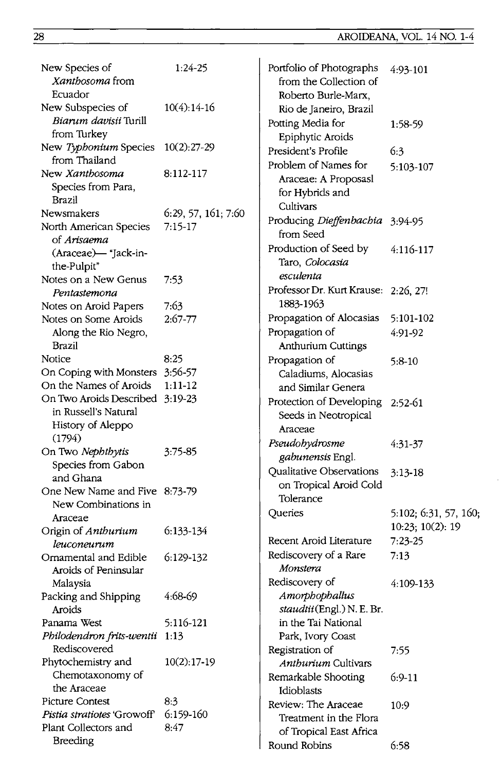| Title | Reference |
| --- | --- |
| New Species of *Xanthosoma* from Ecuador | 1:24-25 |
| New Subspecies of *Biarum davisii* Turill from Turkey | 10(4):14-16 |
| New *Typhonium* Species from Thailand | 10(2):27-29 |
| New *Xanthosoma* Species from Para, Brazil | 8:112-117 |
| Newsmakers | 6:29, 57, 161; 7:60 |
| North American Species of *Arisaema* (Araceae)— "Jack-in-the-Pulpit" | 7:15-17 |
| Notes on a New Genus *Pentastemona* | 7:53 |
| Notes on Aroid Papers | 7:63 |
| Notes on Some Aroids Along the Rio Negro, Brazil | 2:67-77 |
| Notice | 8:25 |
| On Coping with Monsters | 3:56-57 |
| On the Names of Aroids | 1:11-12 |
| On Two Aroids Described in Russell's Natural History of Aleppo (1794) | 3:19-23 |
| On Two *Nephthytis* Species from Gabon and Ghana | 3:75-85 |
| One New Name and Five New Combinations in Araceae | 8:73-79 |
| Origin of *Anthurium leuconeurum* | 6:133-134 |
| Ornamental and Edible Aroids of Peninsular Malaysia | 6:129-132 |
| Packing and Shipping Aroids | 4:68-69 |
| Panama West | 5:116-121 |
| *Philodendron frits-wentii* Rediscovered | 1:13 |
| Phytochemistry and Chemotaxonomy of the Araceae | 10(2):17-19 |
| Picture Contest | 8:3 |
| *Pistia stratiotes* 'Growoff' | 6:159-160 |
| Plant Collectors and Breeding | 8:47 |
| Portfolio of Photographs from the Collection of Roberto Burle-Marx, Rio de Janeiro, Brazil | 4:93-101 |
| Potting Media for Epiphytic Aroids | 1:58-59 |
| President's Profile | 6:3 |
| Problem of Names for Araceae: A Proposasl for Hybrids and Cultivars | 5:103-107 |
| Producing *Dieffenbachia* from Seed | 3:94-95 |
| Production of Seed by Taro, *Colocasia esculenta* | 4:116-117 |
| Professor Dr. Kurt Krause: 1883-1963 | 2:26, 27! |
| Propagation of Alocasias | 5:101-102 |
| Propagation of Anthurium Cuttings | 4:91-92 |
| Propagation of Caladiums, Alocasias and Similar Genera | 5:8-10 |
| Protection of Developing Seeds in Neotropical Araceae | 2:52-61 |
| *Pseudohydrosme gabunensis* Engl. | 4:31-37 |
| Qualitative Observations on Tropical Aroid Cold Tolerance | 3:13-18 |
| Queries | 5:102; 6:31, 57, 160; 10:23; 10(2): 19 |
| Recent Aroid Literature | 7:23-25 |
| Rediscovery of a Rare *Monstera* | 7:13 |
| Rediscovery of *Amorphophallus staudtii* (Engl.) N. E. Br. in the Tai National Park, Ivory Coast | 4:109-133 |
| Registration of *Anthurium* Cultivars | 7:55 |
| Remarkable Shooting Idioblasts | 6:9-11 |
| Review: The Araceae Treatment in the Flora of Tropical East Africa | 10:9 |
| Round Robins | 6:58 |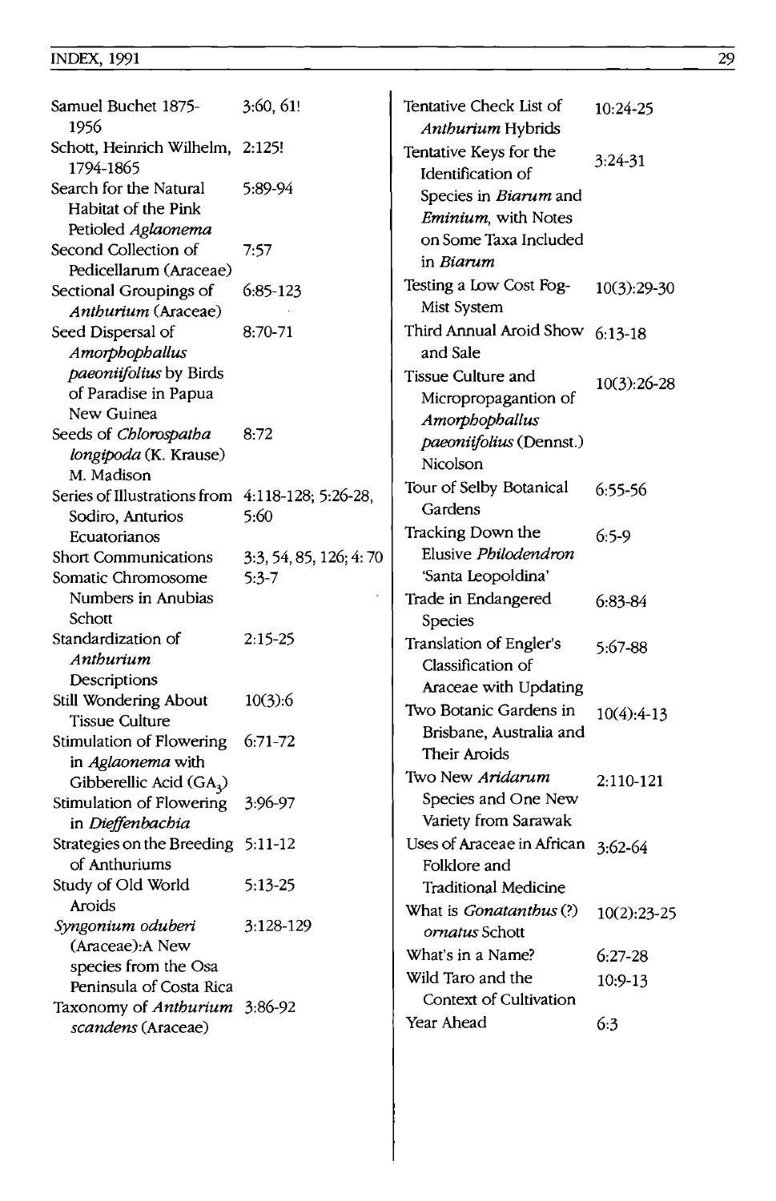| | |
|---|---|
| Samuel Buchet 1875-1956 | 3:60, 61! |
| Schott, Heinrich Wilhelm, 1794-1865 | 2:125! |
| Search for the Natural Habitat of the Pink Petioled *Aglaonema* | 5:89-94 |
| Second Collection of Pedicellarum (Araceae) | 7:57 |
| Sectional Groupings of *Anthurium* (Araceae) | 6:85-123 |
| Seed Dispersal of *Amorphophallus paeoniifolius* by Birds of Paradise in Papua New Guinea | 8:70-71 |
| Seeds of *Chlorospatha longipoda* (K. Krause) M. Madison | 8:72 |
| Series of Illustrations from Sodiro, Anturios Ecuatorianos | 4:118-128; 5:26-28, 5:60 |
| Short Communications | 3:3, 54, 85, 126; 4: 70 |
| Somatic Chromosome Numbers in Anubias Schott | 5:3-7 |
| Standardization of *Anthurium* Descriptions | 2:15-25 |
| Still Wondering About Tissue Culture | 10(3):6 |
| Stimulation of Flowering in *Aglaonema* with Gibberellic Acid ($GA_3$) | 6:71-72 |
| Stimulation of Flowering in *Dieffenbachia* | 3:96-97 |
| Strategies on the Breeding of Anthuriums | 5:11-12 |
| Study of Old World Aroids | 5:13-25 |
| *Syngonium oduberi* (Araceae):A New species from the Osa Peninsula of Costa Rica | 3:128-129 |
| Taxonomy of *Anthurium scandens* (Araceae) | 3:86-92 |
| Tentative Check List of *Anthurium* Hybrids | 10:24-25 |
| Tentative Keys for the Identification of Species in *Biarum* and *Eminium*, with Notes on Some Taxa Included in *Biarum* | 3:24-31 |
| Testing a Low Cost Fog-Mist System | 10(3):29-30 |
| Third Annual Aroid Show and Sale | 6:13-18 |
| Tissue Culture and Micropropagantion of *Amorphophallus paeoniifolius* (Dennst.) Nicolson | 10(3):26-28 |
| Tour of Selby Botanical Gardens | 6:55-56 |
| Tracking Down the Elusive *Philodendron* 'Santa Leopoldina' | 6:5-9 |
| Trade in Endangered Species | 6:83-84 |
| Translation of Engler's Classification of Araceae with Updating | 5:67-88 |
| Two Botanic Gardens in Brisbane, Australia and Their Aroids | 10(4):4-13 |
| Two New *Aridarum* Species and One New Variety from Sarawak | 2:110-121 |
| Uses of Araceae in African Folklore and Traditional Medicine | 3:62-64 |
| What is *Gonatanthus* (?) *ornatus* Schott | 10(2):23-25 |
| What's in a Name? | 6:27-28 |
| Wild Taro and the Context of Cultivation | 10:9-13 |
| Year Ahead | 6:3 |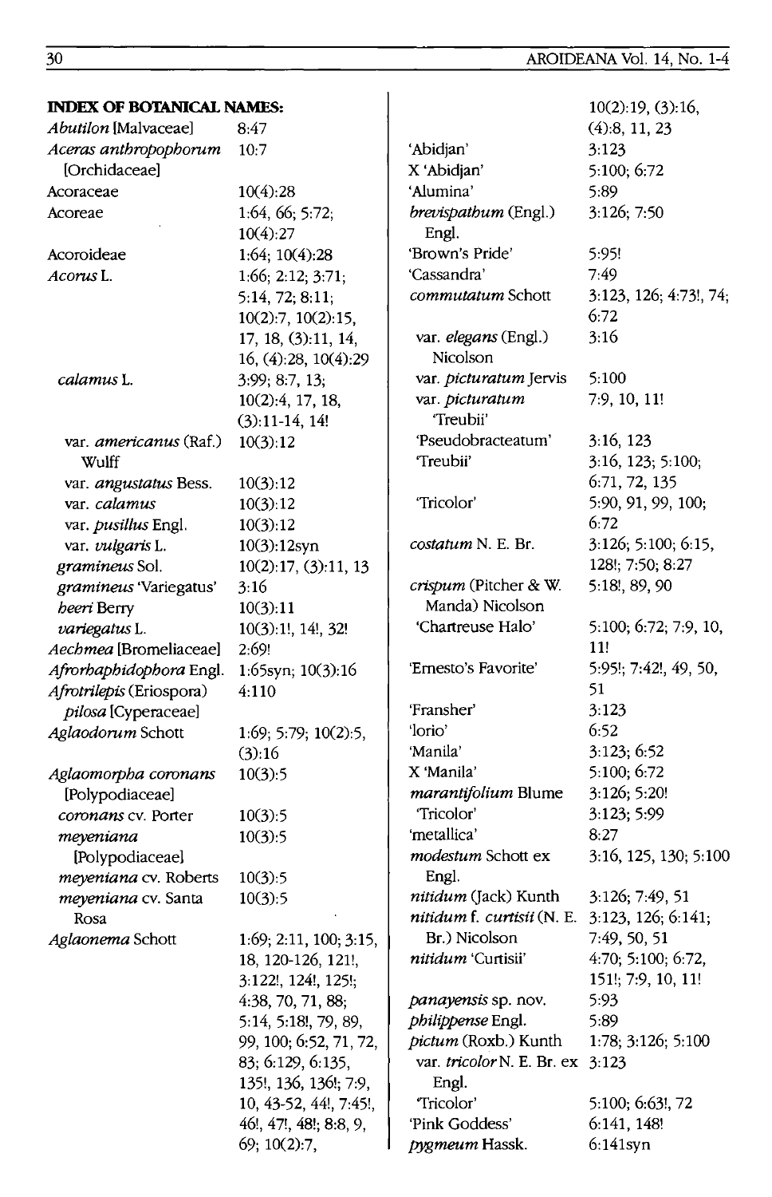**INDEX OF BOTANICAL NAMES:**

| | |
|---|---|
| *Abutilon* [Malvaceae] | 8:47 |
| *Aceras anthropophorum* [Orchidaceae] | 10:7 |
| Acoraceae | 10(4):28 |
| Acoreae | 1:64, 66; 5:72; 10(4):27 |
| Acoroideae | 1:64; 10(4):28 |
| *Acorus* L. | 1:66; 2:12; 3:71; 5:14, 72; 8:11; 10(2):7, 10(2):15, 17, 18, (3):11, 14, 16, (4):28, 10(4):29 |
| *calamus* L. | 3:99; 8:7, 13; 10(2):4, 17, 18, (3):11-14, 14! |
| var. *americanus* (Raf.) Wulff | 10(3):12 |
| var. *angustatus* Bess. | 10(3):12 |
| var. *calamus* | 10(3):12 |
| var. *pusillus* Engl. | 10(3):12 |
| var. *vulgaris* L. | 10(3):12syn |
| *gramineus* Sol. | 10(2):17, (3):11, 13 |
| *gramineus* 'Variegatus' | 3:16 |
| *heeri* Berry | 10(3):11 |
| *variegatus* L. | 10(3):1!, 14!, 32! |
| *Aechmea* [Bromeliaceae] | 2:69! |
| *Afrorhaphidophora* Engl. | 1:65syn; 10(3):16 |
| *Afrotrilepis* (Eriospora) *pilosa* [Cyperaceae] | 4:110 |
| *Aglaodorum* Schott | 1:69; 5:79; 10(2):5, (3):16 |
| *Aglaomorpha coronans* [Polypodiaceae] | 10(3):5 |
| *coronans* cv. Porter | 10(3):5 |
| *meyeniana* [Polypodiaceae] | 10(3):5 |
| *meyeniana* cv. Roberts | 10(3):5 |
| *meyeniana* cv. Santa Rosa | 10(3):5 |
| *Aglaonema* Schott | 1:69; 2:11, 100; 3:15, 18, 120-126, 121!, 3:122!, 124!, 125!; 4:38, 70, 71, 88; 5:14, 5:18!, 79, 89, 99, 100; 6:52, 71, 72, 83; 6:129, 6:135, 135!, 136, 136!; 7:9, 10, 43-52, 44!, 7:45!, 46!, 47!, 48!; 8:8, 9, 69; 10(2):7, 10(2):19, (3):16, (4):8, 11, 23 |
| 'Abidjan' | 3:123 |
| X 'Abidjan' | 5:100; 6:72 |
| 'Alumina' | 5:89 |
| *brevispathum* (Engl.) Engl. | 3:126; 7:50 |
| 'Brown's Pride' | 5:95! |
| 'Cassandra' | 7:49 |
| *commutatum* Schott | 3:123, 126; 4:73!, 74; 6:72 |
| var. *elegans* (Engl.) Nicolson | 3:16 |
| var. *picturatum* Jervis | 5:100 |
| var. *picturatum* 'Treubii' | 7:9, 10, 11! |
| 'Pseudobracteatum' | 3:16, 123 |
| 'Treubii' | 3:16, 123; 5:100; 6:71, 72, 135 |
| 'Tricolor' | 5:90, 91, 99, 100; 6:72 |
| *costatum* N. E. Br. | 3:126; 5:100; 6:15, 128!; 7:50; 8:27 |
| *crispum* (Pitcher & W. Manda) Nicolson | 5:18!, 89, 90 |
| 'Chartreuse Halo' | 5:100; 6:72; 7:9, 10, 11! |
| 'Ernesto's Favorite' | 5:95!; 7:42!, 49, 50, 51 |
| 'Fransher' | 3:123 |
| 'lorio' | 6:52 |
| 'Manila' | 3:123; 6:52 |
| X 'Manila' | 5:100; 6:72 |
| *marantifolium* Blume | 3:126; 5:20! |
| 'Tricolor' | 3:123; 5:99 |
| 'metallica' | 8:27 |
| *modestum* Schott ex Engl. | 3:16, 125, 130; 5:100 |
| *nitidum* (Jack) Kunth | 3:126; 7:49, 51 |
| *nitidum* f. *curtisii* (N. E. Br.) Nicolson | 3:123, 126; 6:141; 7:49, 50, 51 |
| *nitidum* 'Curtisii' | 4:70; 5:100; 6:72, 151!; 7:9, 10, 11! |
| *panayensis* sp. nov. | 5:93 |
| *philippense* Engl. | 5:89 |
| *pictum* (Roxb.) Kunth | 1:78; 3:126; 5:100 |
| var. *tricolor* N. E. Br. ex Engl. | 3:123 |
| 'Tricolor' | 5:100; 6:63!, 72 |
| 'Pink Goddess' | 6:141, 148! |
| *pygmeum* Hassk. | 6:141syn |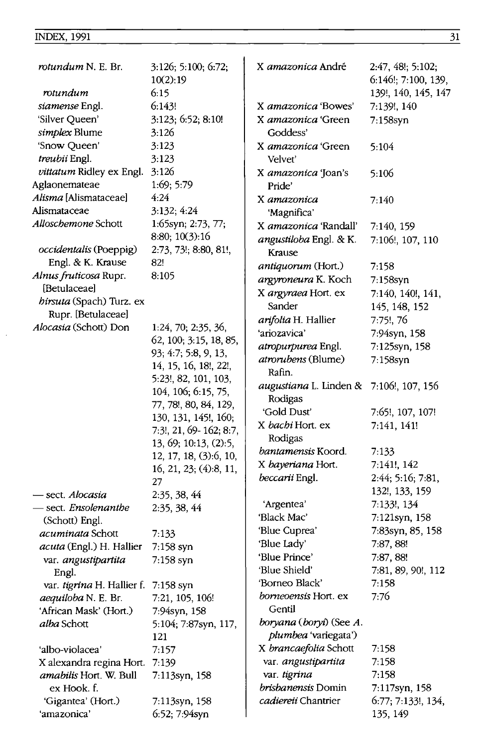*rotundum* N. E. Br. 3:126; 5:100; 6:72; 10(2):19

*rotundum* 6:15

*siamense* Engl. 6:143!

'Silver Queen' 3:123; 6:52; 8:10!

*simplex* Blume 3:126

'Snow Queen' 3:123

*treubii* Engl. 3:123

*vittatum* Ridley ex Engl. 3:126

Aglaonemateae 1:69; 5:79

*Alisma* [Alismataceae] 4:24

Alismataceae 3:132; 4:24

*Alloschemone* Schott 1:65syn; 2:73, 77; 8:80; 10(3):16

*occidentalis* (Poeppig) Engl. & K. Krause 2:73, 73!; 8:80, 81!, 82!

*Alnus fruticosa* Rupr. [Betulaceae] 8:105

*hirsuta* (Spach) Turz. ex Rupr. [Betulaceae]

*Alocasia* (Schott) Don 1:24, 70; 2:35, 36, 62, 100; 3:15, 18, 85, 93; 4:7; 5:8, 9, 13, 14, 15, 16, 18!, 22!, 5:23!, 82, 101, 103, 104, 106; 6:15, 75, 77, 78!, 80, 84, 129, 130, 131, 145!, 160; 7:3!, 21, 69-162; 8:7, 13, 69; 10:13, (2):5, 12, 17, 18, (3):6, 10, 16, 21, 23; (4):8, 11, 27

— sect. *Alocasia* 2:35, 38, 44

— sect. *Ensolenanthe* (Schott) Engl. 2:35, 38, 44

*acuminata* Schott 7:133

*acuta* (Engl.) H. Hallier 7:158 syn

var. *angustipartita* Engl. 7:158 syn

var. *tigrina* H. Hallier f. 7:158 syn

*aequiloba* N. E. Br. 7:21, 105, 106!

'African Mask' (Hort.) 7:94syn, 158

*alba* Schott 5:104; 7:87syn, 117, 121

'albo-violacea' 7:157

X alexandra regina Hort. 7:139

*amabilis* Hort. W. Bull ex Hook. f. 7:113syn, 158

'Gigantea' (Hort.) 7:113syn, 158

'amazonica' 6:52; 7:94syn

X *amazonica* André 2:47, 48!; 5:102; 6:146!; 7:100, 139, 139!, 140, 145, 147

X *amazonica* 'Bowes' 7:139!, 140

X *amazonica* 'Green Goddess' 7:158syn

X *amazonica* 'Green Velvet' 5:104

X *amazonica* 'Joan's Pride' 5:106

X *amazonica* 'Magnifica' 7:140

X *amazonica* 'Randall' 7:140, 159

*angustiloba* Engl. & K. Krause 7:106!, 107, 110

*antiquorum* (Hort.) 7:158

*argyroneura* K. Koch 7:158syn

X *argyraea* Hort. ex Sander 7:140, 140!, 141, 145, 148, 152

*arifolia* H. Hallier 7:75!, 76

'ariozavica' 7:94syn, 158

*atropurpurea* Engl. 7:125syn, 158

*atrorubens* (Blume) Rafin. 7:158syn

*augustiana* L. Linden & Rodigas 7:106!, 107, 156

'Gold Dust' 7:65!, 107, 107!

X *bachi* Hort. ex Rodigas 7:141, 141!

*bantamensis* Koord. 7:133

X *bayeriana* Hort. 7:141!, 142

*beccarii* Engl. 2:44; 5:16; 7:81, 132!, 133, 159

'Argentea' 7:133!, 134

'Black Mac' 7:121syn, 158

'Blue Cuprea' 7:83syn, 85, 158

'Blue Lady' 7:87, 88!

'Blue Prince' 7:87, 88!

'Blue Shield' 7:81, 89, 90!, 112

'Borneo Black' 7:158

*borneoensis* Hort. ex Gentil 7:76

*boryana* (*boryi*) (See *A. plumbea* 'variegata')

X *brancaefolia* Schott 7:158

var. *angustipartita* 7:158

var. *tigrina* 7:158

*brisbanensis* Domin 7:117syn, 158

*cadiereti* Chantrier 6:77; 7:133!, 134, 135, 149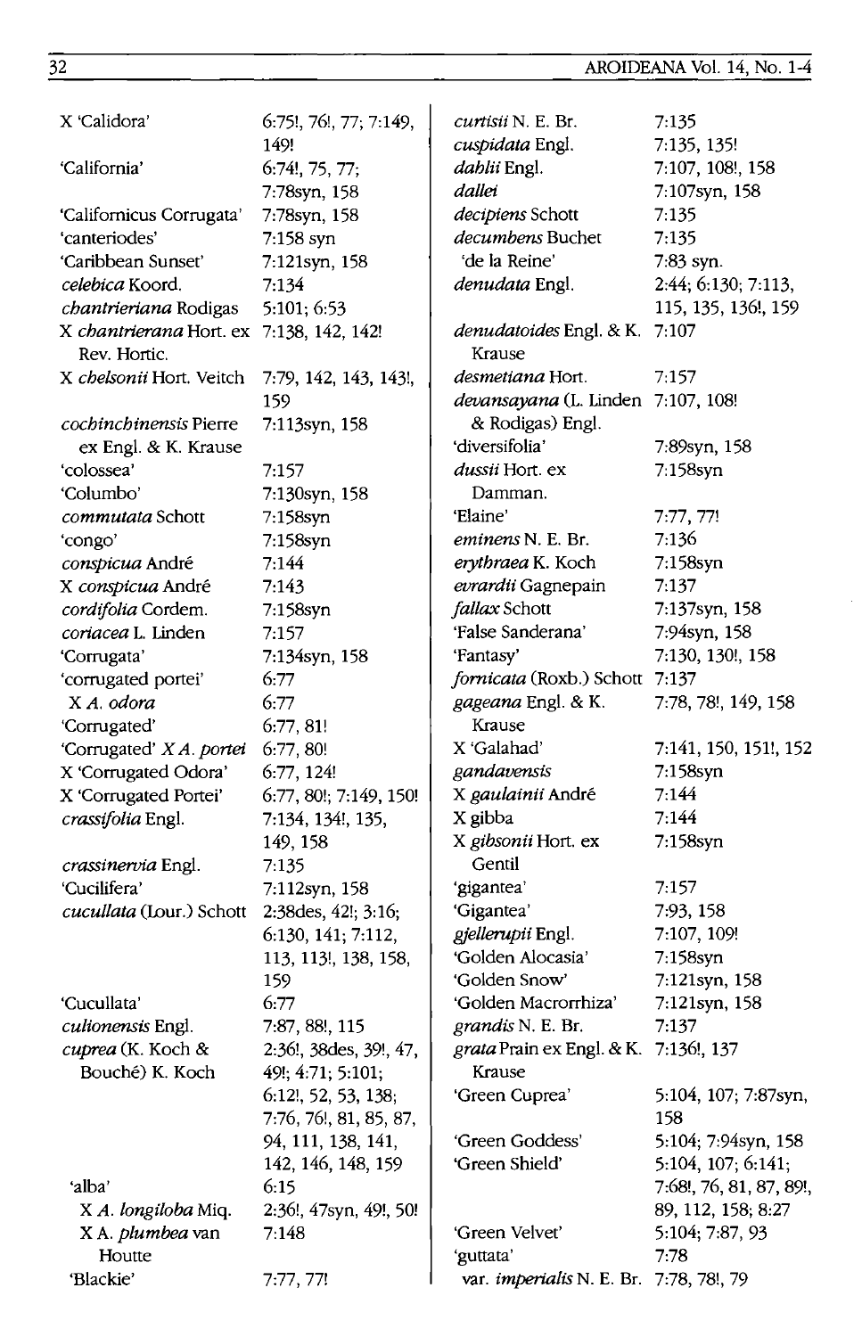| | |
|---|---|
| X 'Calidora' | 6:75!, 76!, 77; 7:149, 149! |
| 'California' | 6:74!, 75, 77; 7:78syn, 158 |
| 'Californicus Corrugata' | 7:78syn, 158 |
| 'canteriodes' | 7:158 syn |
| 'Caribbean Sunset' | 7:121syn, 158 |
| *celebica* Koord. | 7:134 |
| *chantrieriana* Rodigas | 5:101; 6:53 |
| X *chantrierana* Hort. ex Rev. Hortic. | 7:138, 142, 142! |
| X *chelsonii* Hort. Veitch | 7:79, 142, 143, 143!, 159 |
| *cochinchinensis* Pierre ex Engl. & K. Krause | 7:113syn, 158 |
| 'colossea' | 7:157 |
| 'Columbo' | 7:130syn, 158 |
| *commutata* Schott | 7:158syn |
| 'congo' | 7:158syn |
| *conspicua* André | 7:144 |
| X *conspicua* André | 7:143 |
| *cordifolia* Cordem. | 7:158syn |
| *coriacea* L. Linden | 7:157 |
| 'Corrugata' | 7:134syn, 158 |
| 'corrugated portei' | 6:77 |
| X *A. odora* | 6:77 |
| 'Corrugated' | 6:77, 81! |
| 'Corrugated' X *A. portei* | 6:77, 80! |
| X 'Corrugated Odora' | 6:77, 124! |
| X 'Corrugated Portei' | 6:77, 80!; 7:149, 150! |
| *crassifolia* Engl. | 7:134, 134!, 135, 149, 158 |
| *crassinervia* Engl. | 7:135 |
| 'Cucilifera' | 7:112syn, 158 |
| *cucullata* (Lour.) Schott | 2:38des, 42!; 3:16; 6:130, 141; 7:112, 113, 113!, 138, 158, 159 |
| 'Cucullata' | 6:77 |
| *culionensis* Engl. | 7:87, 88!, 115 |
| *cuprea* (K. Koch & Bouché) K. Koch | 2:36!, 38des, 39!, 47, 49!; 4:71; 5:101; 6:12!, 52, 53, 138; 7:76, 76!, 81, 85, 87, 94, 111, 138, 141, 142, 146, 148, 159 |
| 'alba' | 6:15 |
| X *A. longiloba* Miq. | 2:36!, 47syn, 49!, 50! |
| X A. *plumbea* van Houtte | 7:148 |
| 'Blackie' | 7:77, 77! |
| *curtisii* N. E. Br. | 7:135 |
| *cuspidata* Engl. | 7:135, 135! |
| *dahlii* Engl. | 7:107, 108!, 158 |
| *dallei* | 7:107syn, 158 |
| *decipiens* Schott | 7:135 |
| *decumbens* Buchet | 7:135 |
| 'de la Reine' | 7:83 syn. |
| *denudata* Engl. | 2:44; 6:130; 7:113, 115, 135, 136!, 159 |
| *denudatoides* Engl. & K. Krause | 7:107 |
| *desmetiana* Hort. | 7:157 |
| *devansayana* (L. Linden & Rodigas) Engl. | 7:107, 108! |
| 'diversifolia' | 7:89syn, 158 |
| *dussii* Hort. ex Damman. | 7:158syn |
| 'Elaine' | 7:77, 77! |
| *eminens* N. E. Br. | 7:136 |
| *erythraea* K. Koch | 7:158syn |
| *evrardii* Gagnepain | 7:137 |
| *fallax* Schott | 7:137syn, 158 |
| 'False Sanderana' | 7:94syn, 158 |
| 'Fantasy' | 7:130, 130!, 158 |
| *fornicata* (Roxb.) Schott | 7:137 |
| *gageana* Engl. & K. Krause | 7:78, 78!, 149, 158 |
| X 'Galahad' | 7:141, 150, 151!, 152 |
| *gandavensis* | 7:158syn |
| X *gaulainii* André | 7:144 |
| X gibba | 7:144 |
| X *gibsonii* Hort. ex Gentil | 7:158syn |
| 'gigantea' | 7:157 |
| 'Gigantea' | 7:93, 158 |
| *gjellerupii* Engl. | 7:107, 109! |
| 'Golden Alocasia' | 7:158syn |
| 'Golden Snow' | 7:121syn, 158 |
| 'Golden Macrorrhiza' | 7:121syn, 158 |
| *grandis* N. E. Br. | 7:137 |
| *grata* Prain ex Engl. & K. Krause | 7:136!, 137 |
| 'Green Cuprea' | 5:104, 107; 7:87syn, 158 |
| 'Green Goddess' | 5:104; 7:94syn, 158 |
| 'Green Shield' | 5:104, 107; 6:141; 7:68!, 76, 81, 87, 89!, 89, 112, 158; 8:27 |
| 'Green Velvet' | 5:104; 7:87, 93 |
| 'guttata' | 7:78 |
| var. *imperialis* N. E. Br. | 7:78, 78!, 79 |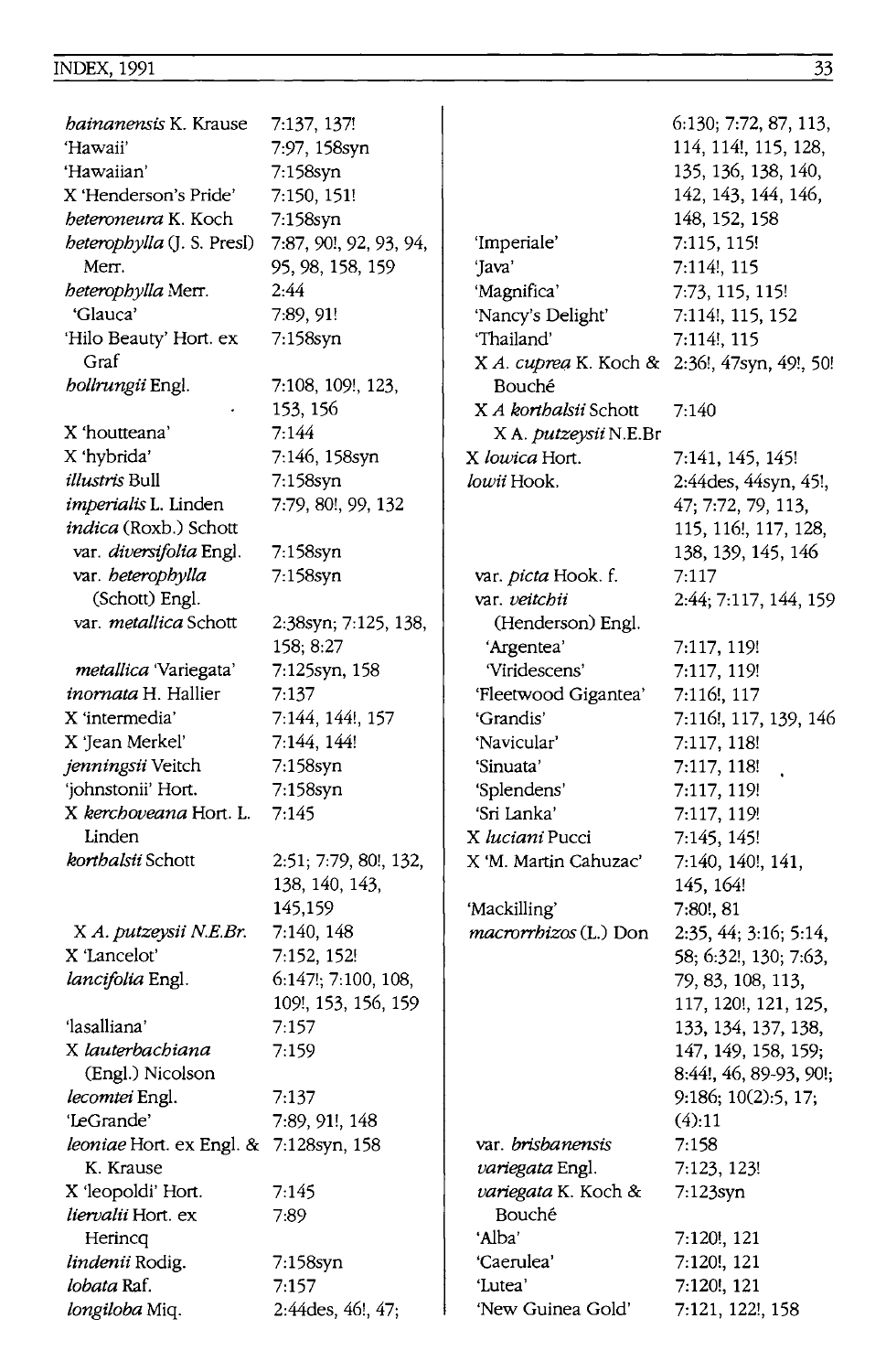*hainanensis* K. Krause 7:137, 137!
'Hawaii' 7:97, 158syn
'Hawaiian' 7:158syn
X 'Henderson's Pride' 7:150, 151!
*heteroneura* K. Koch 7:158syn
*heterophylla* (J. S. Presl) Merr. 7:87, 90!, 92, 93, 94, 95, 98, 158, 159
*heterophylla* Merr. 2:44
'Glauca' 7:89, 91!
'Hilo Beauty' Hort. ex Graf 7:158syn
*hollrungii* Engl. 7:108, 109!, 123, 153, 156
X 'houtteana' 7:144
X 'hybrida' 7:146, 158syn
*illustris* Bull 7:158syn
*imperialis* L. Linden 7:79, 80!, 99, 132
*indica* (Roxb.) Schott
var. *diversifolia* Engl. 7:158syn
var. *heterophylla* (Schott) Engl. 7:158syn
var. *metallica* Schott 2:38syn; 7:125, 138, 158; 8:27
*metallica* 'Variegata' 7:125syn, 158
*inornata* H. Hallier 7:137
X 'intermedia' 7:144, 144!, 157
X 'Jean Merkel' 7:144, 144!
*jenningsii* Veitch 7:158syn
'johnstonii' Hort. 7:158syn
X *kerchoveana* Hort. L. Linden 7:145
*korthalsii* Schott 2:51; 7:79, 80!, 132, 138, 140, 143, 145,159
X *A. putzeysii N.E.Br.* 7:140, 148
X 'Lancelot' 7:152, 152!
*lancifolia* Engl. 6:147!; 7:100, 108, 109!, 153, 156, 159
'lasalliana' 7:157
X *lauterbachiana* (Engl.) Nicolson 7:159
*lecomtei* Engl. 7:137
'LeGrande' 7:89, 91!, 148
*leoniae* Hort. ex Engl. & K. Krause 7:128syn, 158
X 'leopoldi' Hort. 7:145
*liervalii* Hort. ex Herincq 7:89
*lindenii* Rodig. 7:158syn
*lobata* Raf. 7:157
*longiloba* Miq. 2:44des, 46!, 47; 6:130; 7:72, 87, 113, 114, 114!, 115, 128, 135, 136, 138, 140, 142, 143, 144, 146, 148, 152, 158
'Imperiale' 7:115, 115!
'Java' 7:114!, 115
'Magnifica' 7:73, 115, 115!
'Nancy's Delight' 7:114!, 115, 152
'Thailand' 7:114!, 115
X *A. cuprea* K. Koch & Bouché 2:36!, 47syn, 49!, 50!
X *A korthalsii* Schott X A. *putzeysii* N.E.Br 7:140
X *lowica* Hort. 7:141, 145, 145!
*lowii* Hook. 2:44des, 44syn, 45!, 47; 7:72, 79, 113, 115, 116!, 117, 128, 138, 139, 145, 146
var. *picta* Hook. f. 7:117
var. *veitchii* (Henderson) Engl. 2:44; 7:117, 144, 159
'Argentea' 7:117, 119!
'Viridescens' 7:117, 119!
'Fleetwood Gigantea' 7:116!, 117
'Grandis' 7:116!, 117, 139, 146
'Navicular' 7:117, 118!
'Sinuata' 7:117, 118!
'Splendens' 7:117, 119!
'Sri Lanka' 7:117, 119!
X *luciani* Pucci 7:145, 145!
X 'M. Martin Cahuzac' 7:140, 140!, 141, 145, 164!
'Mackilling' 7:80!, 81
*macrorrhizos* (L.) Don 2:35, 44; 3:16; 5:14, 58; 6:32!, 130; 7:63, 79, 83, 108, 113, 117, 120!, 121, 125, 133, 134, 137, 138, 147, 149, 158, 159; 8:44!, 46, 89-93, 90!; 9:186; 10(2):5, 17; (4):11
var. *brisbanensis* 7:158
*variegata* Engl. 7:123, 123!
*variegata* K. Koch & Bouché 7:123syn
'Alba' 7:120!, 121
'Caerulea' 7:120!, 121
'Lutea' 7:120!, 121
'New Guinea Gold' 7:121, 122!, 158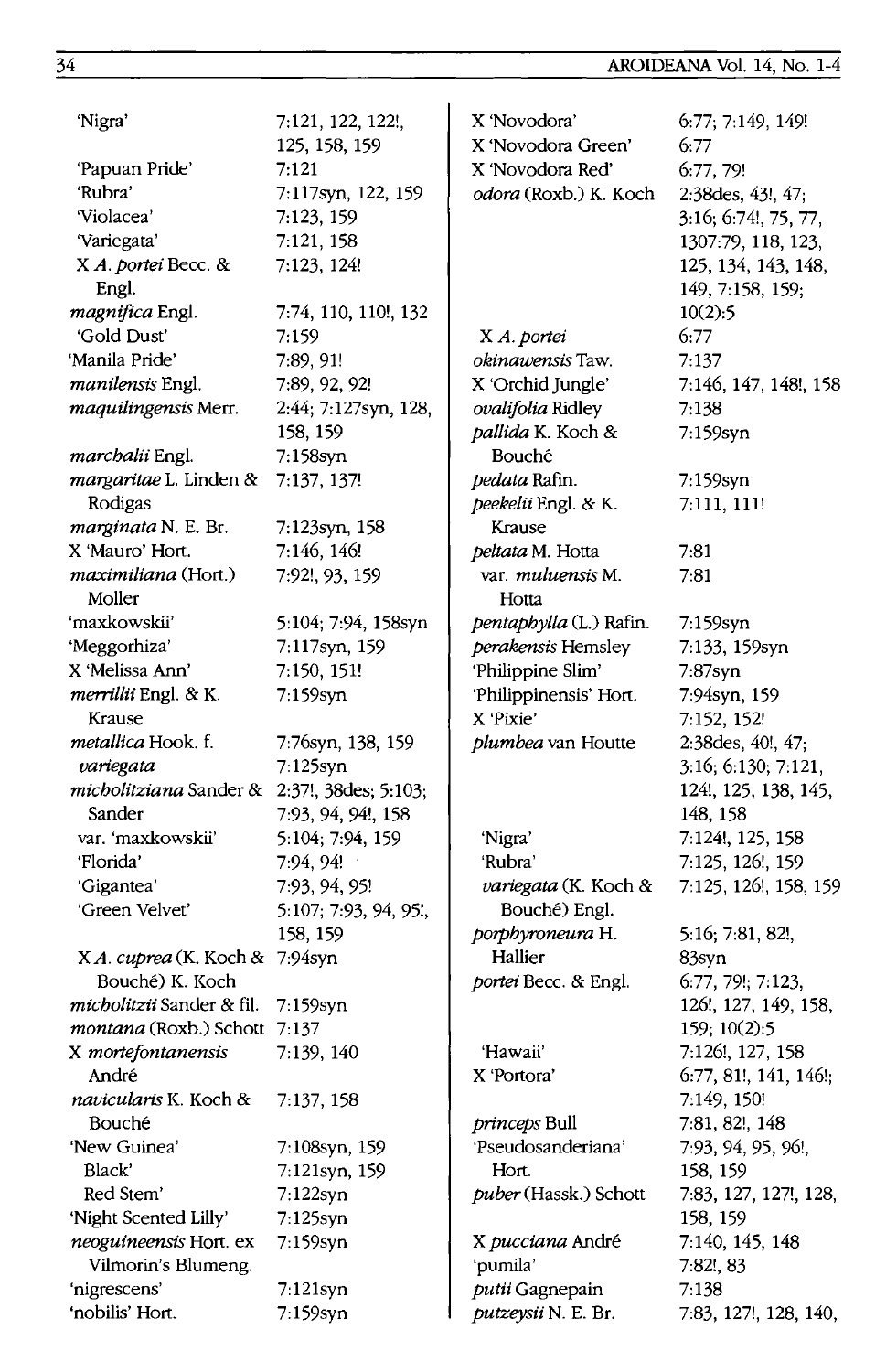| | |
|---|---|
| 'Nigra' | 7:121, 122, 122!, 125, 158, 159 |
| 'Papuan Pride' | 7:121 |
| 'Rubra' | 7:117syn, 122, 159 |
| 'Violacea' | 7:123, 159 |
| 'Variegata' | 7:121, 158 |
| X *A. portei* Becc. & Engl. | 7:123, 124! |
| *magnifica* Engl. | 7:74, 110, 110!, 132 |
| 'Gold Dust' | 7:159 |
| 'Manila Pride' | 7:89, 91! |
| *manilensis* Engl. | 7:89, 92, 92! |
| *maquilingensis* Merr. | 2:44; 7:127syn, 128, 158, 159 |
| *marchalii* Engl. | 7:158syn |
| *margaritae* L. Linden & Rodigas | 7:137, 137! |
| *marginata* N. E. Br. | 7:123syn, 158 |
| X 'Mauro' Hort. | 7:146, 146! |
| *maximiliana* (Hort.) Moller | 7:92!, 93, 159 |
| 'maxkowskii' | 5:104; 7:94, 158syn |
| 'Meggorhiza' | 7:117syn, 159 |
| X 'Melissa Ann' | 7:150, 151! |
| *merrillii* Engl. & K. Krause | 7:159syn |
| *metallica* Hook. f. | 7:76syn, 138, 159 |
| *variegata* | 7:125syn |
| *micholitziana* Sander & Sander | 2:37!, 38des; 5:103; 7:93, 94, 94!, 158 |
| var. 'maxkowskii' | 5:104; 7:94, 159 |
| 'Florida' | 7:94, 94! |
| 'Gigantea' | 7:93, 94, 95! |
| 'Green Velvet' | 5:107; 7:93, 94, 95!, 158, 159 |
| X *A. cuprea* (K. Koch & Bouché) K. Koch | 7:94syn |
| *micholitzii* Sander & fil. | 7:159syn |
| *montana* (Roxb.) Schott | 7:137 |
| X *mortefontanensis* André | 7:139, 140 |
| *navicularis* K. Koch & Bouché | 7:137, 158 |
| 'New Guinea' | 7:108syn, 159 |
| Black' | 7:121syn, 159 |
| Red Stem' | 7:122syn |
| 'Night Scented Lilly' | 7:125syn |
| *neoguineensis* Hort. ex Vilmorin's Blumeng. | 7:159syn |
| 'nigrescens' | 7:121syn |
| 'nobilis' Hort. | 7:159syn |
| X 'Novodora' | 6:77; 7:149, 149! |
| X 'Novodora Green' | 6:77 |
| X 'Novodora Red' | 6:77, 79! |
| *odora* (Roxb.) K. Koch | 2:38des, 43!, 47; 3:16; 6:74!, 75, 77, 1307:79, 118, 123, 125, 134, 143, 148, 149, 7:158, 159; 10(2):5 |
| X *A. portei* | 6:77 |
| *okinawensis* Taw. | 7:137 |
| X 'Orchid Jungle' | 7:146, 147, 148!, 158 |
| *ovalifolia* Ridley | 7:138 |
| *pallida* K. Koch & Bouché | 7:159syn |
| *pedata* Rafin. | 7:159syn |
| *peekelii* Engl. & K. Krause | 7:111, 111! |
| *peltata* M. Hotta | 7:81 |
| var. *muluensis* M. Hotta | 7:81 |
| *pentaphylla* (L.) Rafin. | 7:159syn |
| *perakensis* Hemsley | 7:133, 159syn |
| 'Philippine Slim' | 7:87syn |
| 'Philippinensis' Hort. | 7:94syn, 159 |
| X 'Pixie' | 7:152, 152! |
| *plumbea* van Houtte | 2:38des, 40!, 47; 3:16; 6:130; 7:121, 124!, 125, 138, 145, 148, 158 |
| 'Nigra' | 7:124!, 125, 158 |
| 'Rubra' | 7:125, 126!, 159 |
| *variegata* (K. Koch & Bouché) Engl. | 7:125, 126!, 158, 159 |
| *porphyroneura* H. Hallier | 5:16; 7:81, 82!, 83syn |
| *portei* Becc. & Engl. | 6:77, 79!; 7:123, 126!, 127, 149, 158, 159; 10(2):5 |
| 'Hawaii' | 7:126!, 127, 158 |
| X 'Portora' | 6:77, 81!, 141, 146!; 7:149, 150! |
| *princeps* Bull | 7:81, 82!, 148 |
| 'Pseudosanderiana' Hort. | 7:93, 94, 95, 96!, 158, 159 |
| *puber* (Hassk.) Schott | 7:83, 127, 127!, 128, 158, 159 |
| X *pucciana* André | 7:140, 145, 148 |
| 'pumila' | 7:82!, 83 |
| *putii* Gagnepain | 7:138 |
| *putzeysii* N. E. Br. | 7:83, 127!, 128, 140, |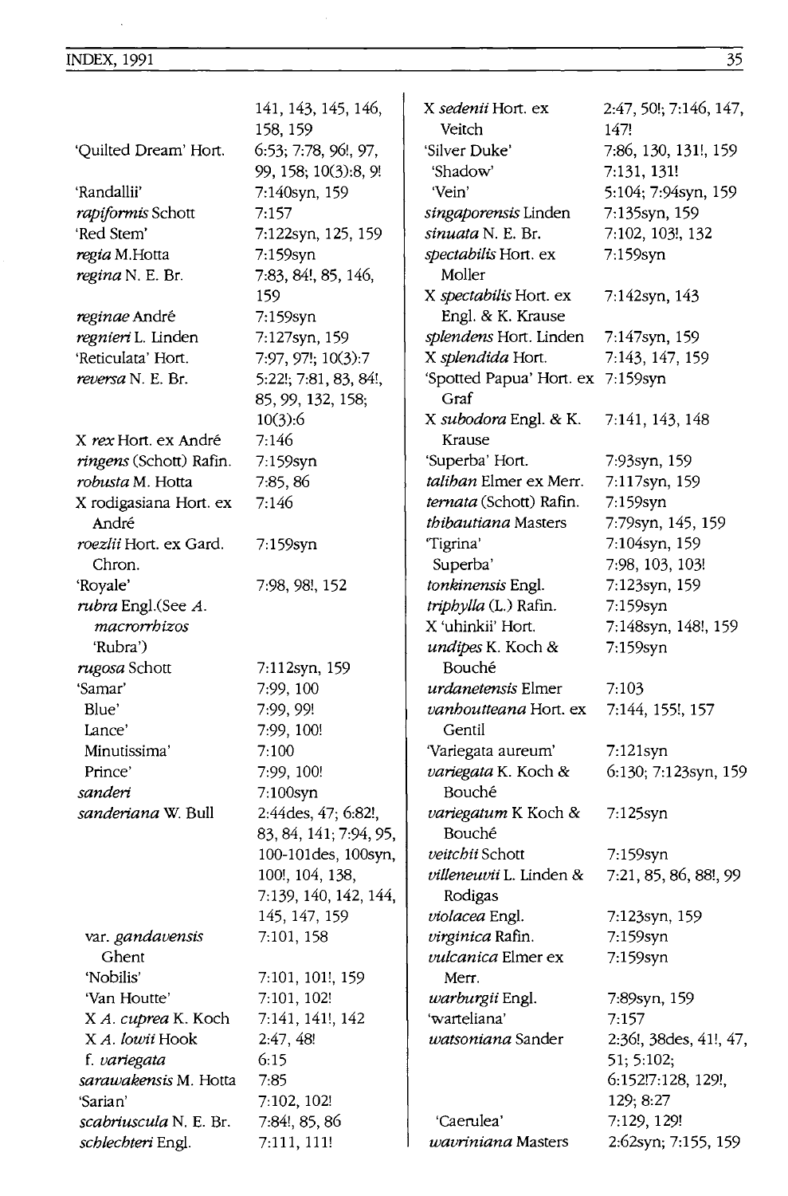| | |
|---|---|
| | 141, 143, 145, 146, 158, 159 |
| 'Quilted Dream' Hort. | 6:53; 7:78, 96!, 97, 99, 158; 10(3):8, 9! |
| 'Randallii' | 7:140syn, 159 |
| *rapiformis* Schott | 7:157 |
| 'Red Stem' | 7:122syn, 125, 159 |
| *regia* M.Hotta | 7:159syn |
| *regina* N. E. Br. | 7:83, 84!, 85, 146, 159 |
| *reginae* André | 7:159syn |
| *regnieri* L. Linden | 7:127syn, 159 |
| 'Reticulata' Hort. | 7:97, 97!; 10(3):7 |
| *reversa* N. E. Br. | 5:22!; 7:81, 83, 84!, 85, 99, 132, 158; 10(3):6 |
| X *rex* Hort. ex André | 7:146 |
| *ringens* (Schott) Rafin. | 7:159syn |
| *robusta* M. Hotta | 7:85, 86 |
| X rodigasiana Hort. ex André | 7:146 |
| *roezlii* Hort. ex Gard. Chron. | 7:159syn |
| 'Royale' | 7:98, 98!, 152 |
| *rubra* Engl.(See *A. macrorrhizos* 'Rubra') | |
| *rugosa* Schott | 7:112syn, 159 |
| 'Samar' | 7:99, 100 |
| Blue' | 7:99, 99! |
| Lance' | 7:99, 100! |
| Minutissima' | 7:100 |
| Prince' | 7:99, 100! |
| *sanderi* | 7:100syn |
| *sanderiana* W. Bull | 2:44des, 47; 6:82!, 83, 84, 141; 7:94, 95, 100-101des, 100syn, 100!, 104, 138, 7:139, 140, 142, 144, 145, 147, 159 |
| var. *gandavensis* Ghent | 7:101, 158 |
| 'Nobilis' | 7:101, 101!, 159 |
| 'Van Houtte' | 7:101, 102! |
| X *A. cuprea* K. Koch | 7:141, 141!, 142 |
| X *A. lowii* Hook | 2:47, 48! |
| f. *variegata* | 6:15 |
| *sarawakensis* M. Hotta | 7:85 |
| 'Sarian' | 7:102, 102! |
| *scabriuscula* N. E. Br. | 7:84!, 85, 86 |
| *schlechteri* Engl. | 7:111, 111! |
| X *sedenii* Hort. ex Veitch | 2:47, 50!; 7:146, 147, 147! |
| 'Silver Duke' | 7:86, 130, 131!, 159 |
| 'Shadow' | 7:131, 131! |
| 'Vein' | 5:104; 7:94syn, 159 |
| *singaporensis* Linden | 7:135syn, 159 |
| *sinuata* N. E. Br. | 7:102, 103!, 132 |
| *spectabilis* Hort. ex Moller | 7:159syn |
| X *spectabilis* Hort. ex Engl. & K. Krause | 7:142syn, 143 |
| *splendens* Hort. Linden | 7:147syn, 159 |
| X *splendida* Hort. | 7:143, 147, 159 |
| 'Spotted Papua' Hort. ex Graf | 7:159syn |
| X *subodora* Engl. & K. Krause | 7:141, 143, 148 |
| 'Superba' Hort. | 7:93syn, 159 |
| *taliban* Elmer ex Merr. | 7:117syn, 159 |
| *ternata* (Schott) Rafin. | 7:159syn |
| *thibautiana* Masters | 7:79syn, 145, 159 |
| 'Tigrina' | 7:104syn, 159 |
| Superba' | 7:98, 103, 103! |
| *tonkinensis* Engl. | 7:123syn, 159 |
| *triphylla* (L.) Rafin. | 7:159syn |
| X 'uhinkii' Hort. | 7:148syn, 148!, 159 |
| *undipes* K. Koch & Bouché | 7:159syn |
| *urdanetensis* Elmer | 7:103 |
| *vanhoutteana* Hort. ex Gentil | 7:144, 155!, 157 |
| 'Variegata aureum' | 7:121syn |
| *variegata* K. Koch & Bouché | 6:130; 7:123syn, 159 |
| *variegatum* K Koch & Bouché | 7:125syn |
| *veitchii* Schott | 7:159syn |
| *villeneuvii* L. Linden & Rodigas | 7:21, 85, 86, 88!, 99 |
| *violacea* Engl. | 7:123syn, 159 |
| *virginica* Rafin. | 7:159syn |
| *vulcanica* Elmer ex Merr. | 7:159syn |
| *warburgii* Engl. | 7:89syn, 159 |
| 'warteliana' | 7:157 |
| *watsoniana* Sander | 2:36!, 38des, 41!, 47, 51; 5:102; 6:152!7:128, 129!, 129; 8:27 |
| 'Caerulea' | 7:129, 129! |
| *wavriniana* Masters | 2:62syn; 7:155, 159 |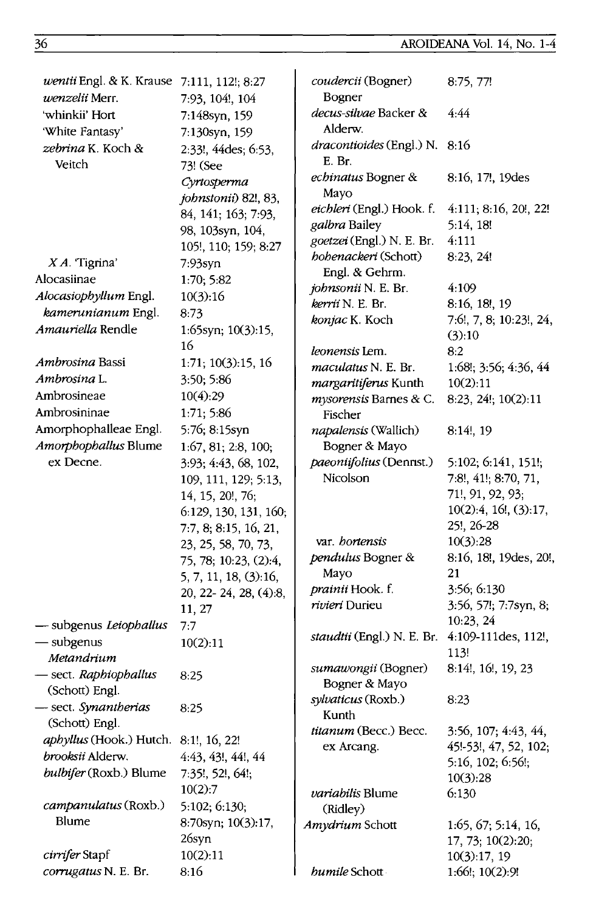| | |
|---|---|
| *wentii* Engl. & K. Krause | 7:111, 112!; 8:27 |
| *wenzeli* Merr. | 7:93, 104!, 104 |
| 'whinkii' Hort | 7:148syn, 159 |
| 'White Fantasy' | 7:130syn, 159 |
| *zebrina* K. Koch & Veitch | 2:33!, 44des; 6:53, 73! (See *Cyrtosperma johnstonii*) 82!, 83, 84, 141; 163; 7:93, 98, 103syn, 104, 105!, 110; 159; 8:27 |
| *X A.* 'Tigrina' | 7:93syn |
| Alocasiinae | 1:70; 5:82 |
| *Alocasiophyllum* Engl. | 10(3):16 |
| *kamerunianum* Engl. | 8:73 |
| *Amauriella* Rendle | 1:65syn; 10(3):15, 16 |
| *Ambrosina* Bassi | 1:71; 10(3):15, 16 |
| *Ambrosina* L. | 3:50; 5:86 |
| Ambrosineae | 10(4):29 |
| Ambrosininae | 1:71; 5:86 |
| Amorphophalleae Engl. | 5:76; 8:15syn |
| *Amorphophallus* Blume ex Decne. | 1:67, 81; 2:8, 100; 3:93; 4:43, 68, 102, 109, 111, 129; 5:13, 14, 15, 20!, 76; 6:129, 130, 131, 160; 7:7, 8; 8:15, 16, 21, 23, 25, 58, 70, 73, 75, 78; 10:23, (2):4, 5, 7, 11, 18, (3):16, 20, 22- 24, 28, (4):8, 11, 27 |
| — subgenus *Leiophallus* | 7:7 |
| — subgenus *Metandrium* | 10(2):11 |
| — sect. *Raphiophallus* (Schott) Engl. | 8:25 |
| — sect. *Synantherias* (Schott) Engl. | 8:25 |
| *aphyllus* (Hook.) Hutch. | 8:1!, 16, 22! |
| *brooksii* Alderw. | 4:43, 43!, 44!, 44 |
| *bulbifer* (Roxb.) Blume | 7:35!, 52!, 64!; 10(2):7 |
| *campanulatus* (Roxb.) Blume | 5:102; 6:130; 8:70syn; 10(3):17, 26syn |
| *cirrifer* Stapf | 10(2):11 |
| *corrugatus* N. E. Br. | 8:16 |
| *coudercii* (Bogner) Bogner | 8:75, 77! |
| *decus-silvae* Backer & Alderw. | 4:44 |
| *dracontioides* (Engl.) N. E. Br. | 8:16 |
| *echinatus* Bogner & Mayo | 8:16, 17!, 19des |
| *eichleri* (Engl.) Hook. f. | 4:111; 8:16, 20!, 22! |
| *galbra* Bailey | 5:14, 18! |
| *goetzei* (Engl.) N. E. Br. | 4:111 |
| *hohenackeri* (Schott) Engl. & Gehrm. | 8:23, 24! |
| *johnsonii* N. E. Br. | 4:109 |
| *kerrii* N. E. Br. | 8:16, 18!, 19 |
| *konjac* K. Koch | 7:6!, 7, 8; 10:23!, 24, (3):10 |
| *leonensis* Lem. | 8:2 |
| *maculatus* N. E. Br. | 1:68!; 3:56; 4:36, 44 |
| *margaritiferus* Kunth | 10(2):11 |
| *mysorensis* Barnes & C. Fischer | 8:23, 24!; 10(2):11 |
| *napalensis* (Wallich) Bogner & Mayo | 8:14!, 19 |
| *paeoniifolius* (Dennst.) Nicolson | 5:102; 6:141, 151!; 7:8!, 41!; 8:70, 71, 71!, 91, 92, 93; 10(2):4, 16!, (3):17, 25!, 26-28 |
| var. *hortensis* | 10(3):28 |
| *pendulus* Bogner & Mayo | 8:16, 18!, 19des, 20!, 21 |
| *prainii* Hook. f. | 3:56; 6:130 |
| *rivieri* Durieu | 3:56, 57!; 7:7syn, 8; 10:23, 24 |
| *staudtii* (Engl.) N. E. Br. | 4:109-111des, 112!, 113! |
| *sumawongii* (Bogner) Bogner & Mayo | 8:14!, 16!, 19, 23 |
| *sylvaticus* (Roxb.) Kunth | 8:23 |
| *titanum* (Becc.) Becc. ex Arcang. | 3:56, 107; 4:43, 44, 45!-53!, 47, 52, 102; 5:16, 102; 6:56!; 10(3):28 |
| *variabilis* Blume (Ridley) | 6:130 |
| *Amydrium* Schott | 1:65, 67; 5:14, 16, 17, 73; 10(2):20; 10(3):17, 19 |
| *humile* Schott | 1:66!; 10(2):9! |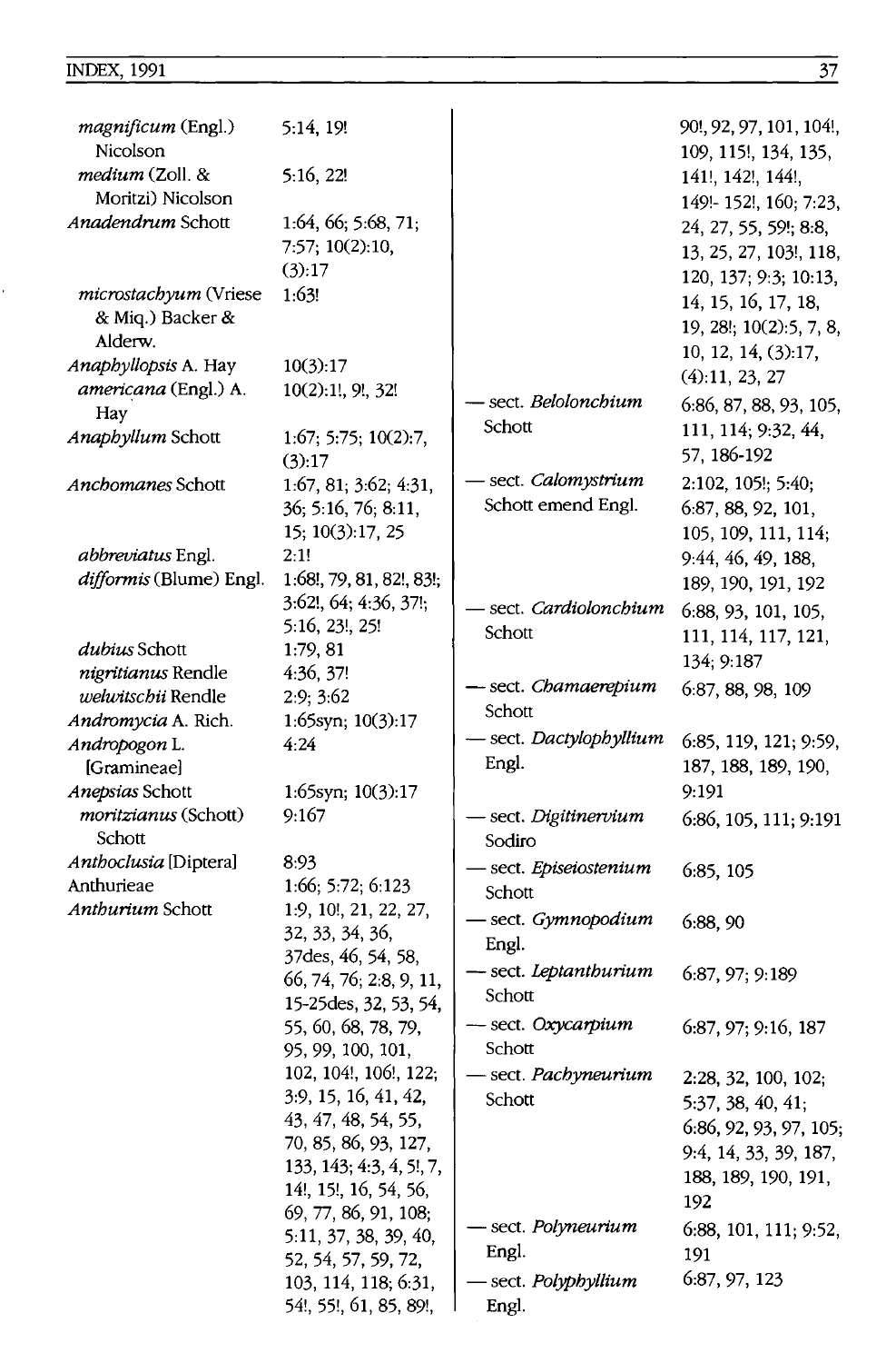| | |
|---|---|
| *magnificum* (Engl.) Nicolson | 5:14, 19! |
| *medium* (Zoll. & Moritzi) Nicolson | 5:16, 22! |
| *Anadendrum* Schott | 1:64, 66; 5:68, 71; 7:57; 10(2):10, (3):17 |
| *microstachyum* (Vriese & Miq.) Backer & Alderw. | 1:63! |
| *Anaphyllopsis* A. Hay | 10(3):17 |
| *americana* (Engl.) A. Hay | 10(2):1!, 9!, 32! |
| *Anaphyllum* Schott | 1:67; 5:75; 10(2):7, (3):17 |
| *Anchomanes* Schott | 1:67, 81; 3:62; 4:31, 36; 5:16, 76; 8:11, 15; 10(3):17, 25 |
| *abbreviatus* Engl. | 2:1! |
| *difformis* (Blume) Engl. | 1:68!, 79, 81, 82!, 83!; 3:62!, 64; 4:36, 37!; 5:16, 23!, 25! |
| *dubius* Schott | 1:79, 81 |
| *nigritianus* Rendle | 4:36, 37! |
| *welwitschii* Rendle | 2:9; 3:62 |
| *Andromycia* A. Rich. | 1:65syn; 10(3):17 |
| *Andropogon* L. [Gramineae] | 4:24 |
| *Anepsias* Schott | 1:65syn; 10(3):17 |
| *moritzianus* (Schott) Schott | 9:167 |
| *Anthoclusia* [Diptera] | 8:93 |
| Anthurieae | 1:66; 5:72; 6:123 |
| *Anthurium* Schott | 1:9, 10!, 21, 22, 27, 32, 33, 34, 36, 37des, 46, 54, 58, 66, 74, 76; 2:8, 9, 11, 15-25des, 32, 53, 54, 55, 60, 68, 78, 79, 95, 99, 100, 101, 102, 104!, 106!, 122; 3:9, 15, 16, 41, 42, 43, 47, 48, 54, 55, 70, 85, 86, 93, 127, 133, 143; 4:3, 4, 5!, 7, 14!, 15!, 16, 54, 56, 69, 77, 86, 91, 108; 5:11, 37, 38, 39, 40, 52, 54, 57, 59, 72, 103, 114, 118; 6:31, 54!, 55!, 61, 85, 89!, 90!, 92, 97, 101, 104!, 109, 115!, 134, 135, 141!, 142!, 144!, 149!- 152!, 160; 7:23, 24, 27, 55, 59!; 8:8, 13, 25, 27, 103!, 118, 120, 137; 9:3; 10:13, 14, 15, 16, 17, 18, 19, 28!; 10(2):5, 7, 8, 10, 12, 14, (3):17, (4):11, 23, 27 |
| — sect. *Belolonchium* Schott | 6:86, 87, 88, 93, 105, 111, 114; 9:32, 44, 57, 186-192 |
| — sect. *Calomystrium* Schott emend Engl. | 2:102, 105!; 5:40; 6:87, 88, 92, 101, 105, 109, 111, 114; 9:44, 46, 49, 188, 189, 190, 191, 192 |
| — sect. *Cardiolonchium* Schott | 6:88, 93, 101, 105, 111, 114, 117, 121, 134; 9:187 |
| — sect. *Chamaerepium* Schott | 6:87, 88, 98, 109 |
| — sect. *Dactylophyllium* Engl. | 6:85, 119, 121; 9:59, 187, 188, 189, 190, 9:191 |
| — sect. *Digitinervium* Sodiro | 6:86, 105, 111; 9:191 |
| — sect. *Episeiostenium* Schott | 6:85, 105 |
| — sect. *Gymnopodium* Engl. | 6:88, 90 |
| — sect. *Leptanthurium* Schott | 6:87, 97; 9:189 |
| — sect. *Oxycarpium* Schott | 6:87, 97; 9:16, 187 |
| — sect. *Pachyneurium* Schott | 2:28, 32, 100, 102; 5:37, 38, 40, 41; 6:86, 92, 93, 97, 105; 9:4, 14, 33, 39, 187, 188, 189, 190, 191, 192 |
| — sect. *Polyneurium* Engl. | 6:88, 101, 111; 9:52, 191 |
| — sect. *Polyphyllium* Engl. | 6:87, 97, 123 |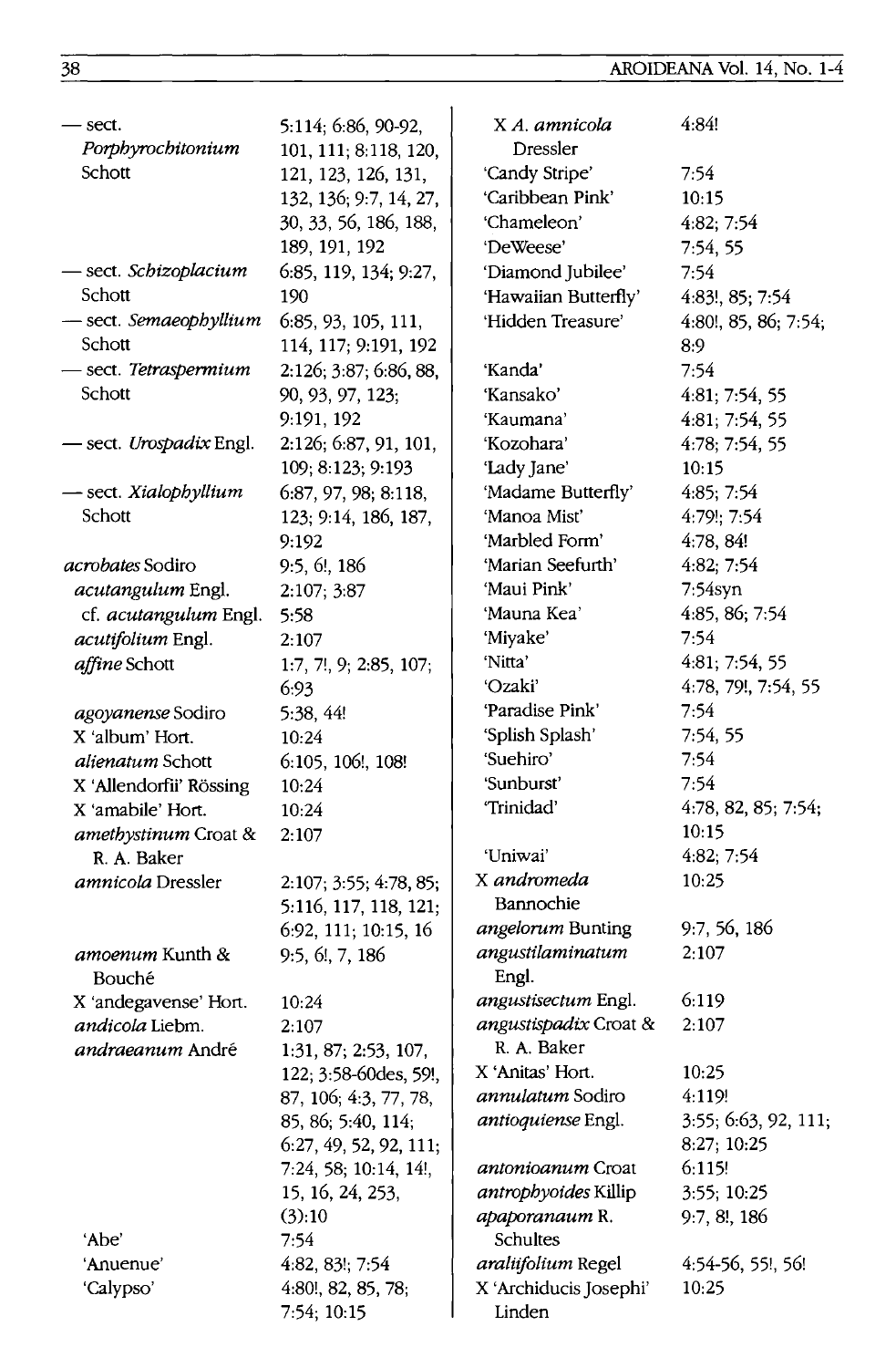| | |
|---|---|
| — sect. *Porphyrochitonium* Schott | 5:114; 6:86, 90-92, 101, 111; 8:118, 120, 121, 123, 126, 131, 132, 136; 9:7, 14, 27, 30, 33, 56, 186, 188, 189, 191, 192 |
| — sect. *Schizoplacium* Schott | 6:85, 119, 134; 9:27, 190 |
| — sect. *Semaeophyllium* Schott | 6:85, 93, 105, 111, 114, 117; 9:191, 192 |
| — sect. *Tetraspermium* Schott | 2:126; 3:87; 6:86, 88, 90, 93, 97, 123; 9:191, 192 |
| — sect. *Urospadix* Engl. | 2:126; 6:87, 91, 101, 109; 8:123; 9:193 |
| — sect. *Xialophyllium* Schott | 6:87, 97, 98; 8:118, 123; 9:14, 186, 187, 9:192 |
| *acrobates* Sodiro | 9:5, 6!, 186 |
| *acutangulum* Engl. | 2:107; 3:87 |
| cf. *acutangulum* Engl. | 5:58 |
| *acutifolium* Engl. | 2:107 |
| *affine* Schott | 1:7, 7!, 9; 2:85, 107; 6:93 |
| *agoyanense* Sodiro | 5:38, 44! |
| X 'album' Hort. | 10:24 |
| *alienatum* Schott | 6:105, 106!, 108! |
| X 'Allendorfii' Rössing | 10:24 |
| X 'amabile' Hort. | 10:24 |
| *amethystinum* Croat & R. A. Baker | 2:107 |
| *amnicola* Dressler | 2:107; 3:55; 4:78, 85; 5:116, 117, 118, 121; 6:92, 111; 10:15, 16 |
| *amoenum* Kunth & Bouché | 9:5, 6!, 7, 186 |
| X 'andegavense' Hort. | 10:24 |
| *andicola* Liebm. | 2:107 |
| *andraeanum* André | 1:31, 87; 2:53, 107, 122; 3:58-60des, 59!, 87, 106; 4:3, 77, 78, 85, 86; 5:40, 114; 6:27, 49, 52, 92, 111; 7:24, 58; 10:14, 14!, 15, 16, 24, 253, (3):10 |
| 'Abe' | 7:54 |
| 'Anuenue' | 4:82, 83!; 7:54 |
| 'Calypso' | 4:80!, 82, 85, 78; 7:54; 10:15 |
| X *A. amnicola* Dressler | 4:84! |
| 'Candy Stripe' | 7:54 |
| 'Caribbean Pink' | 10:15 |
| 'Chameleon' | 4:82; 7:54 |
| 'DeWeese' | 7:54, 55 |
| 'Diamond Jubilee' | 7:54 |
| 'Hawaiian Butterfly' | 4:83!, 85; 7:54 |
| 'Hidden Treasure' | 4:80!, 85, 86; 7:54; 8:9 |
| 'Kanda' | 7:54 |
| 'Kansako' | 4:81; 7:54, 55 |
| 'Kaumana' | 4:81; 7:54, 55 |
| 'Kozohara' | 4:78; 7:54, 55 |
| 'Lady Jane' | 10:15 |
| 'Madame Butterfly' | 4:85; 7:54 |
| 'Manoa Mist' | 4:79!; 7:54 |
| 'Marbled Form' | 4:78, 84! |
| 'Marian Seefurth' | 4:82; 7:54 |
| 'Maui Pink' | 7:54syn |
| 'Mauna Kea' | 4:85, 86; 7:54 |
| 'Miyake' | 7:54 |
| 'Nitta' | 4:81; 7:54, 55 |
| 'Ozaki' | 4:78, 79!, 7:54, 55 |
| 'Paradise Pink' | 7:54 |
| 'Splish Splash' | 7:54, 55 |
| 'Suehiro' | 7:54 |
| 'Sunburst' | 7:54 |
| 'Trinidad' | 4:78, 82, 85; 7:54; 10:15 |
| 'Uniwai' | 4:82; 7:54 |
| X *andromeda* Bannochie | 10:25 |
| *angelorum* Bunting | 9:7, 56, 186 |
| *angustilaminatum* Engl. | 2:107 |
| *angustisectum* Engl. | 6:119 |
| *angustispadix* Croat & R. A. Baker | 2:107 |
| X 'Anitas' Hort. | 10:25 |
| *annulatum* Sodiro | 4:119! |
| *antioquiense* Engl. | 3:55; 6:63, 92, 111; 8:27; 10:25 |
| *antonioanum* Croat | 6:115! |
| *antrophyoides* Killip | 3:55; 10:25 |
| *apaporanaum* R. Schultes | 9:7, 8!, 186 |
| *araliifolium* Regel | 4:54-56, 55!, 56! |
| X 'Archiducis Josephi' Linden | 10:25 |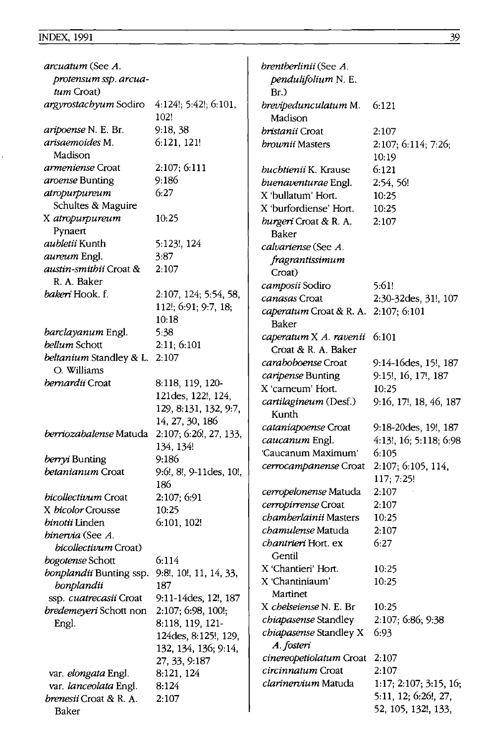| | |
|---|---|
| *arcuatum* (See *A. protensum ssp. arcuatum* Croat) | |
| *argyrostachyum* Sodiro | 4:124!; 5:42!; 6:101, 102! |
| *aripoense* N. E. Br. | 9:18, 38 |
| *arisaemoides* M. Madison | 6:121, 121! |
| *armeniense* Croat | 2:107; 6:111 |
| *aroense* Bunting | 9:186 |
| *atropurpureum* Schultes & Maguire | 6:27 |
| X *atropurpureum* Pynaert | 10:25 |
| *aubletii* Kunth | 5:123!, 124 |
| *aureum* Engl. | 3:87 |
| *austin-smithii* Croat & R. A. Baker | 2:107 |
| *bakeri* Hook. f. | 2:107, 124; 5:54, 58, 112!; 6:91; 9:7, 18; 10:18 |
| *barclayanum* Engl. | 5:38 |
| *bellum* Schott | 2:11; 6:101 |
| *beltanium* Standley & L. O. Williams | 2:107 |
| *bernardii* Croat | 8:118, 119, 120-121des, 122!, 124, 129, 8:131, 132, 9:7, 14, 27, 30, 186 |
| *berriozabalense* Matuda | 2:107; 6:26!, 27, 133, 134, 134! |
| *berryi* Bunting | 9:186 |
| *betanianum* Croat | 9:6!, 8!, 9-11des, 10!, 186 |
| *bicollectivum* Croat | 2:107; 6:91 |
| X *bicolor* Crousse | 10:25 |
| *binotii* Linden | 6:101, 102! |
| *binervia* (See *A. bicollectivum* Croat) | |
| *bogotense* Schott | 6:114 |
| *bonplandii* Bunting ssp. *bonplandii* | 9:8!, 10!, 11, 14, 33, 187 |
| ssp. *cuatrecasii* Croat | 9:11-14des, 12!, 187 |
| *bredemeyeri* Schott non Engl. | 2:107; 6:98, 100!; 8:118, 119, 121-124des, 8:125!, 129, 132, 134, 136; 9:14, 27, 33, 9:187 |
| var. *elongata* Engl. | 8:121, 124 |
| var. *lanceolata* Engl. | 8:124 |
| *brenesii* Croat & R. A. Baker | 2:107 |
| *brentberlinii* (See *A. pendulifolium* N. E. Br.) | |
| *brevipedunculatum* M. Madison | 6:121 |
| *bristanii* Croat | 2:107 |
| *brownii* Masters | 2:107; 6:114; 7:26; 10:19 |
| *buchtienii* K. Krause | 6:121 |
| *buenaventurae* Engl. | 2:54, 56! |
| X 'bullatum' Hort. | 10:25 |
| X 'burfordiense' Hort. | 10:25 |
| *burgeri* Croat & R. A. Baker | 2:107 |
| *calvariense* (See *A. fragrantissimum* Croat) | |
| *camposii* Sodiro | 5:61! |
| *canasas* Croat | 2:30-32des, 31!, 107 |
| *caperatum* Croat & R. A. Baker | 2:107; 6:101 |
| *caperatum* X *A. ravenii* Croat & R. A. Baker | 6:101 |
| *caraboboense* Croat | 9:14-16des, 15!, 187 |
| *caripense* Bunting | 9:15!, 16, 17!, 187 |
| X 'carneum' Hort. | 10:25 |
| *cartilagineum* (Desf.) Kunth | 9:16, 17!, 18, 46, 187 |
| *cataniapoense* Croat | 9:18-20des, 19!, 187 |
| *caucanum* Engl. | 4:13!, 16; 5:118; 6:98 |
| 'Caucanum Maximum' | 6:105 |
| *cerrocampanense* Croat | 2:107; 6:105, 114, 117; 7:25! |
| *cerropelonense* Matuda | 2:107 |
| *cerropirrense* Croat | 2:107 |
| *chamberlainii* Masters | 10:25 |
| *chamulense* Matuda | 2:107 |
| *chantrieri* Hort. ex Gentil | 6:27 |
| X 'Chantieri' Hort. | 10:25 |
| X 'Chantiniaum' Martinet | 10:25 |
| X *chelseiense* N. E. Br | 10:25 |
| *chiapasense* Standley | 2:107; 6:86; 9:38 |
| *chiapasense* Standley X *A. fosteri* | 6:93 |
| *cinereopetiolatum* Croat | 2:107 |
| *circinnatum* Croat | 2:107 |
| *clarinervium* Matuda | 1:17; 2:107; 3:15, 16; 5:11, 12; 6:26!, 27, 52, 105, 132!, 133, |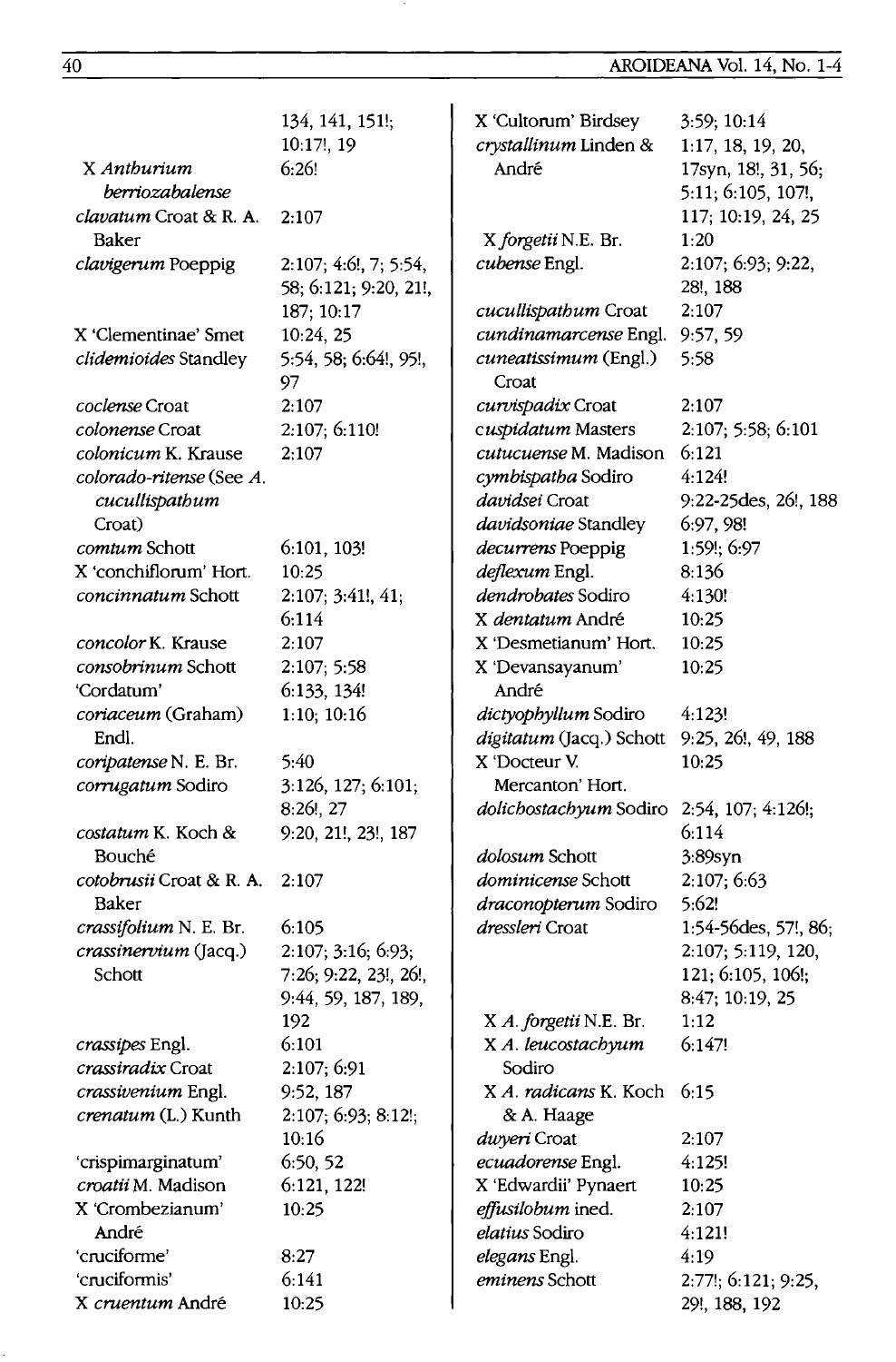| | |
|---|---|
| | 134, 141, 151!; 10:17!, 19 |
| X *Anthurium berriozabalense* | 6:26! |
| *clavatum* Croat & R. A. Baker | 2:107 |
| *clavigerum* Poeppig | 2:107; 4:6!, 7; 5:54, 58; 6:121; 9:20, 21!, 187; 10:17 |
| X 'Clementinae' Smet | 10:24, 25 |
| *clidemioides* Standley | 5:54, 58; 6:64!, 95!, 97 |
| *coclense* Croat | 2:107 |
| *colonense* Croat | 2:107; 6:110! |
| *colonicum* K. Krause | 2:107 |
| *colorado-ritense* (See *A. cucullispathum* Croat) | |
| *comtum* Schott | 6:101, 103! |
| X 'conchiflorum' Hort. | 10:25 |
| *concinnatum* Schott | 2:107; 3:41!, 41; 6:114 |
| *concolor* K. Krause | 2:107 |
| *consobrinum* Schott | 2:107; 5:58 |
| 'Cordatum' | 6:133, 134! |
| *coriaceum* (Graham) Endl. | 1:10; 10:16 |
| *coripatense* N. E. Br. | 5:40 |
| *corrugatum* Sodiro | 3:126, 127; 6:101; 8:26!, 27 |
| *costatum* K. Koch & Bouché | 9:20, 21!, 23!, 187 |
| *cotobrusii* Croat & R. A. Baker | 2:107 |
| *crassifolium* N. E. Br. | 6:105 |
| *crassinervium* (Jacq.) Schott | 2:107; 3:16; 6:93; 7:26; 9:22, 23!, 26!, 9:44, 59, 187, 189, 192 |
| *crassipes* Engl. | 6:101 |
| *crassiradix* Croat | 2:107; 6:91 |
| *crassivenium* Engl. | 9:52, 187 |
| *crenatum* (L.) Kunth | 2:107; 6:93; 8:12!; 10:16 |
| 'crispimarginatum' | 6:50, 52 |
| *croatii* M. Madison | 6:121, 122! |
| X 'Crombezianum' André | 10:25 |
| 'cruciforme' | 8:27 |
| 'cruciformis' | 6:141 |
| X *cruentum* André | 10:25 |
| X 'Cultorum' Birdsey | 3:59; 10:14 |
| *crystallinum* Linden & André | 1:17, 18, 19, 20, 17syn, 18!, 31, 56; 5:11; 6:105, 107!, 117; 10:19, 24, 25 |
| X *forgetii* N.E. Br. | 1:20 |
| *cubense* Engl. | 2:107; 6:93; 9:22, 28!, 188 |
| *cucullispathum* Croat | 2:107 |
| *cundinamarcense* Engl. | 9:57, 59 |
| *cuneatissimum* (Engl.) Croat | 5:58 |
| *curvispadix* Croat | 2:107 |
| *cuspidatum* Masters | 2:107; 5:58; 6:101 |
| *cutucuense* M. Madison | 6:121 |
| *cymbispatha* Sodiro | 4:124! |
| *davidsei* Croat | 9:22-25des, 26!, 188 |
| *davidsoniae* Standley | 6:97, 98! |
| *decurrens* Poeppig | 1:59!; 6:97 |
| *deflexum* Engl. | 8:136 |
| *dendrobates* Sodiro | 4:130! |
| X *dentatum* André | 10:25 |
| X 'Desmetianum' Hort. | 10:25 |
| X 'Devansayanum' André | 10:25 |
| *dictyophyllum* Sodiro | 4:123! |
| *digitatum* (Jacq.) Schott | 9:25, 26!, 49, 188 |
| X 'Docteur V. Mercanton' Hort. | 10:25 |
| *dolichostachyum* Sodiro | 2:54, 107; 4:126!; 6:114 |
| *dolosum* Schott | 3:89syn |
| *dominicense* Schott | 2:107; 6:63 |
| *draconopterum* Sodiro | 5:62! |
| *dressleri* Croat | 1:54-56des, 57!, 86; 2:107; 5:119, 120, 121; 6:105, 106!; 8:47; 10:19, 25 |
| X *A. forgetii* N.E. Br. | 1:12 |
| X *A. leucostachyum* Sodiro | 6:147! |
| X *A. radicans* K. Koch & A. Haage | 6:15 |
| *duyeri* Croat | 2:107 |
| *ecuadorense* Engl. | 4:125! |
| X 'Edwardii' Pynaert | 10:25 |
| *effusilobum* ined. | 2:107 |
| *elatius* Sodiro | 4:121! |
| *elegans* Engl. | 4:19 |
| *eminens* Schott | 2:77!; 6:121; 9:25, 29!, 188, 192 |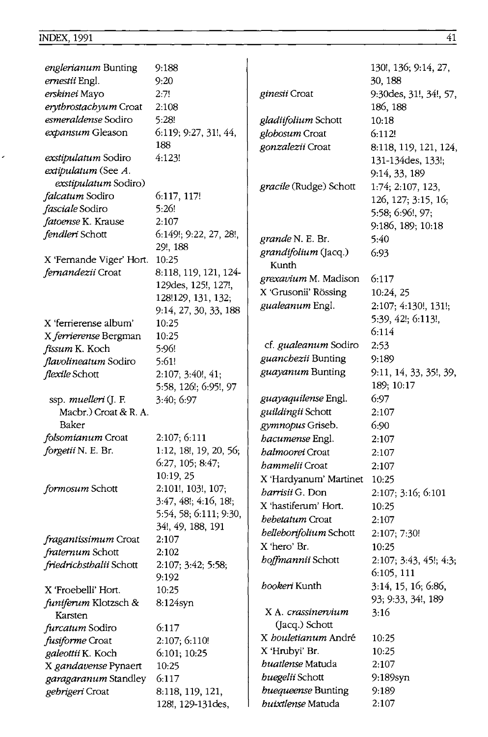| | |
|---|---|
| *englerianum* Bunting | 9:188 |
| *ernestii* Engl. | 9:20 |
| *erskinei* Mayo | 2:7! |
| *erythrostachyum* Croat | 2:108 |
| *esmeraldense* Sodiro | 5:28! |
| *expansum* Gleason | 6:119; 9:27, 31!, 44, 188 |
| *exstipulatum* Sodiro | 4:123! |
| *extipulatum* (See *A. exstipulatum* Sodiro) | |
| *falcatum* Sodiro | 6:117, 117! |
| *fasciale* Sodiro | 5:26! |
| *fatoense* K. Krause | 2:107 |
| *fendleri* Schott | 6:149!; 9:22, 27, 28!, 29!, 188 |
| X 'Fernande Viger' Hort. | 10:25 |
| *fernandezii* Croat | 8:118, 119, 121, 124-129des, 125!, 127!, 128!129, 131, 132; 9:14, 27, 30, 33, 188 |
| X 'ferrierense album' | 10:25 |
| X *ferrierense* Bergman | 10:25 |
| *fissum* K. Koch | 5:96! |
| *flavolineatum* Sodiro | 5:61! |
| *flexile* Schott | 2:107; 3:40!, 41; 5:58, 126!; 6:95!, 97 |
| ssp. *muelleri* (J. F. Macbr.) Croat & R. A. Baker | 3:40; 6:97 |
| *folsomianum* Croat | 2:107; 6:111 |
| *forgetii* N. E. Br. | 1:12, 18!, 19, 20, 56; 6:27, 105; 8:47; 10:19, 25 |
| *formosum* Schott | 2:101!, 103!, 107; 3:47, 48!; 4:16, 18!; 5:54, 58; 6:111; 9:30, 34!, 49, 188, 191 |
| *fragantissimum* Croat | 2:107 |
| *fraternum* Schott | 2:102 |
| *friedrichsthalii* Schott | 2:107; 3:42; 5:58; 9:192 |
| X 'Froebelli' Hort. | 10:25 |
| *funiferum* Klotzsch & Karsten | 8:124syn |
| *furcatum* Sodiro | 6:117 |
| *fusiforme* Croat | 2:107; 6:110! |
| *galeottii* K. Koch | 6:101; 10:25 |
| X *gandavense* Pynaert | 10:25 |
| *garagaranum* Standley | 6:117 |
| *gehrigeri* Croat | 8:118, 119, 121, 128!, 129-131des, 130!, 136; 9:14, 27, 30, 188 |
| *ginesii* Croat | 9:30des, 31!, 34!, 57, 186, 188 |
| *gladiifolium* Schott | 10:18 |
| *globosum* Croat | 6:112! |
| *gonzalezii* Croat | 8:118, 119, 121, 124, 131-134des, 133!; 9:14, 33, 189 |
| *gracile* (Rudge) Schott | 1:74; 2:107, 123, 126, 127; 3:15, 16; 5:58; 6:96!, 97; 9:186, 189; 10:18 |
| *grande* N. E. Br. | 5:40 |
| *grandifolium* (Jacq.) Kunth | 6:93 |
| *grexavium* M. Madison | 6:117 |
| X 'Grusonii' Rössing | 10:24, 25 |
| *gualeanum* Engl. | 2:107; 4:130!, 131!; 5:39, 42!; 6:113!, 6:114 |
| cf. *gualeanum* Sodiro | 2:53 |
| *guanchezii* Bunting | 9:189 |
| *guayanum* Bunting | 9:11, 14, 33, 35!, 39, 189; 10:17 |
| *guayaquilense* Engl. | 6:97 |
| *guildingii* Schott | 2:107 |
| *gymnopus* Griseb. | 6:90 |
| *hacumense* Engl. | 2:107 |
| *halmoorei* Croat | 2:107 |
| *hammelii* Croat | 2:107 |
| X 'Hardyanum' Martinet | 10:25 |
| *harrisii* G. Don | 2:107; 3:16; 6:101 |
| X 'hastiferum' Hort. | 10:25 |
| *hebetatum* Croat | 2:107 |
| *helleborifolium* Schott | 2:107; 7:30! |
| X 'hero' Br. | 10:25 |
| *hoffmannii* Schott | 2:107; 3:43, 45!; 4:3; 6:105, 111 |
| *hookeri* Kunth | 3:14, 15, 16; 6:86, 93; 9:33, 34!, 189 |
| X A. *crassinervium* (Jacq.) Schott | 3:16 |
| X *houletianum* André | 10:25 |
| X 'Hrubyi' Br. | 10:25 |
| *huatlense* Matuda | 2:107 |
| *huegelii* Schott | 9:189syn |
| *huequeense* Bunting | 9:189 |
| *huixtlense* Matuda | 2:107 |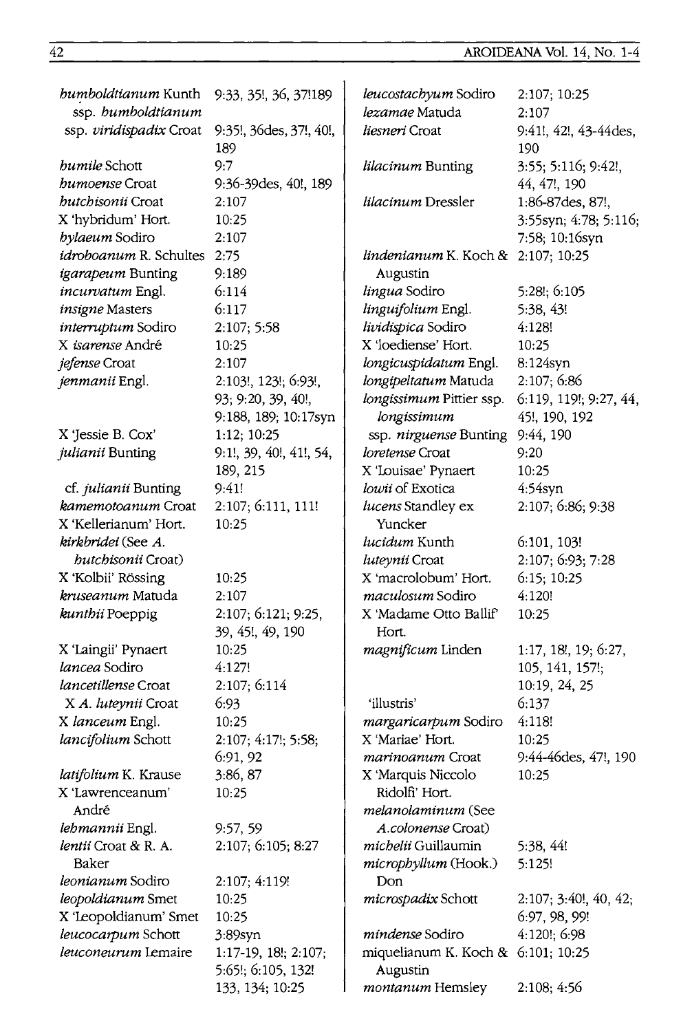| | |
|---|---|
| *humboldtianum* Kunth ssp. *humboldtianum* | 9:33, 35!, 36, 37!189 |
| ssp. *viridispadix* Croat | 9:35!, 36des, 37!, 40!, 189 |
| *humile* Schott | 9:7 |
| *humoense* Croat | 9:36-39des, 40!, 189 |
| *hutchisonii* Croat | 2:107 |
| X 'hybridum' Hort. | 10:25 |
| *hylaeum* Sodiro | 2:107 |
| *idroboanum* R. Schultes | 2:75 |
| *igarapeum* Bunting | 9:189 |
| *incurvatum* Engl. | 6:114 |
| *insigne* Masters | 6:117 |
| *interruptum* Sodiro | 2:107; 5:58 |
| X *isarense* André | 10:25 |
| *jefense* Croat | 2:107 |
| *jenmanii* Engl. | 2:103!, 123!; 6:93!, 93; 9:20, 39, 40!, 9:188, 189; 10:17syn |
| X 'Jessie B. Cox' | 1:12; 10:25 |
| *julianii* Bunting | 9:1!, 39, 40!, 41!, 54, 189, 215 |
| cf. *julianii* Bunting | 9:41! |
| *kamemotoanum* Croat | 2:107; 6:111, 111! |
| X 'Kellerianum' Hort. | 10:25 |
| *kirkbridei* (See *A. hutchisonii* Croat) | |
| X 'Kolbii' Rössing | 10:25 |
| *kruseanum* Matuda | 2:107 |
| *kunthii* Poeppig | 2:107; 6:121; 9:25, 39, 45!, 49, 190 |
| X 'Laingii' Pynaert | 10:25 |
| *lancea* Sodiro | 4:127! |
| *lancetillense* Croat | 2:107; 6:114 |
| X *A. luteynii* Croat | 6:93 |
| X *lanceum* Engl. | 10:25 |
| *lancifolium* Schott | 2:107; 4:17!; 5:58; 6:91, 92 |
| *latifolium* K. Krause | 3:86, 87 |
| X 'Lawrenceanum' André | 10:25 |
| *lehmannii* Engl. | 9:57, 59 |
| *lentii* Croat & R. A. Baker | 2:107; 6:105; 8:27 |
| *leonianum* Sodiro | 2:107; 4:119! |
| *leopoldianum* Smet | 10:25 |
| X 'Leopoldianum' Smet | 10:25 |
| *leucocarpum* Schott | 3:89syn |
| *leuconeurum* Lemaire | 1:17-19, 18!; 2:107; 5:65!; 6:105, 132! 133, 134; 10:25 |
| *leucostachyum* Sodiro | 2:107; 10:25 |
| *lezamae* Matuda | 2:107 |
| *liesneri* Croat | 9:41!, 42!, 43-44des, 190 |
| *lilacinum* Bunting | 3:55; 5:116; 9:42!, 44, 47!, 190 |
| *lilacinum* Dressler | 1:86-87des, 87!, 3:55syn; 4:78; 5:116; 7:58; 10:16syn |
| *lindenianum* K. Koch & Augustin | 2:107; 10:25 |
| *lingua* Sodiro | 5:28!; 6:105 |
| *linguifolium* Engl. | 5:38, 43! |
| *lividispica* Sodiro | 4:128! |
| X 'loediense' Hort. | 10:25 |
| *longicuspidatum* Engl. | 8:124syn |
| *longipeltatum* Matuda | 2:107; 6:86 |
| *longissimum* Pittier ssp. *longissimum* | 6:119, 119!; 9:27, 44, 45!, 190, 192 |
| ssp. *nirguense* Bunting | 9:44, 190 |
| *loretense* Croat | 9:20 |
| X 'Louisae' Pynaert | 10:25 |
| *lowii* of Exotica | 4:54syn |
| *lucens* Standley ex Yuncker | 2:107; 6:86; 9:38 |
| *lucidum* Kunth | 6:101, 103! |
| *luteynii* Croat | 2:107; 6:93; 7:28 |
| X 'macrolobum' Hort. | 6:15; 10:25 |
| *maculosum* Sodiro | 4:120! |
| X 'Madame Otto Ballif' Hort. | 10:25 |
| *magnificum* Linden | 1:17, 18!, 19; 6:27, 105, 141, 157!; 10:19, 24, 25 |
| 'illustris' | 6:137 |
| *margaricarpum* Sodiro | 4:118! |
| X 'Mariae' Hort. | 10:25 |
| *marinoanum* Croat | 9:44-46des, 47!, 190 |
| X 'Marquis Niccolo Ridolfi' Hort. | 10:25 |
| *melanolaminum* (See *A.colonense* Croat) | |
| *michelii* Guillaumin | 5:38, 44! |
| *microphyllum* (Hook.) Don | 5:125! |
| *microspadix* Schott | 2:107; 3:40!, 40, 42; 6:97, 98, 99! |
| *mindense* Sodiro | 4:120!; 6:98 |
| miquelianum K. Koch & Augustin | 6:101; 10:25 |
| *montanum* Hemsley | 2:108; 4:56 |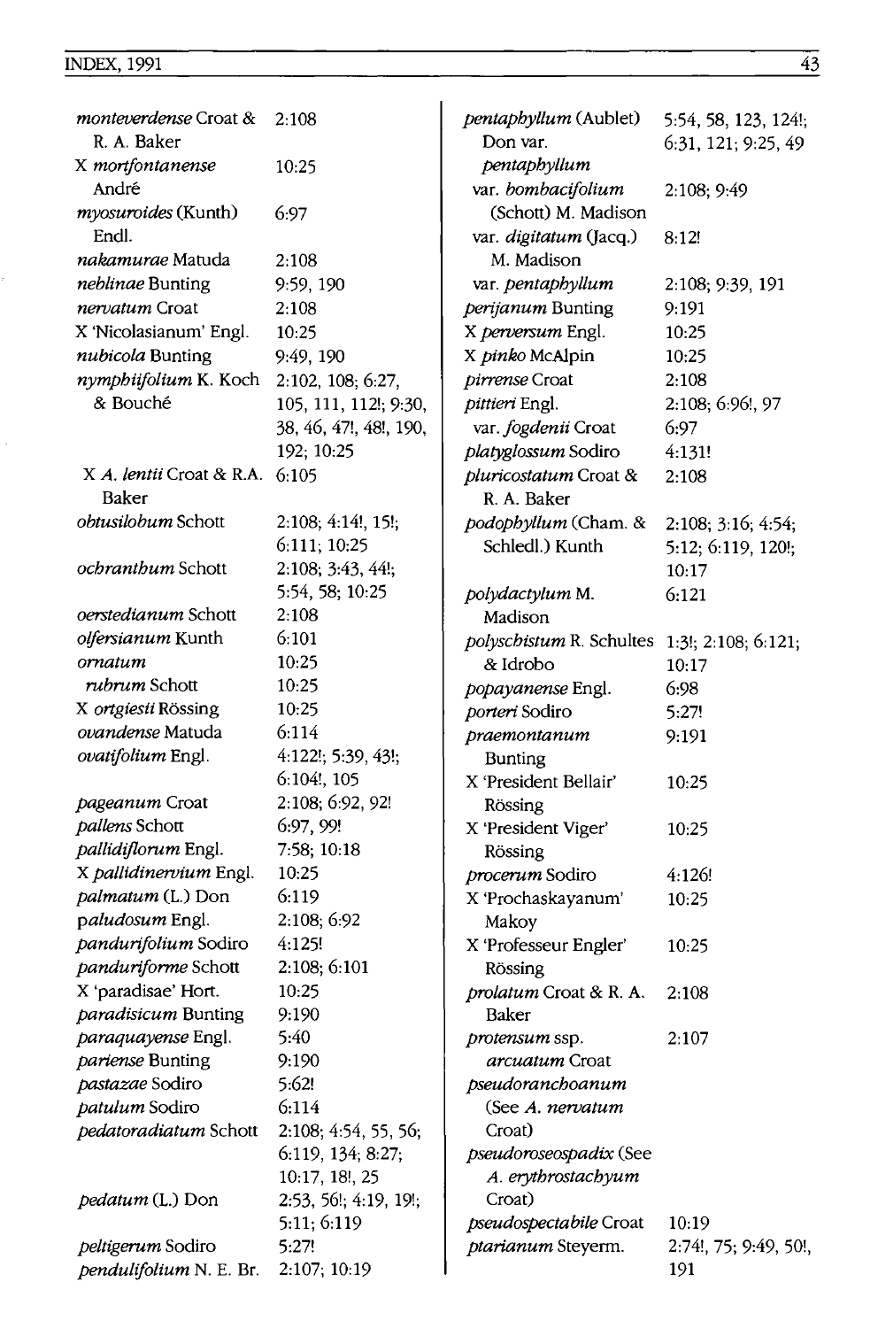| | |
|---|---|
| *monteverdense* Croat & R. A. Baker | 2:108 |
| X *morifontanense* André | 10:25 |
| *myosuroides* (Kunth) Endl. | 6:97 |
| *nakamurae* Matuda | 2:108 |
| *neblinae* Bunting | 9:59, 190 |
| *nervatum* Croat | 2:108 |
| X 'Nicolasianum' Engl. | 10:25 |
| *nubicola* Bunting | 9:49, 190 |
| *nymphiifolium* K. Koch & Bouché | 2:102, 108; 6:27, 105, 111, 112!; 9:30, 38, 46, 47!, 48!, 190, 192; 10:25 |
| X *A. lentii* Croat & R.A. Baker | 6:105 |
| *obtusilobum* Schott | 2:108; 4:14!, 15!; 6:111; 10:25 |
| *ochranthum* Schott | 2:108; 3:43, 44!; 5:54, 58; 10:25 |
| *oerstedianum* Schott | 2:108 |
| *olfersianum* Kunth | 6:101 |
| *ornatum* | 10:25 |
| *rubrum* Schott | 10:25 |
| X *ortgiesti* Rössing | 10:25 |
| *ovandense* Matuda | 6:114 |
| *ovatifolium* Engl. | 4:122!; 5:39, 43!; 6:104!, 105 |
| *pageanum* Croat | 2:108; 6:92, 92! |
| *pallens* Schott | 6:97, 99! |
| *pallidiflorum* Engl. | 7:58; 10:18 |
| X *pallidinervium* Engl. | 10:25 |
| *palmatum* (L.) Don | 6:119 |
| *paludosum* Engl. | 2:108; 6:92 |
| *pandurifolium* Sodiro | 4:125! |
| *panduriforme* Schott | 2:108; 6:101 |
| X 'paradisae' Hort. | 10:25 |
| *paradisicum* Bunting | 9:190 |
| *paraquayense* Engl. | 5:40 |
| *pariense* Bunting | 9:190 |
| *pastazae* Sodiro | 5:62! |
| *patulum* Sodiro | 6:114 |
| *pedatoradiatum* Schott | 2:108; 4:54, 55, 56; 6:119, 134; 8:27; 10:17, 18!, 25 |
| *pedatum* (L.) Don | 2:53, 56!; 4:19, 19!; 5:11; 6:119 |
| *peltigerum* Sodiro | 5:27! |
| *pendulifolium* N. E. Br. | 2:107; 10:19 |
| *pentaphyllum* (Aublet) Don var. *pentaphyllum* | 5:54, 58, 123, 124!; 6:31, 121; 9:25, 49 |
| var. *bombacifolium* (Schott) M. Madison | 2:108; 9:49 |
| var. *digitatum* (Jacq.) M. Madison | 8:12! |
| var. *pentaphyllum* | 2:108; 9:39, 191 |
| *perijanum* Bunting | 9:191 |
| X *perversum* Engl. | 10:25 |
| X *pinko* McAlpin | 10:25 |
| *pirrense* Croat | 2:108 |
| *pittieri* Engl. | 2:108; 6:96!, 97 |
| var. *fogdenii* Croat | 6:97 |
| *platyglossum* Sodiro | 4:131! |
| *pluricostatum* Croat & R. A. Baker | 2:108 |
| *podophyllum* (Cham. & Schledl.) Kunth | 2:108; 3:16; 4:54; 5:12; 6:119, 120!; 10:17 |
| *polydactylum* M. Madison | 6:121 |
| *polyschistum* R. Schultes & Idrobo | 1:3!; 2:108; 6:121; 10:17 |
| *popayanense* Engl. | 6:98 |
| *porteri* Sodiro | 5:27! |
| *praemontanum* Bunting | 9:191 |
| X 'President Bellair' Rössing | 10:25 |
| X 'President Viger' Rössing | 10:25 |
| *procerum* Sodiro | 4:126! |
| X 'Prochaskayanum' Makoy | 10:25 |
| X 'Professeur Engler' Rössing | 10:25 |
| *prolatum* Croat & R. A. Baker | 2:108 |
| *protensum* ssp. *arcuatum* Croat | 2:107 |
| *pseudoranchoanum* (See *A. nervatum* Croat) | |
| *pseudoroseospadix* (See *A. erythrostachyum* Croat) | |
| *pseudospectabile* Croat | 10:19 |
| *ptarianum* Steyerm. | 2:74!, 75; 9:49, 50!, 191 |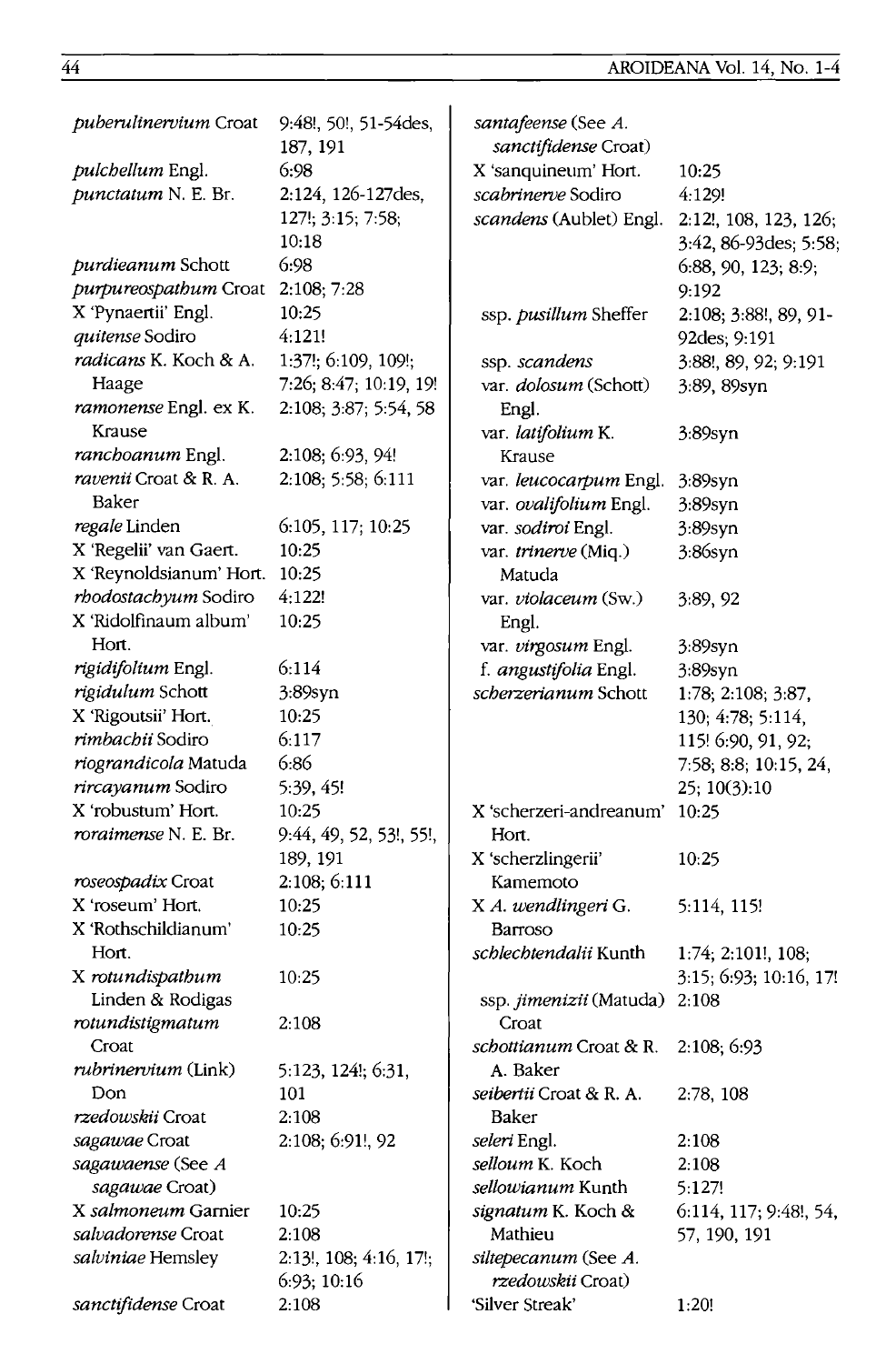| | |
|---|---|
| *puberulinervium* Croat | 9:48!, 50!, 51-54des, 187, 191 |
| *pulchellum* Engl. | 6:98 |
| *punctatum* N. E. Br. | 2:124, 126-127des, 127!; 3:15; 7:58; 10:18 |
| *purdieanum* Schott | 6:98 |
| *purpureospathum* Croat | 2:108; 7:28 |
| X 'Pynaertii' Engl. | 10:25 |
| *quitense* Sodiro | 4:121! |
| *radicans* K. Koch & A. Haage | 1:37!; 6:109, 109!; 7:26; 8:47; 10:19, 19! |
| *ramonense* Engl. ex K. Krause | 2:108; 3:87; 5:54, 58 |
| *ranchoanum* Engl. | 2:108; 6:93, 94! |
| *ravenii* Croat & R. A. Baker | 2:108; 5:58; 6:111 |
| *regale* Linden | 6:105, 117; 10:25 |
| X 'Regelii' van Gaert. | 10:25 |
| X 'Reynoldsianum' Hort. | 10:25 |
| *rhodostachyum* Sodiro | 4:122! |
| X 'Ridolfinaum album' Hort. | 10:25 |
| *rigidifolium* Engl. | 6:114 |
| *rigidulum* Schott | 3:89syn |
| X 'Rigoutsii' Hort. | 10:25 |
| *rimbachii* Sodiro | 6:117 |
| *riograndicola* Matuda | 6:86 |
| *rircayanum* Sodiro | 5:39, 45! |
| X 'robustum' Hort. | 10:25 |
| *roraimense* N. E. Br. | 9:44, 49, 52, 53!, 55!, 189, 191 |
| *roseospadix* Croat | 2:108; 6:111 |
| X 'roseum' Hort. | 10:25 |
| X 'Rothschildianum' Hort. | 10:25 |
| X *rotundispathum* Linden & Rodigas | 10:25 |
| *rotundistigmatum* Croat | 2:108 |
| *rubrinervium* (Link) Don | 5:123, 124!; 6:31, 101 |
| *rzedowskii* Croat | 2:108 |
| *sagawae* Croat | 2:108; 6:91!, 92 |
| *sagawaense* (See *A sagawae* Croat) | |
| X *salmoneum* Garnier | 10:25 |
| *salvadorense* Croat | 2:108 |
| *salviniae* Hemsley | 2:13!, 108; 4:16, 17!; 6:93; 10:16 |
| *sanctifidense* Croat | 2:108 |
| *santafeense* (See *A. sanctifidense* Croat) | |
| X 'sanquineum' Hort. | 10:25 |
| *scabrinerve* Sodiro | 4:129! |
| *scandens* (Aublet) Engl. | 2:12!, 108, 123, 126; 3:42, 86-93des; 5:58; 6:88, 90, 123; 8:9; 9:192 |
| ssp. *pusillum* Sheffer | 2:108; 3:88!, 89, 91-92des; 9:191 |
| ssp. *scandens* | 3:88!, 89, 92; 9:191 |
| var. *dolosum* (Schott) Engl. | 3:89, 89syn |
| var. *latifolium* K. Krause | 3:89syn |
| var. *leucocarpum* Engl. | 3:89syn |
| var. *ovalifolium* Engl. | 3:89syn |
| var. *sodiroi* Engl. | 3:89syn |
| var. *trinerve* (Miq.) Matuda | 3:86syn |
| var. *violaceum* (Sw.) Engl. | 3:89, 92 |
| var. *virgosum* Engl. | 3:89syn |
| f. *angustifolia* Engl. | 3:89syn |
| *scherzerianum* Schott | 1:78; 2:108; 3:87, 130; 4:78; 5:114, 115! 6:90, 91, 92; 7:58; 8:8; 10:15, 24, 25; 10(3):10 |
| X 'scherzeri-andreanum' Hort. | 10:25 |
| X 'scherzlingerii' Kamemoto | 10:25 |
| X *A. wendlingeri* G. Barroso | 5:114, 115! |
| *schlechtendalii* Kunth | 1:74; 2:101!, 108; 3:15; 6:93; 10:16, 17! |
| ssp. *jimenizii* (Matuda) Croat | 2:108 |
| *schottianum* Croat & R. A. Baker | 2:108; 6:93 |
| *seibertii* Croat & R. A. Baker | 2:78, 108 |
| *seleri* Engl. | 2:108 |
| *selloum* K. Koch | 2:108 |
| *sellowianum* Kunth | 5:127! |
| *signatum* K. Koch & Mathieu | 6:114, 117; 9:48!, 54, 57, 190, 191 |
| *siltepecanum* (See *A. rzedowskii* Croat) | |
| 'Silver Streak' | 1:20! |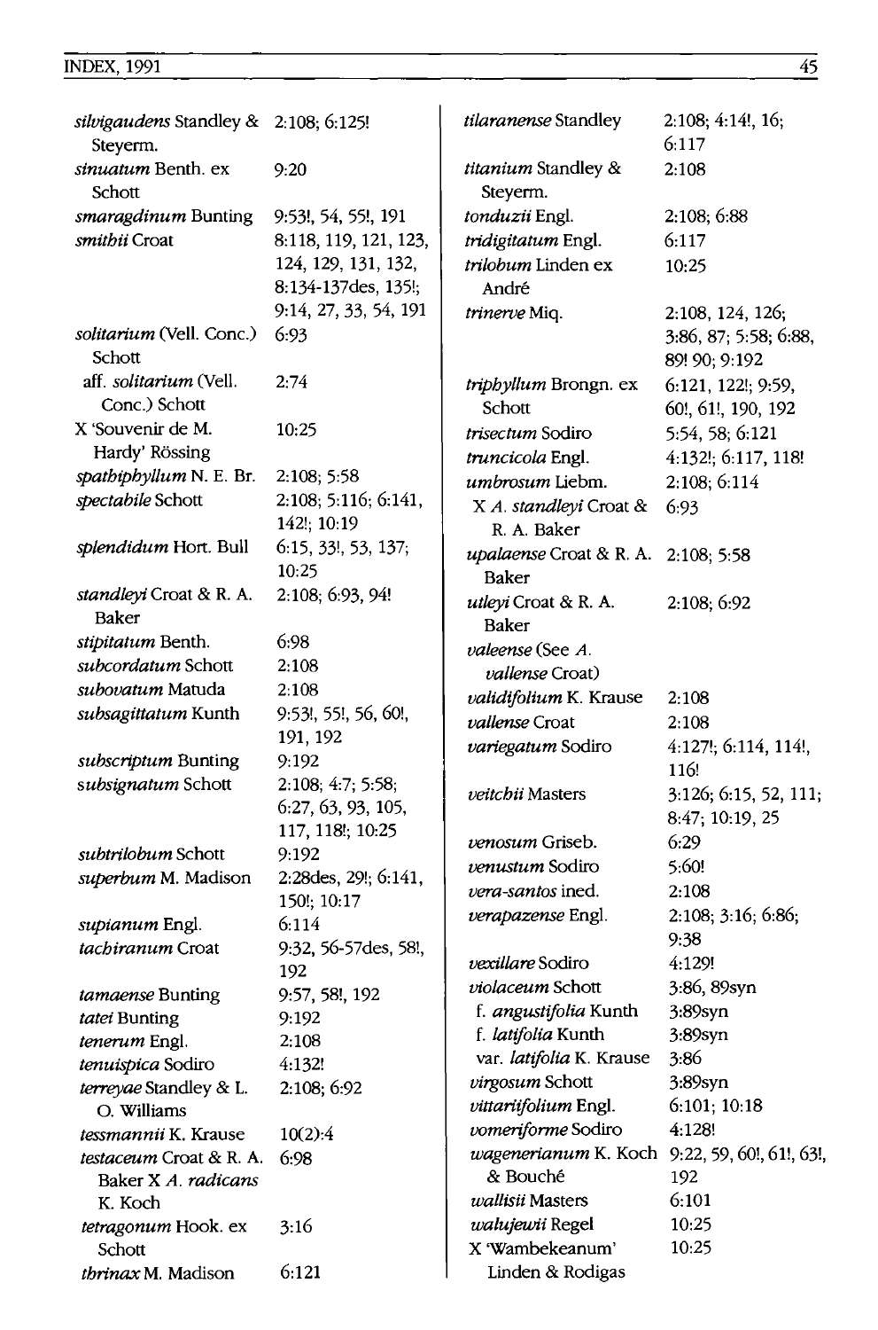| | |
|---|---|
| *silvigaudens* Standley & Steyerm. | 2:108; 6:125! |
| *sinuatum* Benth. ex Schott | 9:20 |
| *smaragdinum* Bunting | 9:53!, 54, 55!, 191 |
| *smithii* Croat | 8:118, 119, 121, 123, 124, 129, 131, 132, 8:134-137des, 135!; 9:14, 27, 33, 54, 191 |
| *solitarium* (Vell. Conc.) Schott | 6:93 |
| aff. *solitarium* (Vell. Conc.) Schott | 2:74 |
| X 'Souvenir de M. Hardy' Rössing | 10:25 |
| *spathiphyllum* N. E. Br. | 2:108; 5:58 |
| *spectabile* Schott | 2:108; 5:116; 6:141, 142!; 10:19 |
| *splendidum* Hort. Bull | 6:15, 33!, 53, 137; 10:25 |
| *standleyi* Croat & R. A. Baker | 2:108; 6:93, 94! |
| *stipitatum* Benth. | 6:98 |
| *subcordatum* Schott | 2:108 |
| *subovatum* Matuda | 2:108 |
| *subsagittatum* Kunth | 9:53!, 55!, 56, 60!, 191, 192 |
| *subscriptum* Bunting | 9:192 |
| *subsignatum* Schott | 2:108; 4:7; 5:58; 6:27, 63, 93, 105, 117, 118!; 10:25 |
| *subtrilobum* Schott | 9:192 |
| *superbum* M. Madison | 2:28des, 29!; 6:141, 150!; 10:17 |
| *supianum* Engl. | 6:114 |
| *tachiranum* Croat | 9:32, 56-57des, 58!, 192 |
| *tamaense* Bunting | 9:57, 58!, 192 |
| *tatei* Bunting | 9:192 |
| *tenerum* Engl. | 2:108 |
| *tenuispica* Sodiro | 4:132! |
| *terreyae* Standley & L. O. Williams | 2:108; 6:92 |
| *tessmannii* K. Krause | 10(2):4 |
| *testaceum* Croat & R. A. Baker X *A. radicans* K. Koch | 6:98 |
| *tetragonum* Hook. ex Schott | 3:16 |
| *thrinax* M. Madison | 6:121 |
| *tilaranense* Standley | 2:108; 4:14!, 16; 6:117 |
| *titanium* Standley & Steyerm. | 2:108 |
| *tonduzii* Engl. | 2:108; 6:88 |
| *tridigitatum* Engl. | 6:117 |
| *trilobum* Linden ex André | 10:25 |
| *trinerve* Miq. | 2:108, 124, 126; 3:86, 87; 5:58; 6:88, 89! 90; 9:192 |
| *triphyllum* Brongn. ex Schott | 6:121, 122!; 9:59, 60!, 61!, 190, 192 |
| *trisectum* Sodiro | 5:54, 58; 6:121 |
| *truncicola* Engl. | 4:132!; 6:117, 118! |
| *umbrosum* Liebm. | 2:108; 6:114 |
| X *A. standleyi* Croat & R. A. Baker | 6:93 |
| *upalaense* Croat & R. A. Baker | 2:108; 5:58 |
| *utleyi* Croat & R. A. Baker | 2:108; 6:92 |
| *valeense* (See *A. vallense* Croat) | |
| *validifolium* K. Krause | 2:108 |
| *vallense* Croat | 2:108 |
| *variegatum* Sodiro | 4:127!; 6:114, 114!, 116! |
| *veitchii* Masters | 3:126; 6:15, 52, 111; 8:47; 10:19, 25 |
| *venosum* Griseb. | 6:29 |
| *venustum* Sodiro | 5:60! |
| *vera-santos* ined. | 2:108 |
| *verapazense* Engl. | 2:108; 3:16; 6:86; 9:38 |
| *vexillare* Sodiro | 4:129! |
| *violaceum* Schott | 3:86, 89syn |
| f. *angustifolia* Kunth | 3:89syn |
| f. *latifolia* Kunth | 3:89syn |
| var. *latifolia* K. Krause | 3:86 |
| *virgosum* Schott | 3:89syn |
| *vittariifolium* Engl. | 6:101; 10:18 |
| *vomeriforme* Sodiro | 4:128! |
| *wagenerianum* K. Koch & Bouché | 9:22, 59, 60!, 61!, 63!, 192 |
| *wallisii* Masters | 6:101 |
| *walujewii* Regel | 10:25 |
| X 'Wambekeanum' Linden & Rodigas | 10:25 |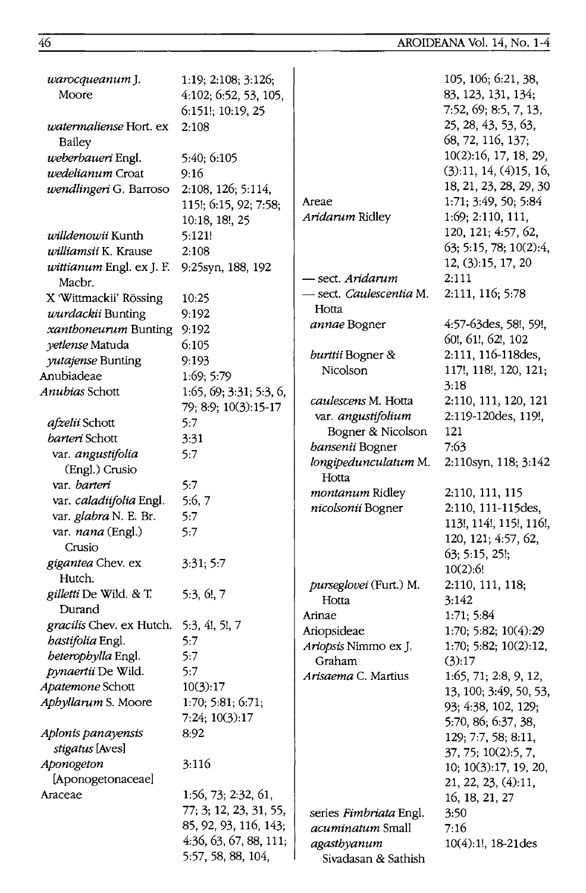*warocqueanum* J. Moore — 1:19; 2:108; 3:126; 4:102; 6:52, 53, 105, 6:151!; 10:19, 25

*watermaliense* Hort. ex Bailey — 2:108

*weberbaueri* Engl. — 5:40; 6:105

*wedelianum* Croat — 9:16

*wendlingeri* G. Barroso — 2:108, 126; 5:114, 115!; 6:15, 92; 7:58; 10:18, 18!, 25

*willdenowii* Kunth — 5:121!

*williamsii* K. Krause — 2:108

*wittianum* Engl. ex J. F. Macbr. — 9:25syn, 188, 192

X 'Wittmackii' Rössing — 10:25

*wurdackii* Bunting — 9:192

*xanthoneurum* Bunting — 9:192

*yetlense* Matuda — 6:105

*yutajense* Bunting — 9:193

Anubiadeae — 1:69; 5:79

*Anubias* Schott — 1:65, 69; 3:31; 5:3, 6, 79; 8:9; 10(3):15-17

*afzelii* Schott — 5:7

*barteri* Schott — 3:31

var. *angustifolia* (Engl.) Crusio — 5:7

var. *barteri* — 5:7

var. *caladiifolia* Engl. — 5:6, 7

var. *glabra* N. E. Br. — 5:7

var. *nana* (Engl.) Crusio — 5:7

*gigantea* Chev. ex Hutch. — 3:31; 5:7

*gilletti* De Wild. & T. Durand — 5:3, 6!, 7

*gracilis* Chev. ex Hutch. — 5:3, 4!, 5!, 7

*hastifolia* Engl. — 5:7

*heterophylla* Engl. — 5:7

*pynaertii* De Wild. — 5:7

*Apatemone* Schott — 10(3):17

*Aphyllarum* S. Moore — 1:70; 5:81; 6:71; 7:24; 10(3):17

*Aplonis panayensis stigatus* [Aves] — 8:92

*Aponogeton* [Aponogetonaceae] — 3:116

Araceae — 1:56, 73; 2:32, 61, 77; 3; 12, 23, 31, 55, 85, 92, 93, 116, 143; 4:36, 63, 67, 88, 111; 5:57, 58, 88, 104, 105, 106; 6:21, 38, 83, 123, 131, 134; 7:52, 69; 8:5, 7, 13, 25, 28, 43, 53, 63, 68, 72, 116, 137; 10(2):16, 17, 18, 29, (3):11, 14, (4)15, 16, 18, 21, 23, 28, 29, 30

Areae — 1:71; 3:49, 50; 5:84

*Aridarum* Ridley — 1:69; 2:110, 111, 120, 121; 4:57, 62, 63; 5:15, 78; 10(2):4, 12, (3):15, 17, 20

— sect. *Aridarum* — 2:111

— sect. *Caulescentia* M. Hotta — 2:111, 116; 5:78

*annae* Bogner — 4:57-63des, 58!, 59!, 60!, 61!, 62!, 102

*burttii* Bogner & Nicolson — 2:111, 116-118des, 117!, 118!, 120, 121; 3:18

*caulescens* M. Hotta — 2:110, 111, 120, 121

var. *angustifolium* Bogner & Nicolson — 2:119-120des, 119!, 121

*hansenii* Bogner — 7:63

*longipedunculatum* M. Hotta — 2:110syn, 118; 3:142

*montanum* Ridley — 2:110, 111, 115

*nicolsonii* Bogner — 2:110, 111-115des, 113!, 114!, 115!, 116!, 120, 121; 4:57, 62, 63; 5:15, 25!; 10(2):6!

*purseglovei* (Furt.) M. Hotta — 2:110, 111, 118; 3:142

Arinae — 1:71; 5:84

Ariopsideae — 1:70; 5:82; 10(4):29

*Ariopsis* Nimmo ex J. Graham — 1:70; 5:82; 10(2):12, (3):17

*Arisaema* C. Martius — 1:65, 71; 2:8, 9, 12, 13, 100; 3:49, 50, 53, 93; 4:38, 102, 129; 5:70, 86; 6:37, 38, 129; 7:7, 58; 8:11, 37, 75; 10(2):5, 7, 10; 10(3):17, 19, 20, 21, 22, 23, (4):11, 16, 18, 21, 27

series *Fimbriata* Engl. — 3:50

*acuminatum* Small — 7:16

*agasthyanum* Sivadasan & Sathish — 10(4):1!, 18-21des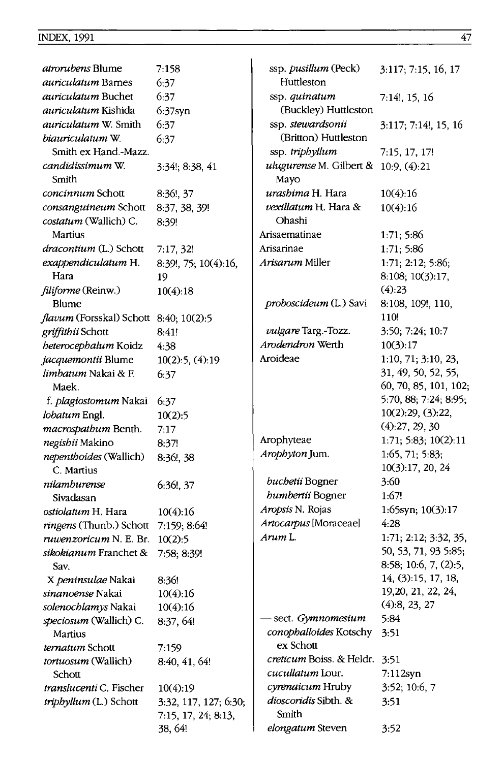*atrorubens* Blume 7:158
*auriculatum* Barnes 6:37
*auriculatum* Buchet 6:37
*auriculatum* Kishida 6:37syn
*auriculatum* W. Smith 6:37
*biauriculatum* W. Smith ex Hand.-Mazz. 6:37
*candidissimum* W. Smith 3:34!; 8:38, 41
*concinnum* Schott 8:36!, 37
*consanguineum* Schott 8:37, 38, 39!
*costatum* (Wallich) C. Martius 8:39!
*dracontium* (L.) Schott 7:17, 32!
*exappendiculatum* H. Hara 8:39!, 75; 10(4):16, 19
*filiforme* (Reinw.) Blume 10(4):18
*flavum* (Forsskal) Schott 8:40; 10(2):5
*griffithii* Schott 8:41!
*heterocephalum* Koidz 4:38
*jacquemontii* Blume 10(2):5, (4):19
*limbatum* Nakai & F. Maek. 6:37
  f. *plagiostomum* Nakai 6:37
*lobatum* Engl. 10(2):5
*macrospathum* Benth. 7:17
*negishii* Makino 8:37!
*nepenthoides* (Wallich) C. Martius 8:36!, 38
*nilamburense* Sivadasan 6:36!, 37
*ostiolatum* H. Hara 10(4):16
*ringens* (Thunb.) Schott 7:159; 8:64!
*ruwenzoricum* N. E. Br. 10(2):5
*sikokianum* Franchet & Sav. 7:58; 8:39!
  X *peninsulae* Nakai 8:36!
*sinanoense* Nakai 10(4):16
*solenochlamys* Nakai 10(4):16
*speciosum* (Wallich) C. Martius 8:37, 64!
*ternatum* Schott 7:159
*tortuosum* (Wallich) Schott 8:40, 41, 64!
*translucenti* C. Fischer 10(4):19
*triphyllum* (L.) Schott 3:32, 117, 127; 6:30; 7:15, 17, 24; 8:13, 38, 64!
  ssp. *pusillum* (Peck) Huttleston 3:117; 7:15, 16, 17
  ssp. *quinatum* (Buckley) Huttleston 7:14!, 15, 16
  ssp. *stewardsonii* (Britton) Huttleston 3:117; 7:14!, 15, 16
  ssp. *triphyllum* 7:15, 17, 17!
*ulugurense* M. Gilbert & Mayo 10:9, (4):21
*urashima* H. Hara 10(4):16
*vexillatum* H. Hara & Ohashi 10(4):16
Arisaematinae 1:71; 5:86
Arisarinae 1:71; 5:86
*Arisarum* Miller 1:71; 2:12; 5:86; 8:108; 10(3):17, (4):23
  *proboscideum* (L.) Savi 8:108, 109!, 110, 110!
  *vulgare* Targ.-Tozz. 3:50; 7:24; 10:7
*Arodendron* Werth 10(3):17
Aroideae 1:10, 71; 3:10, 23, 31, 49, 50, 52, 55, 60, 70, 85, 101, 102; 5:70, 88; 7:24; 8:95; 10(2):29, (3):22, (4):27, 29, 30
Arophyteae 1:71; 5:83; 10(2):11
*Arophyton* Jum. 1:65, 71; 5:83; 10(3):17, 20, 24
  *buchetii* Bogner 3:60
  *humbertii* Bogner 1:67!
*Aropsis* N. Rojas 1:65syn; 10(3):17
*Artocarpus* [Moraceae] 4:28
*Arum* L. 1:71; 2:12; 3:32, 35, 50, 53, 71, 93 5:85; 8:58; 10:6, 7, (2):5, 14, (3):15, 17, 18, 19,20, 21, 22, 24, (4):8, 23, 27
— sect. *Gymnomesium* 5:84
  *conophalloides* Kotschy ex Schott 3:51
  *creticum* Boiss. & Heldr. 3:51
  *cucullatum* Lour. 7:112syn
  *cyrenaicum* Hruby 3:52; 10:6, 7
  *dioscoridis* Sibth. & Smith 3:51
  *elongatum* Steven 3:52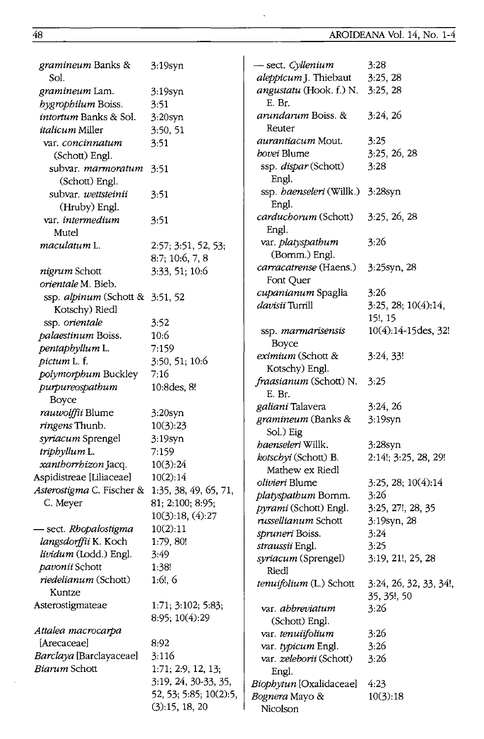*gramineum* Banks & Sol. 3:19syn
*gramineum* Lam. 3:19syn
*hygrophilum* Boiss. 3:51
*intortum* Banks & Sol. 3:20syn
*italicum* Miller 3:50, 51
 var. *concinnatum* (Schott) Engl. 3:51
  subvar. *marmoratum* (Schott) Engl. 3:51
  subvar. *wettsteinii* (Hruby) Engl. 3:51
 var. *intermedium* Mutel 3:51
*maculatum* L. 2:57; 3:51, 52, 53; 8:7; 10:6, 7, 8
*nigrum* Schott 3:33, 51; 10:6
*orientale* M. Bieb.
 ssp. *alpinum* (Schott & Kotschy) Riedl 3:51, 52
 ssp. *orientale* 3:52
*palaestinum* Boiss. 10:6
*pentaphyllum* L. 7:159
*pictum* L. f. 3:50, 51; 10:6
*polymorphum* Buckley 7:16
*purpureospathum* Boyce 10:8des, 8!
*rauwolffii* Blume 3:20syn
*ringens* Thunb. 10(3):23
*syriacum* Sprengel 3:19syn
*triphyllum* L. 7:159
*xanthorrhizon* Jacq. 10(3):24
Aspidistreae [Liliaceae] 10(2):14
*Asterostigma* C. Fischer & C. Meyer 1:35, 38, 49, 65, 71, 81; 2:100; 8:95; 10(3):18, (4):27
— sect. *Rhopalostigma* 10(2):11
*langsdorffii* K. Koch 1:79, 80!
*lividum* (Lodd.) Engl. 3:49
*pavonii* Schott 1:38!
*riedelianum* (Schott) Kuntze 1:6!, 6
Asterostigmateae 1:71; 3:102; 5:83; 8:95; 10(4):29
*Attalea macrocarpa* [Arecaceae] 8:92
*Barclaya* [Barclayaceae] 3:116
*Biarum* Schott 1:71; 2:9, 12, 13; 3:19, 24, 30-33, 35, 52, 53; 5:85; 10(2):5, (3):15, 18, 20
— sect. *Cyllenium* 3:28
*aleppicum* J. Thiebaut 3:25, 28
*angustatu* (Hook. f.) N. E. Br. 3:25, 28
*arundarum* Boiss. & Reuter 3:24, 26
*aurantiacum* Mout. 3:25
*bovei* Blume 3:25, 26, 28
 ssp. *dispar* (Schott) Engl. 3:28
 ssp. *haenseleri* (Willk.) Engl. 3:28syn
*carduchorum* (Schott) Engl. 3:25, 26, 28
 var. *platyspathum* (Bornm.) Engl. 3:26
*carracatrense* (Haens.) Font Quer 3:25syn, 28
*cupanianum* Spaglia 3:26
*davisii* Turrill 3:25, 28; 10(4):14, 15!, 15
 ssp. *marmarisensis* Boyce 10(4):14-15des, 32!
*eximium* (Schott & Kotschy) Engl. 3:24, 33!
*fraasianum* (Schott) N. E. Br. 3:25
*galiani* Talavera 3:24, 26
*gramineum* (Banks & Sol.) Eig 3:19syn
*haenseleri* Willk. 3:28syn
*kotschyi* (Schott) B. Mathew ex Riedl 2:14!; 3:25, 28, 29!
*olivieri* Blume 3:25, 28; 10(4):14
*platyspathum* Bornm. 3:26
*pyrami* (Schott) Engl. 3:25, 27!, 28, 35
*russellianum* Schott 3:19syn, 28
*spruneri* Boiss. 3:24
*straussii* Engl. 3:25
*syriacum* (Sprengel) Riedl 3:19, 21!, 25, 28
*tenuifolium* (L.) Schott 3:24, 26, 32, 33, 34!, 35, 35!, 50
 var. *abbreviatum* (Schott) Engl. 3:26
 var. *tenuiifolium* 3:26
 var. *typicum* Engl. 3:26
 var. *zeleborii* (Schott) Engl. 3:26
*Biophytun* [Oxalidaceae] 4:23
*Bognera* Mayo & Nicolson 10(3):18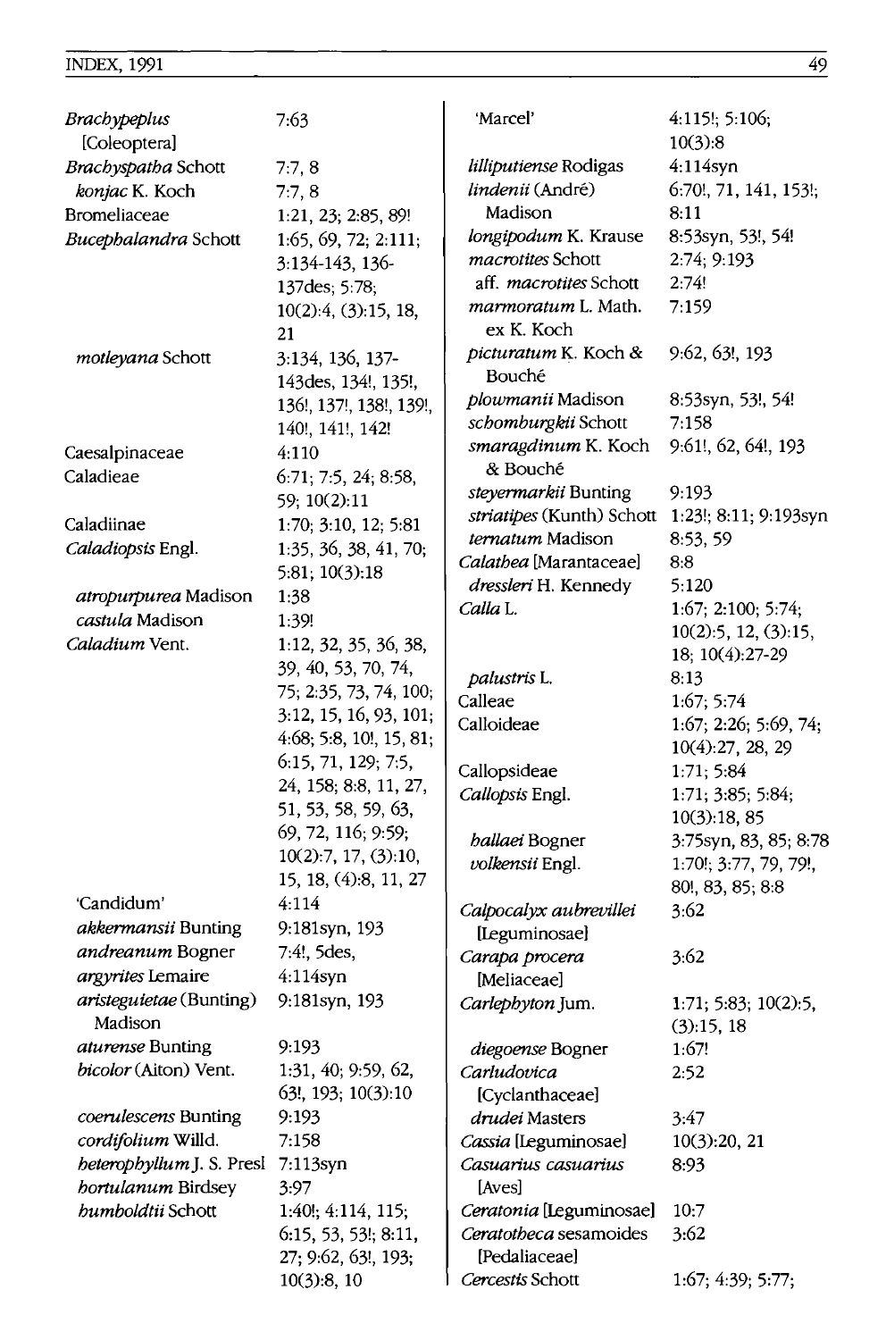*Brachypeplus* [Coleoptera] 7:63
*Brachyspatha* Schott 7:7, 8
  *konjac* K. Koch 7:7, 8
Bromeliaceae 1:21, 23; 2:85, 89!
*Bucephalandra* Schott 1:65, 69, 72; 2:111; 3:134-143, 136-137des; 5:78; 10(2):4, (3):15, 18, 21
  *motleyana* Schott 3:134, 136, 137-143des, 134!, 135!, 136!, 137!, 138!, 139!, 140!, 141!, 142!
Caesalpinaceae 4:110
Caladieae 6:71; 7:5, 24; 8:58, 59; 10(2):11
Caladiinae 1:70; 3:10, 12; 5:81
*Caladiopsis* Engl. 1:35, 36, 38, 41, 70; 5:81; 10(3):18
  *atropurpurea* Madison 1:38
  *castula* Madison 1:39!
*Caladium* Vent. 1:12, 32, 35, 36, 38, 39, 40, 53, 70, 74, 75; 2:35, 73, 74, 100; 3:12, 15, 16, 93, 101; 4:68; 5:8, 10!, 15, 81; 6:15, 71, 129; 7:5, 24, 158; 8:8, 11, 27, 51, 53, 58, 59, 63, 69, 72, 116; 9:59; 10(2):7, 17, (3):10, 15, 18, (4):8, 11, 27
  'Candidum' 4:114
  *akkermansii* Bunting 9:181syn, 193
  *andreanum* Bogner 7:4!, 5des,
  *argyrites* Lemaire 4:114syn
  *aristeguietae* (Bunting) Madison 9:181syn, 193
  *aturense* Bunting 9:193
  *bicolor* (Aiton) Vent. 1:31, 40; 9:59, 62, 63!, 193; 10(3):10
  *coerulescens* Bunting 9:193
  *cordifolium* Willd. 7:158
  *heterophyllum* J. S. Presl 7:113syn
  *hortulanum* Birdsey 3:97
  *humboldtii* Schott 1:40!; 4:114, 115; 6:15, 53, 53!; 8:11, 27; 9:62, 63!, 193; 10(3):8, 10
  'Marcel' 4:115!; 5:106; 10(3):8
  *lilliputiense* Rodigas 4:114syn
  *lindenii* (André) Madison 6:70!, 71, 141, 153!; 8:11
  *longipodum* K. Krause 8:53syn, 53!, 54!
  *macrotites* Schott 2:74; 9:193
  aff. *macrotites* Schott 2:74!
  *marmoratum* L. Math. ex K. Koch 7:159
  *picturatum* K. Koch & Bouché 9:62, 63!, 193
  *plowmanii* Madison 8:53syn, 53!, 54!
  *schomburgkii* Schott 7:158
  *smaragdinum* K. Koch & Bouché 9:61!, 62, 64!, 193
  *steyermarkii* Bunting 9:193
  *striatipes* (Kunth) Schott 1:23!; 8:11; 9:193syn
  *ternatum* Madison 8:53, 59
*Calathea* [Marantaceae] 8:8
  *dressleri* H. Kennedy 5:120
*Calla* L. 1:67; 2:100; 5:74; 10(2):5, 12, (3):15, 18; 10(4):27-29
  *palustris* L. 8:13
Calleae 1:67; 5:74
Calloideae 1:67; 2:26; 5:69, 74; 10(4):27, 28, 29
Callopsideae 1:71; 5:84
*Callopsis* Engl. 1:71; 3:85; 5:84; 10(3):18, 85
  *hallaei* Bogner 3:75syn, 83, 85; 8:78
  *volkensii* Engl. 1:70!; 3:77, 79, 79!, 80!, 83, 85; 8:8
*Calpocalyx aubrevillei* [Leguminosae] 3:62
*Carapa procera* [Meliaceae] 3:62
*Carlephyton* Jum. 1:71; 5:83; 10(2):5, (3):15, 18
  *diegoense* Bogner 1:67!
*Carludovica* [Cyclanthaceae] 2:52
  *drudei* Masters 3:47
*Cassia* [Leguminosae] 10(3):20, 21
*Casuarius casuarius* [Aves] 8:93
*Ceratonia* [Leguminosae] 10:7
*Ceratotheca* sesamoides [Pedaliaceae] 3:62
*Cercestis* Schott 1:67; 4:39; 5:77;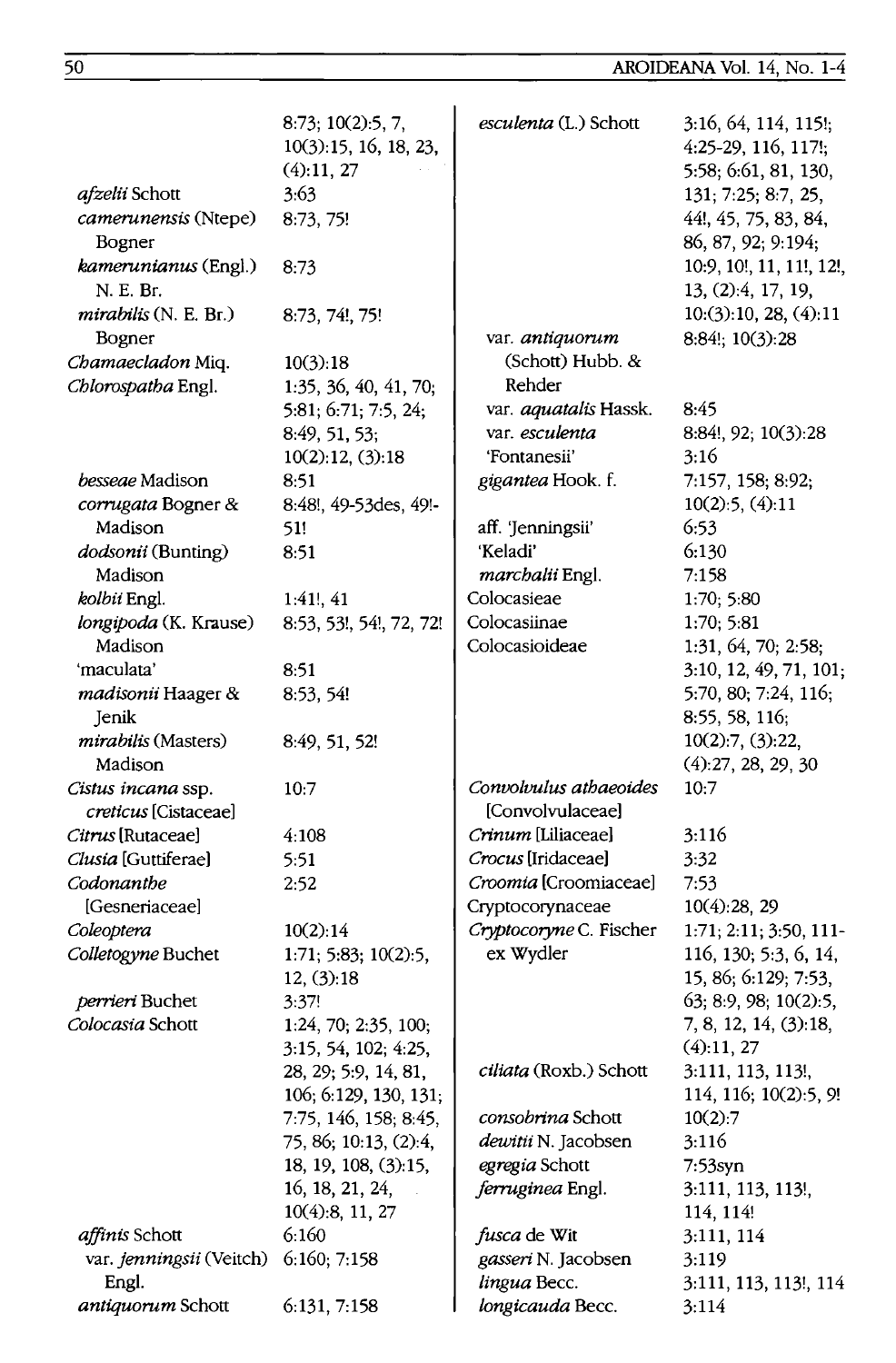| | |
|---|---|
| | 8:73; 10(2):5, 7, 10(3):15, 16, 18, 23, (4):11, 27 |
| *afzelii* Schott | 3:63 |
| *camerunensis* (Ntepe) Bogner | 8:73, 75! |
| *kamerunianus* (Engl.) N. E. Br. | 8:73 |
| *mirabilis* (N. E. Br.) Bogner | 8:73, 74!, 75! |
| *Chamaecladon* Miq. | 10(3):18 |
| *Chlorospatha* Engl. | 1:35, 36, 40, 41, 70; 5:81; 6:71; 7:5, 24; 8:49, 51, 53; 10(2):12, (3):18 |
| *besseae* Madison | 8:51 |
| *corrugata* Bogner & Madison | 8:48!, 49-53des, 49!-51! |
| *dodsonii* (Bunting) Madison | 8:51 |
| *kolbii* Engl. | 1:41!, 41 |
| *longipoda* (K. Krause) Madison | 8:53, 53!, 54!, 72, 72! |
| 'maculata' | 8:51 |
| *madisonii* Haager & Jenik | 8:53, 54! |
| *mirabilis* (Masters) Madison | 8:49, 51, 52! |
| *Cistus incana* ssp. *creticus* [Cistaceae] | 10:7 |
| *Citrus* [Rutaceae] | 4:108 |
| *Clusia* [Guttiferae] | 5:51 |
| *Codonanthe* [Gesneriaceae] | 2:52 |
| *Coleoptera* | 10(2):14 |
| *Colletogyne* Buchet | 1:71; 5:83; 10(2):5, 12, (3):18 |
| *perrieri* Buchet | 3:37! |
| *Colocasia* Schott | 1:24, 70; 2:35, 100; 3:15, 54, 102; 4:25, 28, 29; 5:9, 14, 81, 106; 6:129, 130, 131; 7:75, 146, 158; 8:45, 75, 86; 10:13, (2):4, 18, 19, 108, (3):15, 16, 18, 21, 24, 10(4):8, 11, 27 |
| *affinis* Schott | 6:160 |
| var. *jenningsii* (Veitch) Engl. | 6:160; 7:158 |
| *antiquorum* Schott | 6:131, 7:158 |
| *esculenta* (L.) Schott | 3:16, 64, 114, 115!; 4:25-29, 116, 117!; 5:58; 6:61, 81, 130, 131; 7:25; 8:7, 25, 44!, 45, 75, 83, 84, 86, 87, 92; 9:194; 10:9, 10!, 11, 11!, 12!, 13, (2):4, 17, 19, 10:(3):10, 28, (4):11 |
| var. *antiquorum* (Schott) Hubb. & Rehder | 8:84!; 10(3):28 |
| var. *aquatalis* Hassk. | 8:45 |
| var. *esculenta* | 8:84!, 92; 10(3):28 |
| 'Fontanesii' | 3:16 |
| *gigantea* Hook. f. | 7:157, 158; 8:92; 10(2):5, (4):11 |
| aff. 'Jenningsii' | 6:53 |
| 'Keladi' | 6:130 |
| *marchalii* Engl. | 7:158 |
| Colocasieae | 1:70; 5:80 |
| Colocasiinae | 1:70; 5:81 |
| Colocasioideae | 1:31, 64, 70; 2:58; 3:10, 12, 49, 71, 101; 5:70, 80; 7:24, 116; 8:55, 58, 116; 10(2):7, (3):22, (4):27, 28, 29, 30 |
| *Convolvulus athaeoides* [Convolvulaceae] | 10:7 |
| *Crinum* [Liliaceae] | 3:116 |
| *Crocus* [Iridaceae] | 3:32 |
| *Croomia* [Croomiaceae] | 7:53 |
| Cryptocorynaceae | 10(4):28, 29 |
| *Cryptocoryne* C. Fischer ex Wydler | 1:71; 2:11; 3:50, 111-116, 130; 5:3, 6, 14, 15, 86; 6:129; 7:53, 63; 8:9, 98; 10(2):5, 7, 8, 12, 14, (3):18, (4):11, 27 |
| *ciliata* (Roxb.) Schott | 3:111, 113, 113!, 114, 116; 10(2):5, 9! |
| *consobrina* Schott | 10(2):7 |
| *dewitii* N. Jacobsen | 3:116 |
| *egregia* Schott | 7:53syn |
| *ferruginea* Engl. | 3:111, 113, 113!, 114, 114! |
| *fusca* de Wit | 3:111, 114 |
| *gasseri* N. Jacobsen | 3:119 |
| *lingua* Becc. | 3:111, 113, 113!, 114 |
| *longicauda* Becc. | 3:114 |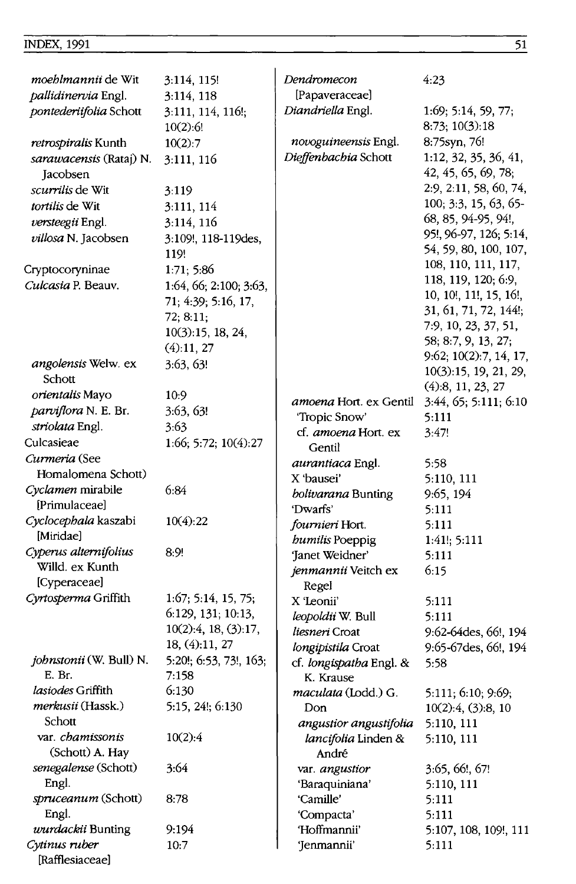| | |
|---|---|
| *moehlmannii* de Wit | 3:114, 115! |
| *pallidinervia* Engl. | 3:114, 118 |
| *pontederiifolia* Schott | 3:111, 114, 116!; 10(2):6! |
| *retrospiralis* Kunth | 10(2):7 |
| *sarawacensis* (Rataj) N. Jacobsen | 3:111, 116 |
| *scurrilis* de Wit | 3:119 |
| *tortilis* de Wit | 3:111, 114 |
| *versteegii* Engl. | 3:114, 116 |
| *villosa* N. Jacobsen | 3:109!, 118-119des, 119! |
| Cryptocoryninae | 1:71; 5:86 |
| *Culcasia* P. Beauv. | 1:64, 66; 2:100; 3:63, 71; 4:39; 5:16, 17, 72; 8:11; 10(3):15, 18, 24, (4):11, 27 |
| *angolensis* Welw. ex Schott | 3:63, 63! |
| *orientalis* Mayo | 10:9 |
| *parviflora* N. E. Br. | 3:63, 63! |
| *striolata* Engl. | 3:63 |
| Culcasieae | 1:66; 5:72; 10(4):27 |
| *Curmeria* (See Homalomena Schott) | |
| *Cyclamen* mirabile [Primulaceae] | 6:84 |
| *Cyclocephala* kaszabi [Miridae] | 10(4):22 |
| *Cyperus alternifolius* Willd. ex Kunth [Cyperaceae] | 8:9! |
| *Cyrtosperma* Griffith | 1:67; 5:14, 15, 75; 6:129, 131; 10:13, 10(2):4, 18, (3):17, 18, (4):11, 27 |
| *johnstonii* (W. Bull) N. E. Br. | 5:20!; 6:53, 73!, 163; 7:158 |
| *lasiodes* Griffith | 6:130 |
| *merkusii* (Hassk.) Schott | 5:15, 24!; 6:130 |
| var. *chamissonis* (Schott) A. Hay | 10(2):4 |
| *senegalense* (Schott) Engl. | 3:64 |
| *spruceanum* (Schott) Engl. | 8:78 |
| *wurdackii* Bunting | 9:194 |
| *Cytinus ruber* [Rafflesiaceae] | 10:7 |
| *Dendromecon* [Papaveraceae] | 4:23 |
| *Diandriella* Engl. | 1:69; 5:14, 59, 77; 8:73; 10(3):18 |
| *novoguineensis* Engl. | 8:75syn, 76! |
| *Dieffenbachia* Schott | 1:12, 32, 35, 36, 41, 42, 45, 65, 69, 78; 2:9, 2:11, 58, 60, 74, 100; 3:3, 15, 63, 65-68, 85, 94-95, 94!, 95!, 96-97, 126; 5:14, 54, 59, 80, 100, 107, 108, 110, 111, 117, 118, 119, 120; 6:9, 10, 10!, 11!, 15, 16!, 31, 61, 71, 72, 144!; 7:9, 10, 23, 37, 51, 58; 8:7, 9, 13, 27; 9:62; 10(2):7, 14, 17, 10(3):15, 19, 21, 29, (4):8, 11, 23, 27 |
| *amoena* Hort. ex Gentil | 3:44, 65; 5:111; 6:10 |
| 'Tropic Snow' | 5:111 |
| cf. *amoena* Hort. ex Gentil | 3:47! |
| *aurantiaca* Engl. | 5:58 |
| X 'bausei' | 5:110, 111 |
| *bolivarana* Bunting | 9:65, 194 |
| 'Dwarfs' | 5:111 |
| *fournieri* Hort. | 5:111 |
| *humilis* Poeppig | 1:41!; 5:111 |
| 'Janet Weidner' | 5:111 |
| *jenmannii* Veitch ex Regel | 6:15 |
| X 'Leonii' | 5:111 |
| *leopoldii* W. Bull | 5:111 |
| *liesneri* Croat | 9:62-64des, 66!, 194 |
| *longipistila* Croat | 9:65-67des, 66!, 194 |
| cf. *longispatha* Engl. & K. Krause | 5:58 |
| *maculata* (Lodd.) G. Don | 5:111; 6:10; 9:69; 10(2):4, (3):8, 10 |
| *angustior angustifolia* | 5:110, 111 |
| *lancifolia* Linden & André | 5:110, 111 |
| var. *angustior* | 3:65, 66!, 67! |
| 'Baraquiniana' | 5:110, 111 |
| 'Camille' | 5:111 |
| 'Compacta' | 5:111 |
| 'Hoffmannii' | 5:107, 108, 109!, 111 |
| 'Jenmannii' | 5:111 |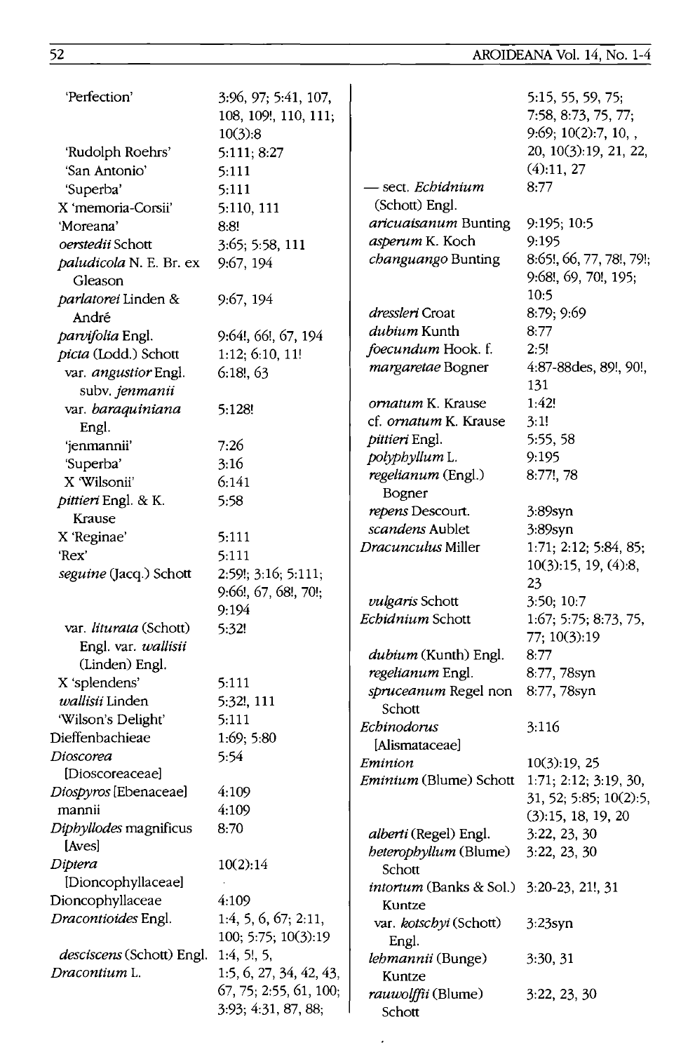'Perfection' 3:96, 97; 5:41, 107, 108, 109!, 110, 111; 10(3):8
'Rudolph Roehrs' 5:111; 8:27
'San Antonio' 5:111
'Superba' 5:111
X 'memoria-Corsii' 5:110, 111
'Moreana' 8:8!
*oerstedii* Schott 3:65; 5:58, 111
*paludicola* N. E. Br. ex Gleason 9:67, 194
*parlatorei* Linden & André 9:67, 194
*parvifolia* Engl. 9:64!, 66!, 67, 194
*picta* (Lodd.) Schott 1:12; 6:10, 11!
var. *angustior* Engl. subv. *jenmanii* 6:18!, 63
var. *baraquiniana* Engl. 5:128!
'jenmannii' 7:26
'Superba' 3:16
X 'Wilsonii' 6:141
*pittieri* Engl. & K. Krause 5:58
X 'Reginae' 5:111
'Rex' 5:111
*seguine* (Jacq.) Schott 2:59!; 3:16; 5:111; 9:66!, 67, 68!, 70!; 9:194
var. *liturata* (Schott) Engl. var. *wallisii* (Linden) Engl. 5:32!
X 'splendens' 5:111
*wallisii* Linden 5:32!, 111
'Wilson's Delight' 5:111
Dieffenbachieae 1:69; 5:80
*Dioscorea* [Dioscoreaceae] 5:54
*Diospyros* [Ebenaceae] 4:109
mannii 4:109
*Diphyllodes* magnificus [Aves] 8:70
*Diptera* [Dioncophyllaceae] 10(2):14
Dioncophyllaceae 4:109
*Dracontioides* Engl. 1:4, 5, 6, 67; 2:11, 100; 5:75; 10(3):19
*desciscens* (Schott) Engl. 1:4, 5!, 5,
*Dracontium* L. 1:5, 6, 27, 34, 42, 43, 67, 75; 2:55, 61, 100; 3:93; 4:31, 87, 88; 5:15, 55, 59, 75; 7:58, 8:73, 75, 77; 9:69; 10(2):7, 10, , 20, 10(3):19, 21, 22, (4):11, 27
— sect. *Echidnium* (Schott) Engl. 8:77
*aricuaisanum* Bunting 9:195; 10:5
*asperum* K. Koch 9:195
*changuango* Bunting 8:65!, 66, 77, 78!, 79!; 9:68!, 69, 70!, 195; 10:5
*dressleri* Croat 8:79; 9:69
*dubium* Kunth 8:77
*foecundum* Hook. f. 2:5!
*margaretae* Bogner 4:87-88des, 89!, 90!, 131
*ornatum* K. Krause 1:42!
cf. *ornatum* K. Krause 3:1!
*pittieri* Engl. 5:55, 58
*polyphyllum* L. 9:195
*regelianum* (Engl.) Bogner 8:77!, 78
*repens* Descourt. 3:89syn
*scandens* Aublet 3:89syn
*Dracunculus* Miller 1:71; 2:12; 5:84, 85; 10(3):15, 19, (4):8, 23
*vulgaris* Schott 3:50; 10:7
*Echidnium* Schott 1:67; 5:75; 8:73, 75, 77; 10(3):19
*dubium* (Kunth) Engl. 8:77
*regelianum* Engl. 8:77, 78syn
*spruceanum* Regel non Schott 8:77, 78syn
*Echinodorus* [Alismataceae] 3:116
*Eminion* 10(3):19, 25
*Eminium* (Blume) Schott 1:71; 2:12; 3:19, 30, 31, 52; 5:85; 10(2):5, (3):15, 18, 19, 20
*alberti* (Regel) Engl. 3:22, 23, 30
*heterophyllum* (Blume) Schott 3:22, 23, 30
*intortum* (Banks & Sol.) Kuntze 3:20-23, 21!, 31
var. *kotschyi* (Schott) Engl. 3:23syn
*lehmannii* (Bunge) Kuntze 3:30, 31
*rauwolffii* (Blume) Schott 3:22, 23, 30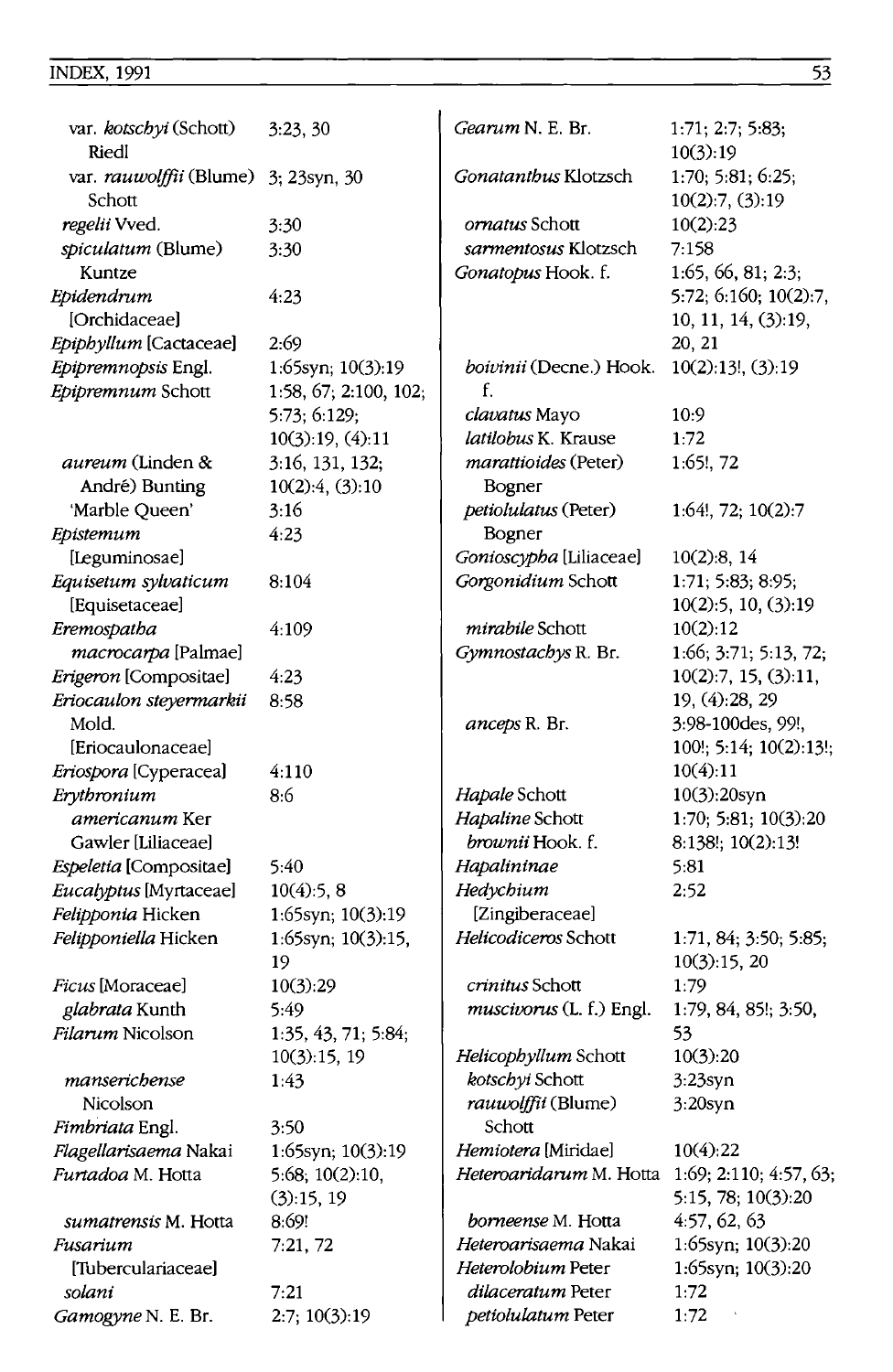var. *kotschyi* (Schott) Riedl — 3:23, 30
var. *rauwolffii* (Blume) Schott — 3; 23syn, 30
*regelii* Vved. — 3:30
*spiculatum* (Blume) Kuntze — 3:30
*Epidendrum* [Orchidaceae] — 4:23
*Epiphyllum* [Cactaceae] — 2:69
*Epipremnopsis* Engl. — 1:65syn; 10(3):19
*Epipremnum* Schott — 1:58, 67; 2:100, 102; 5:73; 6:129; 10(3):19, (4):11
*aureum* (Linden & André) Bunting — 3:16, 131, 132; 10(2):4, (3):10
'Marble Queen' — 3:16
*Epistemum* [Leguminosae] — 4:23
*Equisetum sylvaticum* [Equisetaceae] — 8:104
*Eremospatha macrocarpa* [Palmae] — 4:109
*Erigeron* [Compositae] — 4:23
*Eriocaulon steyermarkii* Mold. [Eriocaulonaceae] — 8:58
*Eriospora* [Cyperacea] — 4:110
*Erythronium americanum* Ker Gawler [Liliaceae] — 8:6
*Espeletia* [Compositae] — 5:40
*Eucalyptus* [Myrtaceae] — 10(4):5, 8
*Felipponia* Hicken — 1:65syn; 10(3):19
*Felipponiella* Hicken — 1:65syn; 10(3):15, 19
*Ficus* [Moraceae] — 10(3):29
*glabrata* Kunth — 5:49
*Filarum* Nicolson — 1:35, 43, 71; 5:84; 10(3):15, 19
*manserichense* Nicolson — 1:43
*Fimbriata* Engl. — 3:50
*Flagellarisaema* Nakai — 1:65syn; 10(3):19
*Furtadoa* M. Hotta — 5:68; 10(2):10, (3):15, 19
*sumatrensis* M. Hotta — 8:69!
*Fusarium* [Tuberculariaceae] — 7:21, 72
*solani* — 7:21
*Gamogyne* N. E. Br. — 2:7; 10(3):19
*Gearum* N. E. Br. — 1:71; 2:7; 5:83; 10(3):19
*Gonatanthus* Klotzsch — 1:70; 5:81; 6:25; 10(2):7, (3):19
*ornatus* Schott — 10(2):23
*sarmentosus* Klotzsch — 7:158
*Gonatopus* Hook. f. — 1:65, 66, 81; 2:3; 5:72; 6:160; 10(2):7, 10, 11, 14, (3):19, 20, 21
*boivinii* (Decne.) Hook. f. — 10(2):13!, (3):19
*clavatus* Mayo — 10:9
*latilobus* K. Krause — 1:72
*marattioides* (Peter) Bogner — 1:65!, 72
*petiolulatus* (Peter) Bogner — 1:64!, 72; 10(2):7
*Gonioscypha* [Liliaceae] — 10(2):8, 14
*Gorgonidium* Schott — 1:71; 5:83; 8:95; 10(2):5, 10, (3):19
*mirabile* Schott — 10(2):12
*Gymnostachys* R. Br. — 1:66; 3:71; 5:13, 72; 10(2):7, 15, (3):11, 19, (4):28, 29
*anceps* R. Br. — 3:98-100des, 99!, 100!; 5:14; 10(2):13!; 10(4):11
*Hapale* Schott — 10(3):20syn
*Hapaline* Schott — 1:70; 5:81; 10(3):20
*brownii* Hook. f. — 8:138!; 10(2):13!
*Hapalininae* — 5:81
*Hedychium* [Zingiberaceae] — 2:52
*Helicodiceros* Schott — 1:71, 84; 3:50; 5:85; 10(3):15, 20
*crinitus* Schott — 1:79
*muscivorus* (L. f.) Engl. — 1:79, 84, 85!; 3:50, 53
*Helicophyllum* Schott — 10(3):20
*kotschyi* Schott — 3:23syn
*rauwolffii* (Blume) Schott — 3:20syn
*Hemiotera* [Miridae] — 10(4):22
*Heteroaridarum* M. Hotta — 1:69; 2:110; 4:57, 63; 5:15, 78; 10(3):20
*borneense* M. Hotta — 4:57, 62, 63
*Heteroarisaema* Nakai — 1:65syn; 10(3):20
*Heterolobium* Peter — 1:65syn; 10(3):20
*dilaceratum* Peter — 1:72
*petiolulatum* Peter — 1:72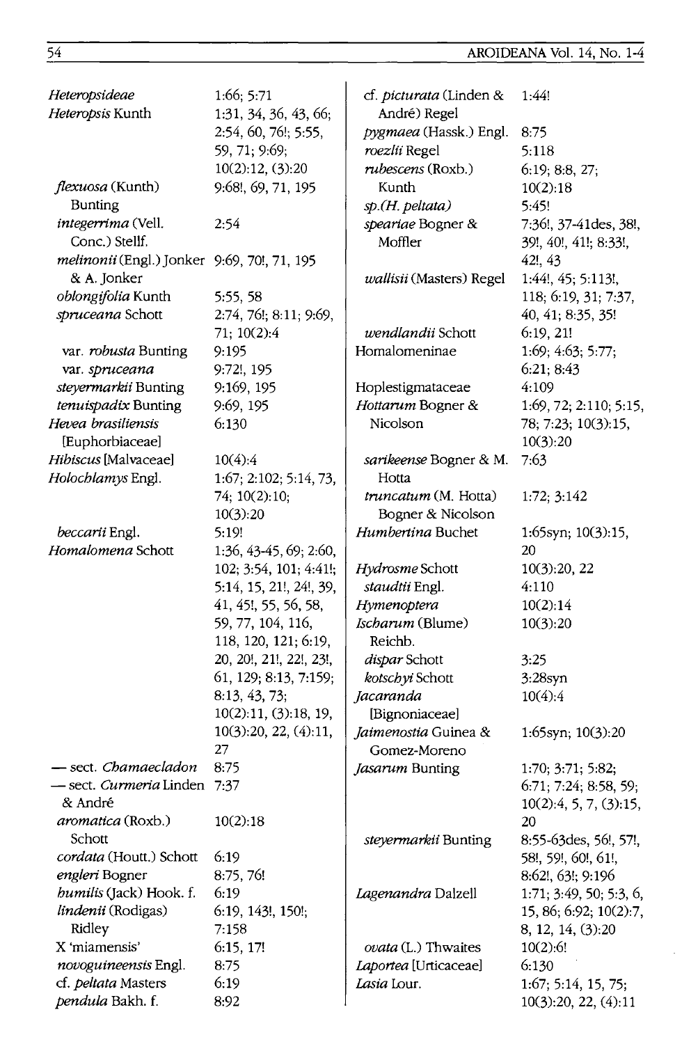| | |
|---|---|
| *Heteropsideae* | 1:66; 5:71 |
| *Heteropsis* Kunth | 1:31, 34, 36, 43, 66; 2:54, 60, 76!; 5:55, 59, 71; 9:69; 10(2):12, (3):20 |
| *flexuosa* (Kunth) Bunting | 9:68!, 69, 71, 195 |
| *integerrima* (Vell. Conc.) Stellf. | 2:54 |
| *melinonii* (Engl.) Jonker & A. Jonker | 9:69, 70!, 71, 195 |
| *oblongifolia* Kunth | 5:55, 58 |
| *spruceana* Schott | 2:74, 76!; 8:11; 9:69, 71; 10(2):4 |
| var. *robusta* Bunting | 9:195 |
| var. *spruceana* | 9:72!, 195 |
| *steyermarkii* Bunting | 9:169, 195 |
| *tenuispadix* Bunting | 9:69, 195 |
| *Hevea brasiliensis* [Euphorbiaceae] | 6:130 |
| *Hibiscus* [Malvaceae] | 10(4):4 |
| *Holochlamys* Engl. | 1:67; 2:102; 5:14, 73, 74; 10(2):10; 10(3):20 |
| *beccarii* Engl. | 5:19! |
| *Homalomena* Schott | 1:36, 43-45, 69; 2:60, 102; 3:54, 101; 4:41!; 5:14, 15, 21!, 24!, 39, 41, 45!, 55, 56, 58, 59, 77, 104, 116, 118, 120, 121; 6:19, 20, 20!, 21!, 22!, 23!, 61, 129; 8:13, 7:159; 8:13, 43, 73; 10(2):11, (3):18, 19, 10(3):20, 22, (4):11, 27 |
| — sect. *Chamaecladon* | 8:75 |
| — sect. *Curmeria* Linden & André | 7:37 |
| *aromatica* (Roxb.) Schott | 10(2):18 |
| *cordata* (Houtt.) Schott | 6:19 |
| *engleri* Bogner | 8:75, 76! |
| *humilis* (Jack) Hook. f. | 6:19 |
| *lindenii* (Rodigas) Ridley | 6:19, 143!, 150!; 7:158 |
| X 'miamensis' | 6:15, 17! |
| *novoguineensis* Engl. | 8:75 |
| cf. *peltata* Masters | 6:19 |
| *pendula* Bakh. f. | 8:92 |
| cf. *picturata* (Linden & André) Regel | 1:44! |
| *pygmaea* (Hassk.) Engl. | 8:75 |
| *roezlii* Regel | 5:118 |
| *rubescens* (Roxb.) Kunth | 6:19; 8:8, 27; 10(2):18 |
| *sp.(H. peltata)* | 5:45! |
| *speariae* Bogner & Moffler | 7:36!, 37-41des, 38!, 39!, 40!, 41!; 8:33!, 42!, 43 |
| *wallisii* (Masters) Regel | 1:44!, 45; 5:113!, 118; 6:19, 31; 7:37, 40, 41; 8:35, 35! |
| *wendlandii* Schott | 6:19, 21! |
| Homalomeninae | 1:69; 4:63; 5:77; 6:21; 8:43 |
| Hoplestigmataceae | 4:109 |
| *Hottarum* Bogner & Nicolson | 1:69, 72; 2:110; 5:15, 78; 7:23; 10(3):15, 10(3):20 |
| *sarikeense* Bogner & M. Hotta | 7:63 |
| *truncatum* (M. Hotta) Bogner & Nicolson | 1:72; 3:142 |
| *Humbertina* Buchet | 1:65syn; 10(3):15, 20 |
| *Hydrosme* Schott | 10(3):20, 22 |
| *staudtii* Engl. | 4:110 |
| *Hymenoptera* | 10(2):14 |
| *Ischarum* (Blume) Reichb. | 10(3):20 |
| *dispar* Schott | 3:25 |
| *kotschyi* Schott | 3:28syn |
| *Jacaranda* [Bignoniaceae] | 10(4):4 |
| *Jaimenostia* Guinea & Gomez-Moreno | 1:65syn; 10(3):20 |
| *Jasarum* Bunting | 1:70; 3:71; 5:82; 6:71; 7:24; 8:58, 59; 10(2):4, 5, 7, (3):15, 20 |
| *steyermarkii* Bunting | 8:55-63des, 56!, 57!, 58!, 59!, 60!, 61!, 8:62!, 63!; 9:196 |
| *Lagenandra* Dalzell | 1:71; 3:49, 50; 5:3, 6, 15, 86; 6:92; 10(2):7, 8, 12, 14, (3):20 |
| *ovata* (L.) Thwaites | 10(2):6! |
| *Laportea* [Urticaceae] | 6:130 |
| *Lasia* Lour. | 1:67; 5:14, 15, 75; 10(3):20, 22, (4):11 |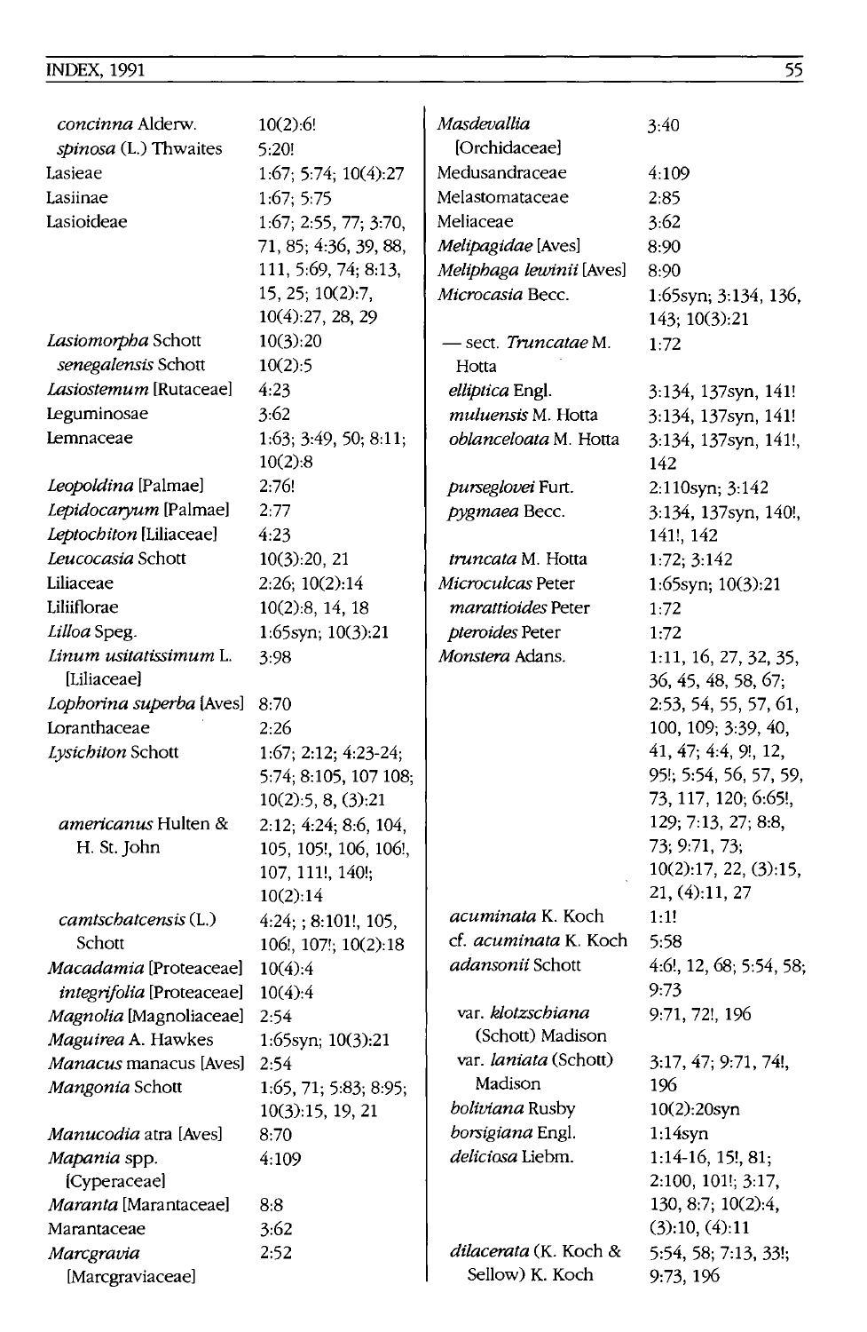*concinna* Alderw. 10(2):6!
*spinosa* (L.) Thwaites 5:20!
Lasieae 1:67; 5:74; 10(4):27
Lasiinae 1:67; 5:75
Lasioideae 1:67; 2:55, 77; 3:70, 71, 85; 4:36, 39, 88, 111, 5:69, 74; 8:13, 15, 25; 10(2):7, 10(4):27, 28, 29
*Lasiomorpha* Schott 10(3):20
*senegalensis* Schott 10(2):5
*Lasiostemum* [Rutaceae] 4:23
Leguminosae 3:62
Lemnaceae 1:63; 3:49, 50; 8:11; 10(2):8
*Leopoldina* [Palmae] 2:76!
*Lepidocaryum* [Palmae] 2:77
*Leptochiton* [Liliaceae] 4:23
*Leucocasia* Schott 10(3):20, 21
Liliaceae 2:26; 10(2):14
Liliiflorae 10(2):8, 14, 18
*Lilloa* Speg. 1:65syn; 10(3):21
*Linum usitatissimum* L. [Liliaceae] 3:98
*Lophorina superba* [Aves] 8:70
Loranthaceae 2:26
*Lysichiton* Schott 1:67; 2:12; 4:23-24; 5:74; 8:105, 107 108; 10(2):5, 8, (3):21
*americanus* Hulten & H. St. John 2:12; 4:24; 8:6, 104, 105, 105!, 106, 106!, 107, 111!, 140!; 10(2):14
*camtschatcensis* (L.) Schott 4:24; ; 8:101!, 105, 106!, 107!; 10(2):18
*Macadamia* [Proteaceae] 10(4):4
*integrifolia* [Proteaceae] 10(4):4
*Magnolia* [Magnoliaceae] 2:54
*Maguirea* A. Hawkes 1:65syn; 10(3):21
*Manacus* manacus [Aves] 2:54
*Mangonia* Schott 1:65, 71; 5:83; 8:95; 10(3):15, 19, 21
*Manucodia* atra [Aves] 8:70
*Mapania* spp. [Cyperaceae] 4:109
*Maranta* [Marantaceae] 8:8
Marantaceae 3:62
*Marcgravia* [Marcgraviaceae] 2:52
*Masdevallia* [Orchidaceae] 3:40
Medusandraceae 4:109
Melastomataceae 2:85
Meliaceae 3:62
*Melipagidae* [Aves] 8:90
*Meliphaga lewinii* [Aves] 8:90
*Microcasia* Becc. 1:65syn; 3:134, 136, 143; 10(3):21
— sect. *Truncatae* M. Hotta 1:72
*elliptica* Engl. 3:134, 137syn, 141!
*muluensis* M. Hotta 3:134, 137syn, 141!
*oblanceloata* M. Hotta 3:134, 137syn, 141!, 142
*purseglovei* Furt. 2:110syn; 3:142
*pygmaea* Becc. 3:134, 137syn, 140!, 141!, 142
*truncata* M. Hotta 1:72; 3:142
*Microculcas* Peter 1:65syn; 10(3):21
*marattioides* Peter 1:72
*pteroides* Peter 1:72
*Monstera* Adans. 1:11, 16, 27, 32, 35, 36, 45, 48, 58, 67; 2:53, 54, 55, 57, 61, 100, 109; 3:39, 40, 41, 47; 4:4, 9!, 12, 95!; 5:54, 56, 57, 59, 73, 117, 120; 6:65!, 129; 7:13, 27; 8:8, 73; 9:71, 73; 10(2):17, 22, (3):15, 21, (4):11, 27
*acuminata* K. Koch 1:1!
cf. *acuminata* K. Koch 5:58
*adansonii* Schott 4:6!, 12, 68; 5:54, 58; 9:73
var. *klotzschiana* (Schott) Madison 9:71, 72!, 196
var. *laniata* (Schott) Madison 3:17, 47; 9:71, 74!, 196
*boliviana* Rusby 10(2):20syn
*borsigiana* Engl. 1:14syn
*deliciosa* Liebm. 1:14-16, 15!, 81; 2:100, 101!; 3:17, 130, 8:7; 10(2):4, (3):10, (4):11
*dilacerata* (K. Koch & Sellow) K. Koch 5:54, 58; 7:13, 33!; 9:73, 196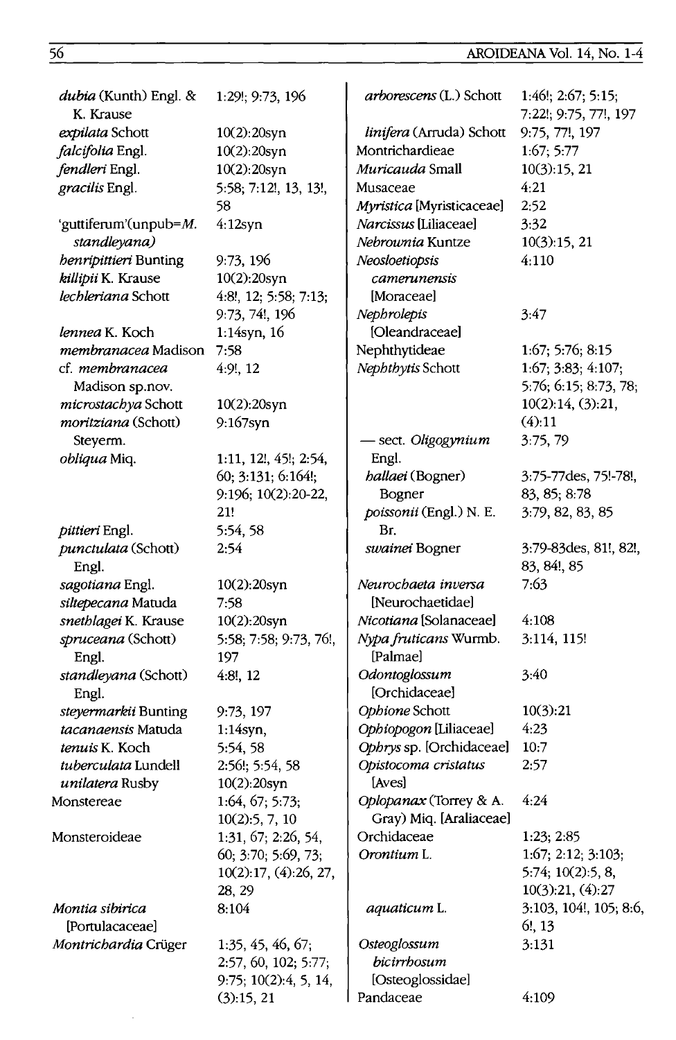| | |
|---|---|
| *dubia* (Kunth) Engl. & K. Krause | 1:29!; 9:73, 196 |
| *expilata* Schott | 10(2):20syn |
| *falcifolia* Engl. | 10(2):20syn |
| *fendleri* Engl. | 10(2):20syn |
| *gracilis* Engl. | 5:58; 7:12!, 13, 13!, 58 |
| 'guttiferum'(unpub=*M. standleyana)* | 4:12syn |
| *henripittieri* Bunting | 9:73, 196 |
| *killipii* K. Krause | 10(2):20syn |
| *lechleriana* Schott | 4:8!, 12; 5:58; 7:13; 9:73, 74!, 196 |
| *lennea* K. Koch | 1:14syn, 16 |
| *membranacea* Madison | 7:58 |
| cf. *membranacea* Madison sp.nov. | 4:9!, 12 |
| *microstachya* Schott | 10(2):20syn |
| *moritziana* (Schott) Steyerm. | 9:167syn |
| *obliqua* Miq. | 1:11, 12!, 45!; 2:54, 60; 3:131; 6:164!; 9:196; 10(2):20-22, 21! |
| *pittieri* Engl. | 5:54, 58 |
| *punctulata* (Schott) Engl. | 2:54 |
| *sagotiana* Engl. | 10(2):20syn |
| *siltepecana* Matuda | 7:58 |
| *snethlagei* K. Krause | 10(2):20syn |
| *spruceana* (Schott) Engl. | 5:58; 7:58; 9:73, 76!, 197 |
| *standleyana* (Schott) Engl. | 4:8!, 12 |
| *steyermarkii* Bunting | 9:73, 197 |
| *tacanaensis* Matuda | 1:14syn, |
| *tenuis* K. Koch | 5:54, 58 |
| *tuberculata* Lundell | 2:56!; 5:54, 58 |
| *unilatera* Rusby | 10(2):20syn |
| Monstereae | 1:64, 67; 5:73; 10(2):5, 7, 10 |
| Monsteroideae | 1:31, 67; 2:26, 54, 60; 3:70; 5:69, 73; 10(2):17, (4):26, 27, 28, 29 |
| *Montia sibirica* [Portulacaceae] | 8:104 |
| *Montrichardia* Crüger | 1:35, 45, 46, 67; 2:57, 60, 102; 5:77; 9:75; 10(2):4, 5, 14, (3):15, 21 |
| *arborescens* (L.) Schott | 1:46!; 2:67; 5:15; 7:22!; 9:75, 77!, 197 |
| *linifera* (Arruda) Schott | 9:75, 77!, 197 |
| Montrichardieae | 1:67; 5:77 |
| *Muricauda* Small | 10(3):15, 21 |
| Musaceae | 4:21 |
| *Myristica* [Myristicaceae] | 2:52 |
| *Narcissus* [Liliaceae] | 3:32 |
| *Nebrownia* Kuntze | 10(3):15, 21 |
| *Neosloetiopsis camerunensis* [Moraceae] | 4:110 |
| *Nephrolepis* [Oleandraceae] | 3:47 |
| Nephthytideae | 1:67; 5:76; 8:15 |
| *Nephthytis* Schott | 1:67; 3:83; 4:107; 5:76; 6:15; 8:73, 78; 10(2):14, (3):21, (4):11 |
| — sect. *Oligogynium* Engl. | 3:75, 79 |
| *hallaei* (Bogner) Bogner | 3:75-77des, 75!-78!, 83, 85; 8:78 |
| *poissonii* (Engl.) N. E. Br. | 3:79, 82, 83, 85 |
| *swainei* Bogner | 3:79-83des, 81!, 82!, 83, 84!, 85 |
| *Neurochaeta inversa* [Neurochaetidae] | 7:63 |
| *Nicotiana* [Solanaceae] | 4:108 |
| *Nypa fruticans* Wurmb. [Palmae] | 3:114, 115! |
| *Odontoglossum* [Orchidaceae] | 3:40 |
| *Ophione* Schott | 10(3):21 |
| *Ophiopogon* [Liliaceae] | 4:23 |
| *Ophrys* sp. [Orchidaceae] | 10:7 |
| *Opistocoma cristatus* [Aves] | 2:57 |
| *Oplopanax* (Torrey & A. Gray) Miq. [Araliaceae] | 4:24 |
| Orchidaceae | 1:23; 2:85 |
| *Orontium* L. | 1:67; 2:12; 3:103; 5:74; 10(2):5, 8, 10(3):21, (4):27 |
| *aquaticum* L. | 3:103, 104!, 105; 8:6, 6!, 13 |
| *Osteoglossum bicirrhosum* [Osteoglossidae] | 3:131 |
| Pandaceae | 4:109 |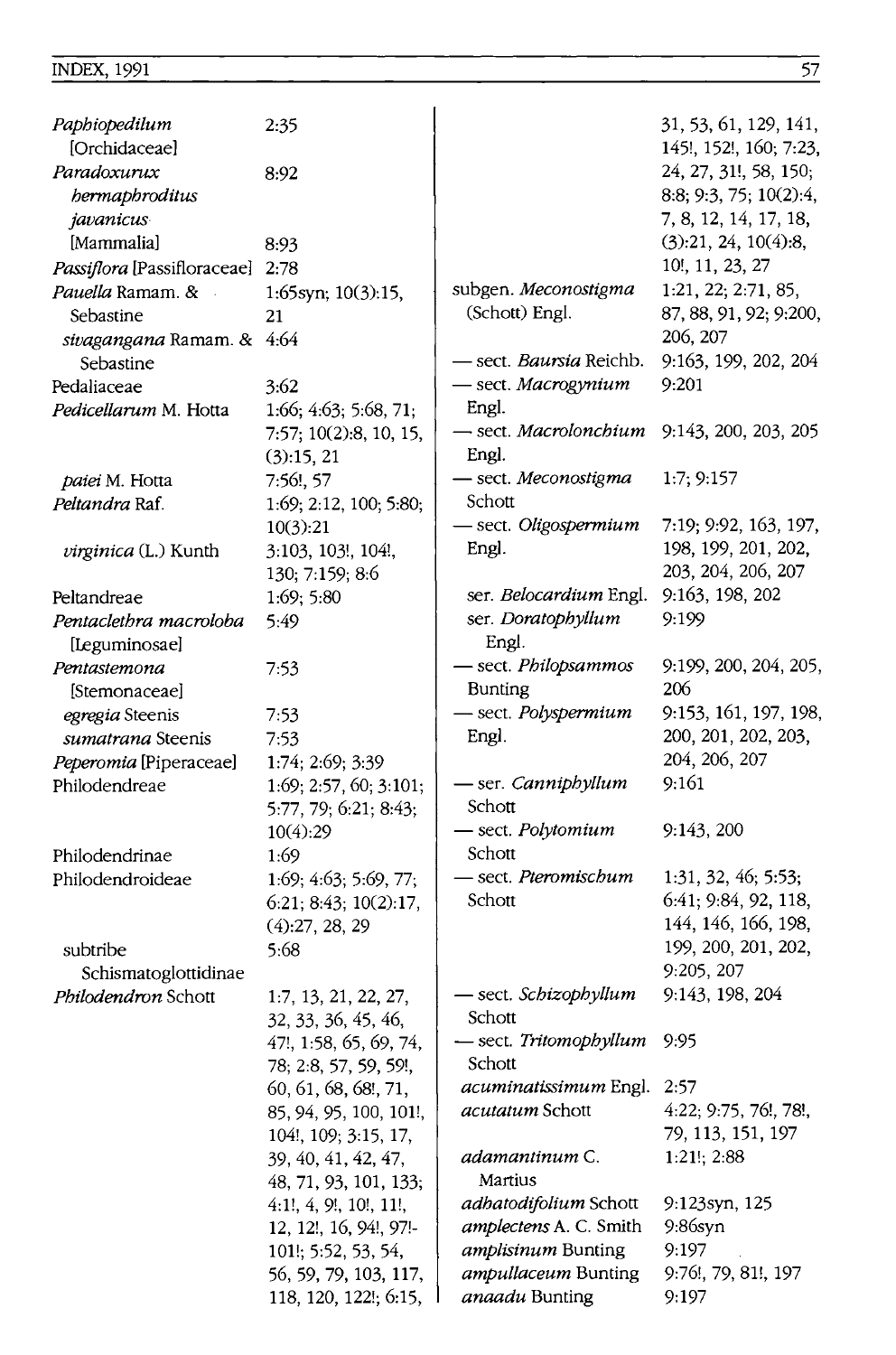*Paphiopedilum* [Orchidaceae] 2:35

*Paradoxurux hermaphroditus javanicus* [Mammalia] 8:92; 8:93

*Passiflora* [Passifloraceae] 2:78

*Pauella* Ramam. & Sebastine 1:65syn; 10(3):15, 21

*sivagangana* Ramam. & Sebastine 4:64

Pedaliaceae 3:62

*Pedicellarum* M. Hotta 1:66; 4:63; 5:68, 71; 7:57; 10(2):8, 10, 15, (3):15, 21

*paiei* M. Hotta 7:56!, 57

*Peltandra* Raf. 1:69; 2:12, 100; 5:80; 10(3):21

*virginica* (L.) Kunth 3:103, 103!, 104!, 130; 7:159; 8:6

Peltandreae 1:69; 5:80

*Pentaclethra macroloba* [Leguminosae] 5:49

*Pentastemona* [Stemonaceae] 7:53

*egregia* Steenis 7:53

*sumatrana* Steenis 7:53

*Peperomia* [Piperaceae] 1:74; 2:69; 3:39

Philodendreae 1:69; 2:57, 60; 3:101; 5:77, 79; 6:21; 8:43; 10(4):29

Philodendrinae 1:69

Philodendroideae 1:69; 4:63; 5:69, 77; 6:21; 8:43; 10(2):17, (4):27, 28, 29

subtribe Schismatoglottidinae 5:68

*Philodendron* Schott 1:7, 13, 21, 22, 27, 32, 33, 36, 45, 46, 47!, 1:58, 65, 69, 74, 78; 2:8, 57, 59, 59!, 60, 61, 68, 68!, 71, 85, 94, 95, 100, 101!, 104!, 109; 3:15, 17, 39, 40, 41, 42, 47, 48, 71, 93, 101, 133; 4:1!, 4, 9!, 10!, 11!, 12, 12!, 16, 94!, 97!-101!; 5:52, 53, 54, 56, 59, 79, 103, 117, 118, 120, 122!; 6:15, 31, 53, 61, 129, 141, 145!, 152!, 160; 7:23, 24, 27, 31!, 58, 150; 8:8; 9:3, 75; 10(2):4, 7, 8, 12, 14, 17, 18, (3):21, 24, 10(4):8, 10!, 11, 23, 27

subgen. *Meconostigma* (Schott) Engl. 1:21, 22; 2:71, 85, 87, 88, 91, 92; 9:200, 206, 207

— sect. *Baursia* Reichb. 9:163, 199, 202, 204

— sect. *Macrogynium* Engl. 9:201

— sect. *Macrolonchium* Engl. 9:143, 200, 203, 205

— sect. *Meconostigma* Schott 1:7; 9:157

— sect. *Oligospermium* Engl. 7:19; 9:92, 163, 197, 198, 199, 201, 202, 203, 204, 206, 207

ser. *Belocardium* Engl. 9:163, 198, 202

ser. *Doratophyllum* Engl. 9:199

— sect. *Philopsammos* Bunting 9:199, 200, 204, 205, 206

— sect. *Polyspermium* Engl. 9:153, 161, 197, 198, 200, 201, 202, 203, 204, 206, 207

— ser. *Canniphyllum* Schott 9:161

— sect. *Polytomium* Schott 9:143, 200

— sect. *Pteromischum* Schott 1:31, 32, 46; 5:53; 6:41; 9:84, 92, 118, 144, 146, 166, 198, 199, 200, 201, 202, 9:205, 207

— sect. *Schizophyllum* Schott 9:143, 198, 204

— sect. *Tritomophyllum* Schott 9:95

*acuminatissimum* Engl. 2:57

*acutatum* Schott 4:22; 9:75, 76!, 78!, 79, 113, 151, 197

*adamantinum* C. Martius 1:21!; 2:88

*adhatodifolium* Schott 9:123syn, 125

*amplectens* A. C. Smith 9:86syn

*amplisinum* Bunting 9:197

*ampullaceum* Bunting 9:76!, 79, 81!, 197

*anaadu* Bunting 9:197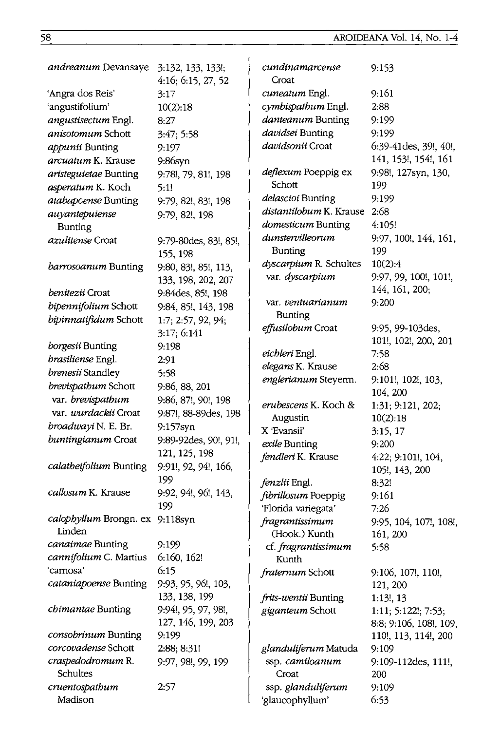*andreanum* Devansaye 3:132, 133, 133!; 4:16; 6:15, 27, 52
'Angra dos Reis' 3:17
'angustifolium' 10(2):18
*angustisectum* Engl. 8:27
*anisotomum* Schott 3:47; 5:58
*appunii* Bunting 9:197
*arcuatum* K. Krause 9:86syn
*aristeguietae* Bunting 9:78!, 79, 81!, 198
*asperatum* K. Koch 5:1!
*atabapcense* Bunting 9:79, 82!, 83!, 198
*auyantepuiense* Bunting 9:79, 82!, 198
*azulitense* Croat 9:79-80des, 83!, 85!, 155, 198
*barrosoanum* Bunting 9:80, 83!, 85!, 113, 133, 198, 202, 207
*benitezii* Croat 9:84des, 85!, 198
*bipennifolium* Schott 9:84, 85!, 143, 198
*bipinnatifidum* Schott 1:7; 2:57, 92, 94; 3:17; 6:141
*borgesii* Bunting 9:198
*brasiliense* Engl. 2:91
*brenesii* Standley 5:58
*brevispathum* Schott 9:86, 88, 201
 var. *brevispathum* 9:86, 87!, 90!, 198
 var. *wurdackii* Croat 9:87!, 88-89des, 198
*broadwayi* N. E. Br. 9:157syn
*buntingianum* Croat 9:89-92des, 90!, 91!, 121, 125, 198
*calatheifolium* Bunting 9:91!, 92, 94!, 166, 199
*callosum* K. Krause 9:92, 94!, 96!, 143, 199
*calophyllum* Brongn. ex Linden 9:118syn
*canaimae* Bunting 9:199
*cannifolium* C. Martius 6:160, 162!
'carnosa' 6:15
*cataniapoense* Bunting 9:93, 95, 96!, 103, 133, 138, 199
*chimantae* Bunting 9:94!, 95, 97, 98!, 127, 146, 199, 203
*consobrinum* Bunting 9:199
*corcovadense* Schott 2:88; 8:31!
*craspedodromum* R. Schultes 9:97, 98!, 99, 199
*cruentospathum* Madison 2:57
*cundinamarcense* Croat 9:153
*cuneatum* Engl. 9:161
*cymbispathum* Engl. 2:88
*danteanum* Bunting 9:199
*davidsei* Bunting 9:199
*davidsonii* Croat 6:39-41des, 39!, 40!, 141, 153!, 154!, 161
*deflexum* Poeppig ex Schott 9:98!, 127syn, 130, 199
*delascioi* Bunting 9:199
*distantilobum* K. Krause 2:68
*domesticum* Bunting 4:105!
*dunstervilleorum* Bunting 9:97, 100!, 144, 161, 199
*dyscarpium* R. Schultes 10(2):4
 var. *dyscarpium* 9:97, 99, 100!, 101!, 144, 161, 200;
 var. *ventuarianum* Bunting 9:200
*effusilobum* Croat 9:95, 99-103des, 101!, 102!, 200, 201
*eichleri* Engl. 7:58
*elegans* K. Krause 2:68
*englerianum* Steyerm. 9:101!, 102!, 103, 104, 200
*erubescens* K. Koch & Augustin 1:31; 9:121, 202; 10(2):18
X 'Evansii' 3:15, 17
*exile* Bunting 9:200
*fendleri* K. Krause 4:22; 9:101!, 104, 105!, 143, 200
*fenzlii* Engl. 8:32!
*fibrillosum* Poeppig 9:161
'Florida variegata' 7:26
*fragrantissimum* (Hook.) Kunth 9:95, 104, 107!, 108!, 161, 200
 cf. *fragrantissimum* Kunth 5:58
*fraternum* Schott 9:106, 107!, 110!, 121, 200
*frits-wentii* Bunting 1:13!, 13
*giganteum* Schott 1:11; 5:122!; 7:53; 8:8; 9:106, 108!, 109, 110!, 113, 114!, 200
*glanduliferum* Matuda 9:109
 ssp. *camiloanum* Croat 9:109-112des, 111!, 200
 ssp. *glanduliferum* 9:109
'glaucophyllum' 6:53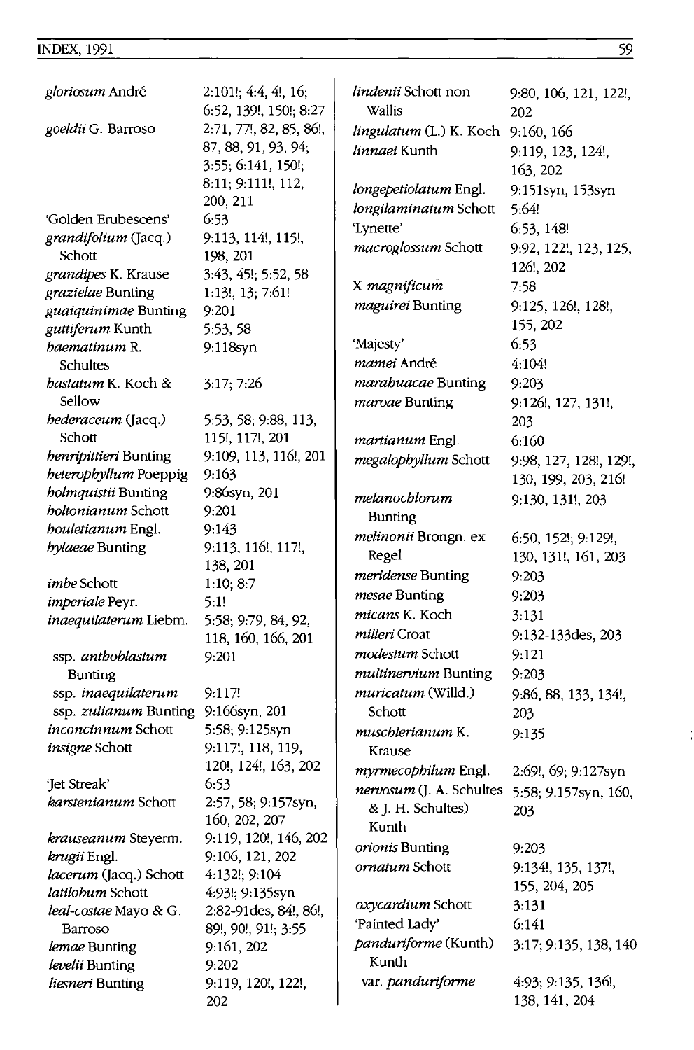| | |
|---|---|
| *gloriosum* André | 2:101!; 4:4, 4!, 16; 6:52, 139!, 150!; 8:27 |
| *goeldii* G. Barroso | 2:71, 77!, 82, 85, 86!, 87, 88, 91, 93, 94; 3:55; 6:141, 150!; 8:11; 9:111!, 112, 200, 211 |
| 'Golden Erubescens' | 6:53 |
| *grandifolium* (Jacq.) Schott | 9:113, 114!, 115!, 198, 201 |
| *grandipes* K. Krause | 3:43, 45!; 5:52, 58 |
| *grazielae* Bunting | 1:13!, 13; 7:61! |
| *guaiquinimae* Bunting | 9:201 |
| *guttiferum* Kunth | 5:53, 58 |
| *haematinum* R. Schultes | 9:118syn |
| *hastatum* K. Koch & Sellow | 3:17; 7:26 |
| *hederaceum* (Jacq.) Schott | 5:53, 58; 9:88, 113, 115!, 117!, 201 |
| *henripittieri* Bunting | 9:109, 113, 116!, 201 |
| *heterophyllum* Poeppig | 9:163 |
| *holmquistii* Bunting | 9:86syn, 201 |
| *holtonianum* Schott | 9:201 |
| *houletianum* Engl. | 9:143 |
| *hylaeae* Bunting | 9:113, 116!, 117!, 138, 201 |
| *imbe* Schott | 1:10; 8:7 |
| *imperiale* Peyr. | 5:1! |
| *inaequilaterum* Liebm. | 5:58; 9:79, 84, 92, 118, 160, 166, 201 |
| ssp. *anthoblastum* Bunting | 9:201 |
| ssp. *inaequilaterum* | 9:117! |
| ssp. *zulianum* Bunting | 9:166syn, 201 |
| *inconcinnum* Schott | 5:58; 9:125syn |
| *insigne* Schott | 9:117!, 118, 119, 120!, 124!, 163, 202 |
| 'Jet Streak' | 6:53 |
| *karstenianum* Schott | 2:57, 58; 9:157syn, 160, 202, 207 |
| *krauseanum* Steyerm. | 9:119, 120!, 146, 202 |
| *krugii* Engl. | 9:106, 121, 202 |
| *lacerum* (Jacq.) Schott | 4:132!; 9:104 |
| *latilobum* Schott | 4:93!; 9:135syn |
| *leal-costae* Mayo & G. Barroso | 2:82-91des, 84!, 86!, 89!, 90!, 91!; 3:55 |
| *lemae* Bunting | 9:161, 202 |
| *levelti* Bunting | 9:202 |
| *liesneri* Bunting | 9:119, 120!, 122!, 202 |
| *lindenii* Schott non Wallis | 9:80, 106, 121, 122!, 202 |
| *lingulatum* (L.) K. Koch | 9:160, 166 |
| *linnaei* Kunth | 9:119, 123, 124!, 163, 202 |
| *longepetiolatum* Engl. | 9:151syn, 153syn |
| *longilaminatum* Schott | 5:64! |
| 'Lynette' | 6:53, 148! |
| *macroglossum* Schott | 9:92, 122!, 123, 125, 126!, 202 |
| X *magnificum* | 7:58 |
| *maguirei* Bunting | 9:125, 126!, 128!, 155, 202 |
| 'Majesty' | 6:53 |
| *mamei* André | 4:104! |
| *marahuacae* Bunting | 9:203 |
| *maroae* Bunting | 9:126!, 127, 131!, 203 |
| *martianum* Engl. | 6:160 |
| *megalophyllum* Schott | 9:98, 127, 128!, 129!, 130, 199, 203, 216! |
| *melanochlorum* Bunting | 9:130, 131!, 203 |
| *melinonii* Brongn. ex Regel | 6:50, 152!; 9:129!, 130, 131!, 161, 203 |
| *meridense* Bunting | 9:203 |
| *mesae* Bunting | 9:203 |
| *micans* K. Koch | 3:131 |
| *milleri* Croat | 9:132-133des, 203 |
| *modestum* Schott | 9:121 |
| *multinervium* Bunting | 9:203 |
| *muricatum* (Willd.) Schott | 9:86, 88, 133, 134!, 203 |
| *muschlerianum* K. Krause | 9:135 |
| *myrmecophilum* Engl. | 2:69!, 69; 9:127syn |
| *nervosum* (J. A. Schultes & J. H. Schultes) Kunth | 5:58; 9:157syn, 160, 203 |
| *orionis* Bunting | 9:203 |
| *ornatum* Schott | 9:134!, 135, 137!, 155, 204, 205 |
| *oxycardium* Schott | 3:131 |
| 'Painted Lady' | 6:141 |
| *panduriforme* (Kunth) Kunth | 3:17; 9:135, 138, 140 |
| var. *panduriforme* | 4:93; 9:135, 136!, 138, 141, 204 |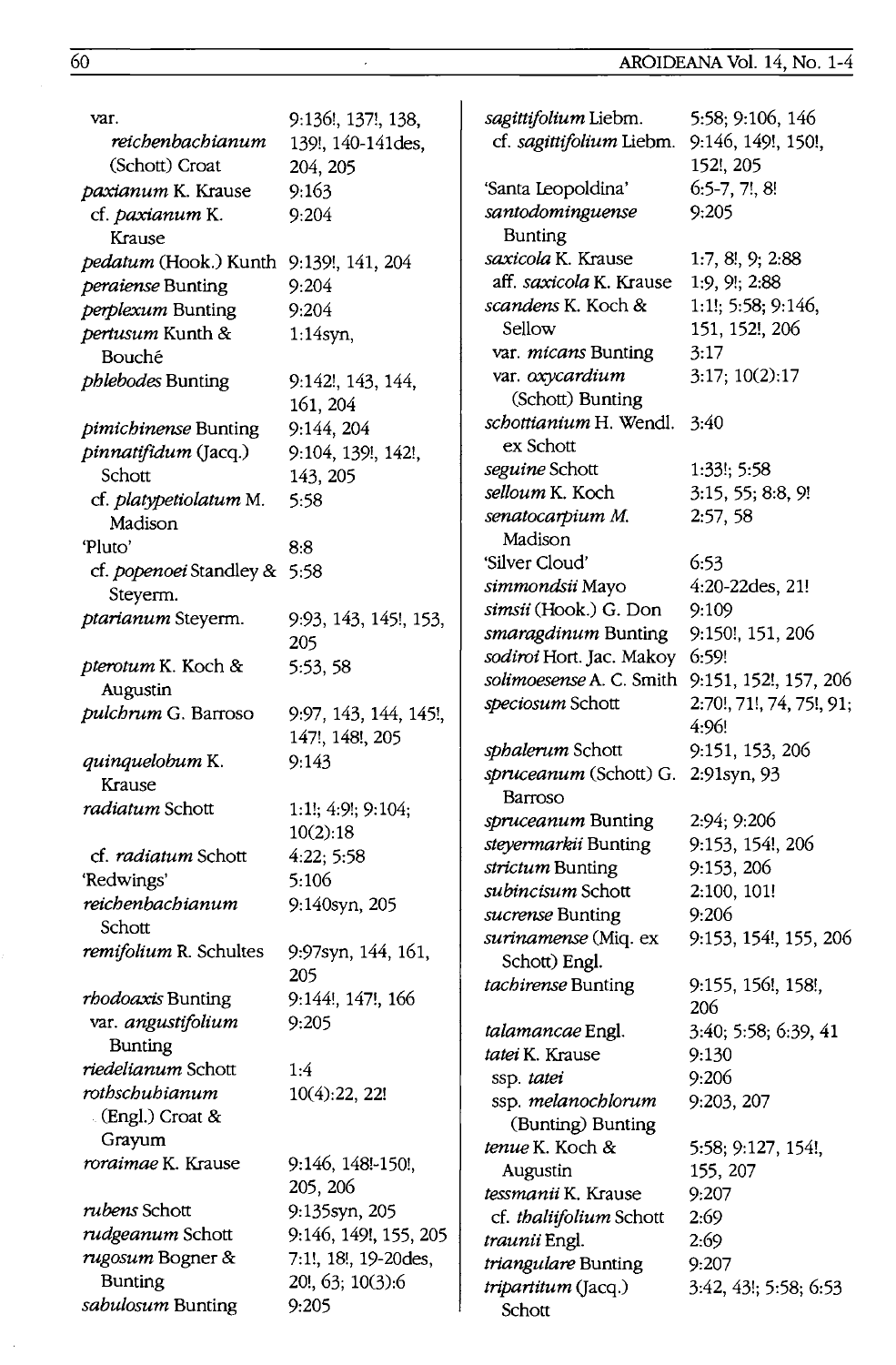| | |
|---|---|
| var. *reichenbachianum* (Schott) Croat | 9:136!, 137!, 138, 139!, 140-141des, 204, 205 |
| *paxianum* K. Krause | 9:163 |
| cf. *paxianum* K. Krause | 9:204 |
| *pedatum* (Hook.) Kunth | 9:139!, 141, 204 |
| *peraiense* Bunting | 9:204 |
| *perplexum* Bunting | 9:204 |
| *pertusum* Kunth & Bouché | 1:14syn, |
| *phlebodes* Bunting | 9:142!, 143, 144, 161, 204 |
| *pimichinense* Bunting | 9:144, 204 |
| *pinnatifidum* (Jacq.) Schott | 9:104, 139!, 142!, 143, 205 |
| cf. *platypetiolatum* M. Madison | 5:58 |
| 'Pluto' | 8:8 |
| cf. *popenoei* Standley & Steyerm. | 5:58 |
| *ptarianum* Steyerm. | 9:93, 143, 145!, 153, 205 |
| *pterotum* K. Koch & Augustin | 5:53, 58 |
| *pulchrum* G. Barroso | 9:97, 143, 144, 145!, 147!, 148!, 205 |
| *quinquelobum* K. Krause | 9:143 |
| *radiatum* Schott | 1:1!; 4:9!; 9:104; 10(2):18 |
| cf. *radiatum* Schott | 4:22; 5:58 |
| 'Redwings' | 5:106 |
| *reichenbachianum* Schott | 9:140syn, 205 |
| *remifolium* R. Schultes | 9:97syn, 144, 161, 205 |
| *rhodoaxis* Bunting | 9:144!, 147!, 166 |
| var. *angustifolium* Bunting | 9:205 |
| *riedelianum* Schott | 1:4 |
| *rothschuhianum* (Engl.) Croat & Grayum | 10(4):22, 22! |
| *roraimae* K. Krause | 9:146, 148!-150!, 205, 206 |
| *rubens* Schott | 9:135syn, 205 |
| *rudgeanum* Schott | 9:146, 149!, 155, 205 |
| *rugosum* Bogner & Bunting | 7:1!, 18!, 19-20des, 20!, 63; 10(3):6 |
| *sabulosum* Bunting | 9:205 |
| *sagittifolium* Liebm. | 5:58; 9:106, 146 |
| cf. *sagittifolium* Liebm. | 9:146, 149!, 150!, 152!, 205 |
| 'Santa Leopoldina' | 6:5-7, 7!, 8! |
| *santodominguense* Bunting | 9:205 |
| *saxicola* K. Krause | 1:7, 8!, 9; 2:88 |
| aff. *saxicola* K. Krause | 1:9, 9!; 2:88 |
| *scandens* K. Koch & Sellow | 1:1!; 5:58; 9:146, 151, 152!, 206 |
| var. *micans* Bunting | 3:17 |
| var. *oxycardium* (Schott) Bunting | 3:17; 10(2):17 |
| *schottianium* H. Wendl. ex Schott | 3:40 |
| *seguine* Schott | 1:33!; 5:58 |
| *selloum* K. Koch | 3:15, 55; 8:8, 9! |
| *senatocarpium* M. Madison | 2:57, 58 |
| 'Silver Cloud' | 6:53 |
| *simmondsii* Mayo | 4:20-22des, 21! |
| *simsii* (Hook.) G. Don | 9:109 |
| *smaragdinum* Bunting | 9:150!, 151, 206 |
| *sodiroi* Hort. Jac. Makoy | 6:59! |
| *solimoesense* A. C. Smith | 9:151, 152!, 157, 206 |
| *speciosum* Schott | 2:70!, 71!, 74, 75!, 91; 4:96! |
| *sphalerum* Schott | 9:151, 153, 206 |
| *spruceanum* (Schott) G. Barroso | 2:91syn, 93 |
| *spruceanum* Bunting | 2:94; 9:206 |
| *steyermarkii* Bunting | 9:153, 154!, 206 |
| *strictum* Bunting | 9:153, 206 |
| *subincisum* Schott | 2:100, 101! |
| *sucrense* Bunting | 9:206 |
| *surinamense* (Miq. ex Schott) Engl. | 9:153, 154!, 155, 206 |
| *tachirense* Bunting | 9:155, 156!, 158!, 206 |
| *talamancae* Engl. | 3:40; 5:58; 6:39, 41 |
| *tatei* K. Krause | 9:130 |
| ssp. *tatei* | 9:206 |
| ssp. *melanochlorum* (Bunting) Bunting | 9:203, 207 |
| *tenue* K. Koch & Augustin | 5:58; 9:127, 154!, 155, 207 |
| *tessmanii* K. Krause | 9:207 |
| cf. *thaliifolium* Schott | 2:69 |
| *traunii* Engl. | 2:69 |
| *triangulare* Bunting | 9:207 |
| *tripartitum* (Jacq.) Schott | 3:42, 43!; 5:58; 6:53 |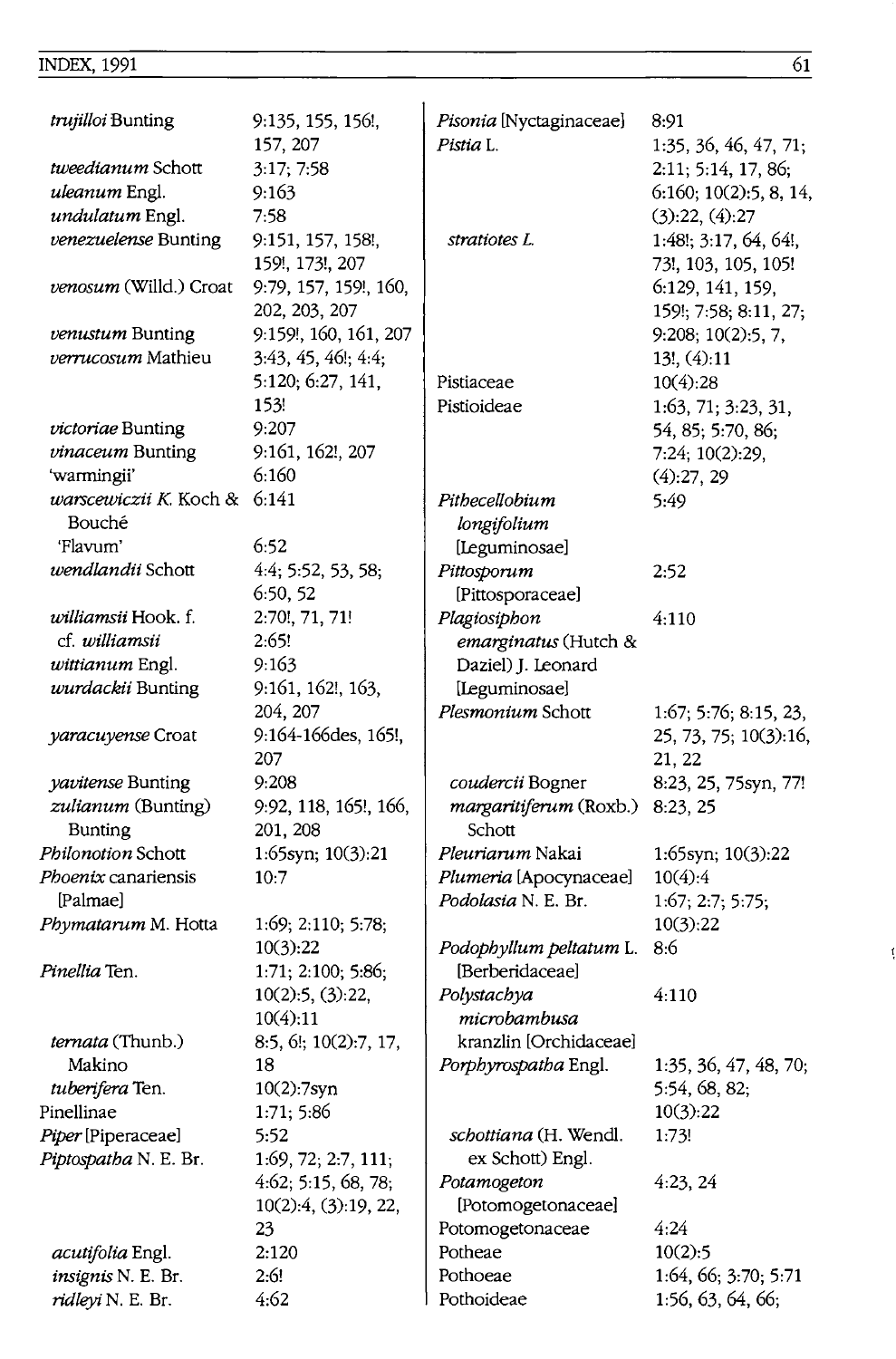*trujilloi* Bunting 9:135, 155, 156!, 157, 207
*tweedianum* Schott 3:17; 7:58
*uleanum* Engl. 9:163
*undulatum* Engl. 7:58
*venezuelense* Bunting 9:151, 157, 158!, 159!, 173!, 207
*venosum* (Willd.) Croat 9:79, 157, 159!, 160, 202, 203, 207
*venustum* Bunting 9:159!, 160, 161, 207
*verrucosum* Mathieu 3:43, 45, 46!; 4:4; 5:120; 6:27, 141, 153!
*victoriae* Bunting 9:207
*vinaceum* Bunting 9:161, 162!, 207
'warmingii' 6:160
*warscewiczii* K. Koch & Bouché 6:141
'Flavum' 6:52
*wendlandii* Schott 4:4; 5:52, 53, 58; 6:50, 52
*williamsii* Hook. f. 2:70!, 71, 71!
cf. *williamsii* 2:65!
*wittianum* Engl. 9:163
*wurdackii* Bunting 9:161, 162!, 163, 204, 207
*yaracuyense* Croat 9:164-166des, 165!, 207
*yavitense* Bunting 9:208
*zulianum* (Bunting) Bunting 9:92, 118, 165!, 166, 201, 208

*Philonotion* Schott 1:65syn; 10(3):21
*Phoenix* canariensis [Palmae] 10:7
*Phymatarum* M. Hotta 1:69; 2:110; 5:78; 10(3):22
*Pinellia* Ten. 1:71; 2:100; 5:86; 10(2):5, (3):22, 10(4):11
*ternata* (Thunb.) Makino 8:5, 6!; 10(2):7, 17, 18
*tuberifera* Ten. 10(2):7syn

Pinellinae 1:71; 5:86
*Piper* [Piperaceae] 5:52
*Piptospatha* N. E. Br. 1:69, 72; 2:7, 111; 4:62; 5:15, 68, 78; 10(2):4, (3):19, 22, 23
*acutifolia* Engl. 2:120
*insignis* N. E. Br. 2:6!
*ridleyi* N. E. Br. 4:62

*Pisonia* [Nyctaginaceae] 8:91
*Pistia* L. 1:35, 36, 46, 47, 71; 2:11; 5:14, 17, 86; 6:160; 10(2):5, 8, 14, (3):22, (4):27
*stratiotes* L. 1:48!; 3:17, 64, 64!, 73!, 103, 105, 105! 6:129, 141, 159, 159!; 7:58; 8:11, 27; 9:208; 10(2):5, 7, 13!, (4):11

Pistiaceae 10(4):28
Pistioideae 1:63, 71; 3:23, 31, 54, 85; 5:70, 86; 7:24; 10(2):29, (4):27, 29
*Pithecellobium longifolium* [Leguminosae] 5:49
*Pittosporum* [Pittosporaceae] 2:52
*Plagiosiphon emarginatus* (Hutch & Daziel) J. Leonard [Leguminosae] 4:110
*Plesmonium* Schott 1:67; 5:76; 8:15, 23, 25, 73, 75; 10(3):16, 21, 22
*coudercii* Bogner 8:23, 25, 75syn, 77!
*margaritiferum* (Roxb.) Schott 8:23, 25

*Pleuriarum* Nakai 1:65syn; 10(3):22
*Plumeria* [Apocynaceae] 10(4):4
*Podolasia* N. E. Br. 1:67; 2:7; 5:75; 10(3):22
*Podophyllum peltatum* L. [Berberidaceae] 8:6
*Polystachya microbambusa* kranzlin [Orchidaceae] 4:110
*Porphyrospatha* Engl. 1:35, 36, 47, 48, 70; 5:54, 68, 82; 10(3):22
*schottiana* (H. Wendl. ex Schott) Engl. 1:73!

*Potamogeton* [Potomogetonaceae] 4:23, 24
Potomogetonaceae 4:24
Potheae 10(2):5
Pothoeae 1:64, 66; 3:70; 5:71
Pothoideae 1:56, 63, 64, 66;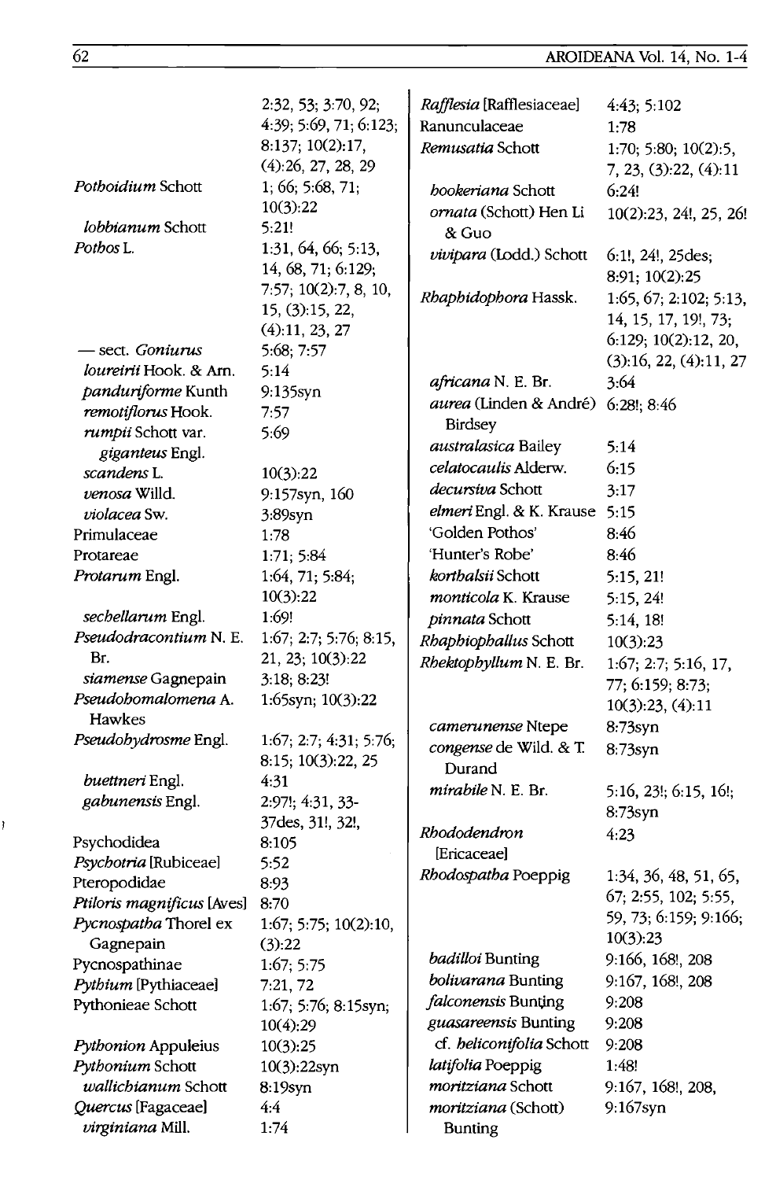| | |
|---|---|
| | 2:32, 53; 3:70, 92; 4:39; 5:69, 71; 6:123; 8:137; 10(2):17, (4):26, 27, 28, 29 |
| *Pothoidium* Schott | 1; 66; 5:68, 71; 10(3):22 |
| *lobbianum* Schott | 5:21! |
| *Pothos* L. | 1:31, 64, 66; 5:13, 14, 68, 71; 6:129; 7:57; 10(2):7, 8, 10, 15, (3):15, 22, (4):11, 23, 27 |
| — sect. *Goniurus* | 5:68; 7:57 |
| *loureirii* Hook. & Arn. | 5:14 |
| *panduriforme* Kunth | 9:135syn |
| *remotiflorus* Hook. | 7:57 |
| *rumpii* Schott var. *giganteus* Engl. | 5:69 |
| *scandens* L. | 10(3):22 |
| *venosa* Willd. | 9:157syn, 160 |
| *violacea* Sw. | 3:89syn |
| Primulaceae | 1:78 |
| Protareae | 1:71; 5:84 |
| *Protarum* Engl. | 1:64, 71; 5:84; 10(3):22 |
| *sechellarum* Engl. | 1:69! |
| *Pseudodracontium* N. E. Br. | 1:67; 2:7; 5:76; 8:15, 21, 23; 10(3):22 |
| *siamense* Gagnepain | 3:18; 8:23! |
| *Pseudohomalomena* A. Hawkes | 1:65syn; 10(3):22 |
| *Pseudohydrosme* Engl. | 1:67; 2:7; 4:31; 5:76; 8:15; 10(3):22, 25 |
| *buettneri* Engl. | 4:31 |
| *gabunensis* Engl. | 2:97!; 4:31, 33-37des, 31!, 32!, |
| Psychodidea | 8:105 |
| *Psychotria* [Rubiceae] | 5:52 |
| Pteropodidae | 8:93 |
| *Ptiloris magnificus* [Aves] | 8:70 |
| *Pycnospatha* Thorel ex Gagnepain | 1:67; 5:75; 10(2):10, (3):22 |
| Pycnospathinae | 1:67; 5:75 |
| *Pythium* [Pythiaceae] | 7:21, 72 |
| Pythonieae Schott | 1:67; 5:76; 8:15syn; 10(4):29 |
| *Pythonion* Appuleius | 10(3):25 |
| *Pythonium* Schott | 10(3):22syn |
| *wallichianum* Schott | 8:19syn |
| *Quercus* [Fagaceae] | 4:4 |
| *virginiana* Mill. | 1:74 |
| *Rafflesia* [Rafflesiaceae] | 4:43; 5:102 |
| Ranunculaceae | 1:78 |
| *Remusatia* Schott | 1:70; 5:80; 10(2):5, 7, 23, (3):22, (4):11 |
| *hookeriana* Schott | 6:24! |
| *ornata* (Schott) Hen Li & Guo | 10(2):23, 24!, 25, 26! |
| *vivipara* (Lodd.) Schott | 6:1!, 24!, 25des; 8:91; 10(2):25 |
| *Rhaphidophora* Hassk. | 1:65, 67; 2:102; 5:13, 14, 15, 17, 19!, 73; 6:129; 10(2):12, 20, (3):16, 22, (4):11, 27 |
| *africana* N. E. Br. | 3:64 |
| *aurea* (Linden & André) Birdsey | 6:28!; 8:46 |
| *australasica* Bailey | 5:14 |
| *celatocaulis* Alderw. | 6:15 |
| *decursiva* Schott | 3:17 |
| *elmeri* Engl. & K. Krause | 5:15 |
| 'Golden Pothos' | 8:46 |
| 'Hunter's Robe' | 8:46 |
| *korthalsii* Schott | 5:15, 21! |
| *monticola* K. Krause | 5:15, 24! |
| *pinnata* Schott | 5:14, 18! |
| *Rhaphiophallus* Schott | 10(3):23 |
| *Rhektophyllum* N. E. Br. | 1:67; 2:7; 5:16, 17, 77; 6:159; 8:73; 10(3):23, (4):11 |
| *camerunense* Ntepe | 8:73syn |
| *congense* de Wild. & T. Durand | 8:73syn |
| *mirabile* N. E. Br. | 5:16, 23!; 6:15, 16!; 8:73syn |
| *Rhododendron* [Ericaceae] | 4:23 |
| *Rhodospatha* Poeppig | 1:34, 36, 48, 51, 65, 67; 2:55, 102; 5:55, 59, 73; 6:159; 9:166; 10(3):23 |
| *badilloi* Bunting | 9:166, 168!, 208 |
| *bolivarana* Bunting | 9:167, 168!, 208 |
| *falconensis* Bunting | 9:208 |
| *guasareensis* Bunting | 9:208 |
| cf. *heliconifolia* Schott | 9:208 |
| *latifolia* Poeppig | 1:48! |
| *moritziana* Schott | 9:167, 168!, 208, |
| *moritziana* (Schott) Bunting | 9:167syn |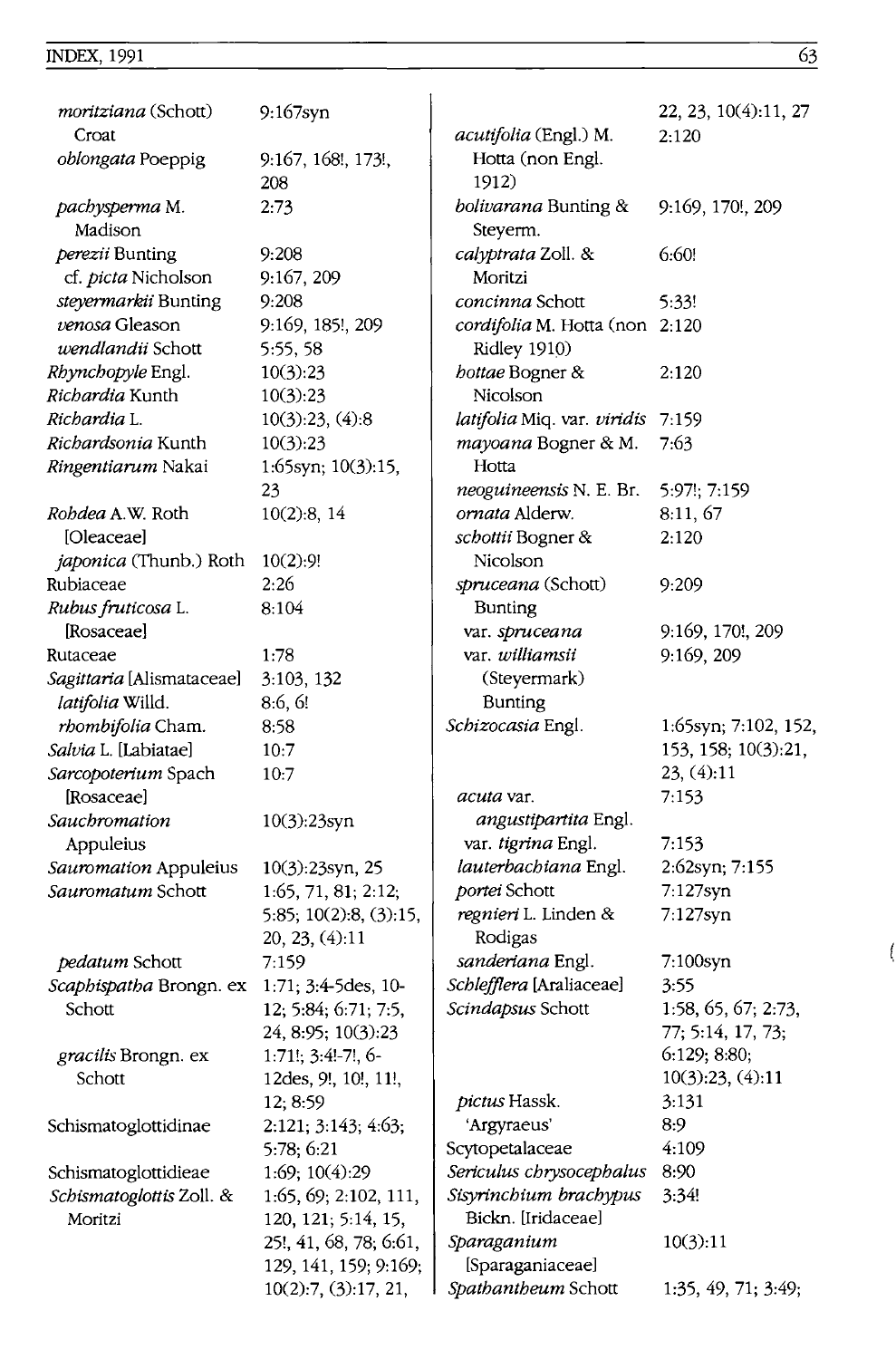*moritziana* (Schott) Croat — 9:167syn

*oblongata* Poeppig — 9:167, 168!, 173!, 208

*pachysperma* M. Madison — 2:73

*perezii* Bunting — 9:208

cf. *picta* Nicholson — 9:167, 209

*steyermarkii* Bunting — 9:208

*venosa* Gleason — 9:169, 185!, 209

*wendlandii* Schott — 5:55, 58

*Rhynchopyle* Engl. — 10(3):23

*Richardia* Kunth — 10(3):23

*Richardia* L. — 10(3):23, (4):8

*Richardsonia* Kunth — 10(3):23

*Ringentiarum* Nakai — 1:65syn; 10(3):15, 23

*Rohdea* A.W. Roth [Oleaceae] — 10(2):8, 14

*japonica* (Thunb.) Roth — 10(2):9!

Rubiaceae — 2:26

*Rubus fruticosa* L. [Rosaceae] — 8:104

Rutaceae — 1:78

*Sagittaria* [Alismataceae] — 3:103, 132

*latifolia* Willd. — 8:6, 6!

*rhombifolia* Cham. — 8:58

*Salvia* L. [Labiatae] — 10:7

*Sarcopoterium* Spach [Rosaceae] — 10:7

*Sauchromation* Appuleius — 10(3):23syn

*Sauromation* Appuleius — 10(3):23syn, 25

*Sauromatum* Schott — 1:65, 71, 81; 2:12; 5:85; 10(2):8, (3):15, 20, 23, (4):11

*pedatum* Schott — 7:159

*Scaphispatha* Brongn. ex Schott — 1:71; 3:4-5des, 10-12; 5:84; 6:71; 7:5, 24, 8:95; 10(3):23

*gracilis* Brongn. ex Schott — 1:71!; 3:4!-7!, 6-12des, 9!, 10!, 11!, 12; 8:59

Schismatoglottidinae — 2:121; 3:143; 4:63; 5:78; 6:21

Schismatoglottidieae — 1:69; 10(4):29

*Schismatoglottis* Zoll. & Moritzi — 1:65, 69; 2:102, 111, 120, 121; 5:14, 15, 25!, 41, 68, 78; 6:61, 129, 141, 159; 9:169; 10(2):7, (3):17, 21, 22, 23, 10(4):11, 27

*acutifolia* (Engl.) M. Hotta (non Engl. 1912) — 2:120

*bolivarana* Bunting & Steyerm. — 9:169, 170!, 209

*calyptrata* Zoll. & Moritzi — 6:60!

*concinna* Schott — 5:33!

*cordifolia* M. Hotta (non Ridley 1910) — 2:120

*hottae* Bogner & Nicolson — 2:120

*latifolia* Miq. var. *viridis* — 7:159

*mayoana* Bogner & M. Hotta — 7:63

*neoguineensis* N. E. Br. — 5:97!; 7:159

*ornata* Alderw. — 8:11, 67

*schottii* Bogner & Nicolson — 2:120

*spruceana* (Schott) Bunting — 9:209

var. *spruceana* — 9:169, 170!, 209

var. *williamsii* (Steyermark) Bunting — 9:169, 209

*Schizocasia* Engl. — 1:65syn; 7:102, 152, 153, 158; 10(3):21, 23, (4):11

*acuta* var. *angustipartita* Engl. — 7:153

var. *tigrina* Engl. — 7:153

*lauterbachiana* Engl. — 2:62syn; 7:155

*portei* Schott — 7:127syn

*regnieri* L. Linden & Rodigas — 7:127syn

*sanderiana* Engl. — 7:100syn

*Schlefflera* [Araliaceae] — 3:55

*Scindapsus* Schott — 1:58, 65, 67; 2:73, 77; 5:14, 17, 73; 6:129; 8:80; 10(3):23, (4):11

*pictus* Hassk. — 3:131

'Argyraeus' — 8:9

Scytopetalaceae — 4:109

*Sericulus chrysocephalus* — 8:90

*Sisyrinchium brachypus* Bickn. [Iridaceae] — 3:34!

*Sparaganium* [Sparaganiaceae] — 10(3):11

*Spathantheum* Schott — 1:35, 49, 71; 3:49;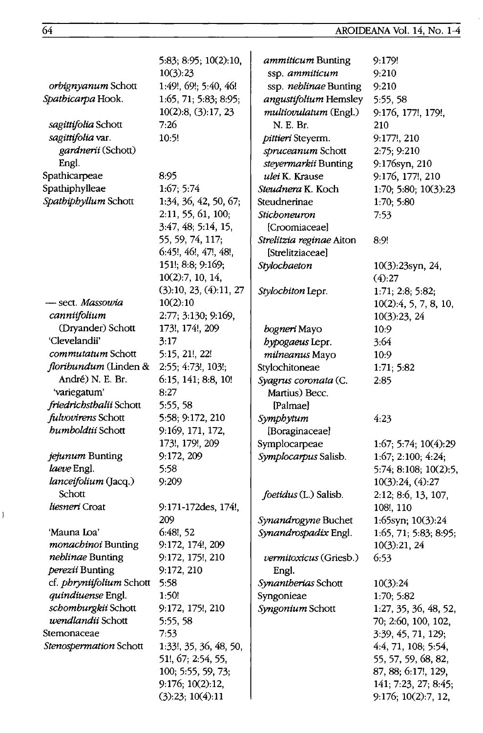| | |
|---|---|
| | 5:83; 8:95; 10(2):10, 10(3):23 |
| *orbignyanum* Schott | 1:49!, 69!; 5:40, 46! |
| *Spathicarpa* Hook. | 1:65, 71; 5:83; 8:95; 10(2):8, (3):17, 23 |
| *sagittifolia* Schott | 7:26 |
| *sagittifolia* var. *gardnerii* (Schott) Engl. | 10:5! |
| Spathicarpeae | 8:95 |
| Spathiphylleae | 1:67; 5:74 |
| *Spathiphyllum* Schott | 1:34, 36, 42, 50, 67; 2:11, 55, 61, 100; 3:47, 48; 5:14, 15, 55, 59, 74, 117; 6:45!, 46!, 47!, 48!, 151!; 8:8; 9:169; 10(2):7, 10, 14, (3):10, 23, (4):11, 27 |
| — sect. *Massowia* | 10(2):10 |
| *canniifolium* (Dryander) Schott | 2:77; 3:130; 9:169, 173!, 174!, 209 |
| 'Clevelandii' | 3:17 |
| *commutatum* Schott | 5:15, 21!, 22! |
| *floribundum* (Linden & André) N. E. Br. | 2:55; 4:73!, 103!; 6:15, 141; 8:8, 10! |
| 'variegatum' | 8:27 |
| *friedrichsthalii* Schott | 5:55, 58 |
| *fulvovirens* Schott | 5:58; 9:172, 210 |
| *humboldtii* Schott | 9:169, 171, 172, 173!, 179!, 209 |
| *jejunum* Bunting | 9:172, 209 |
| *laeve* Engl. | 5:58 |
| *lanceifolium* (Jacq.) Schott | 9:209 |
| *liesneri* Croat | 9:171-172des, 174!, 209 |
| 'Mauna Loa' | 6:48!, 52 |
| *monachinoi* Bunting | 9:172, 174!, 209 |
| *neblinae* Bunting | 9:172, 175!, 210 |
| *perezii* Bunting | 9:172, 210 |
| cf. *phryniifolium* Schott | 5:58 |
| *quindiuense* Engl. | 1:50! |
| *schomburgkii* Schott | 9:172, 175!, 210 |
| *wendlandii* Schott | 5:55, 58 |
| Stemonaceae | 7:53 |
| *Stenospermation* Schott | 1:33!, 35, 36, 48, 50, 51!, 67; 2:54, 55, 100; 5:55, 59, 73; 9:176; 10(2):12, (3):23; 10(4):11 |
| *ammiticum* Bunting | 9:179! |
| ssp. *ammiticum* | 9:210 |
| ssp. *neblinae* Bunting | 9:210 |
| *angustifolium* Hemsley | 5:55, 58 |
| *multiovulatum* (Engl.) N. E. Br. | 9:176, 177!, 179!, 210 |
| *pittieri* Steyerm. | 9:177!, 210 |
| *spruceanum* Schott | 2:75; 9:210 |
| *steyermarkii* Bunting | 9:176syn, 210 |
| *ulei* K. Krause | 9:176, 177!, 210 |
| *Steudnera* K. Koch | 1:70; 5:80; 10(3):23 |
| Steudnerinae | 1:70; 5:80 |
| *Stichoneuron* [Croomiaceae] | 7:53 |
| *Strelitzia reginae* Aiton [Strelitziaceae] | 8:9! |
| *Stylochaeton* | 10(3):23syn, 24, (4):27 |
| *Stylochiton* Lepr. | 1:71; 2:8; 5:82; 10(2):4, 5, 7, 8, 10, 10(3):23, 24 |
| *bogneri* Mayo | 10:9 |
| *hypogaeus* Lepr. | 3:64 |
| *milneanus* Mayo | 10:9 |
| Stylochitoneae | 1:71; 5:82 |
| *Syagrus coronata* (C. Martius) Becc. [Palmae] | 2:85 |
| *Symphytum* [Boraginaceae] | 4:23 |
| Symplocarpeae | 1:67; 5:74; 10(4):29 |
| *Symplocarpus* Salisb. | 1:67; 2:100; 4:24; 5:74; 8:108; 10(2):5, 10(3):24, (4):27 |
| *foetidus* (L.) Salisb. | 2:12; 8:6, 13, 107, 108!, 110 |
| *Synandrogyne* Buchet | 1:65syn; 10(3):24 |
| *Synandrospadix* Engl. | 1:65, 71; 5:83; 8:95; 10(3):21, 24 |
| *vermitoxicus* (Griesb.) Engl. | 6:53 |
| *Synantherias* Schott | 10(3):24 |
| Syngonieae | 1:70; 5:82 |
| *Syngonium* Schott | 1:27, 35, 36, 48, 52, 70; 2:60, 100, 102, 3:39, 45, 71, 129; 4:4, 71, 108; 5:54, 55, 57, 59, 68, 82, 87, 88; 6:17!, 129, 141; 7:23, 27; 8:45; 9:176; 10(2):7, 12, |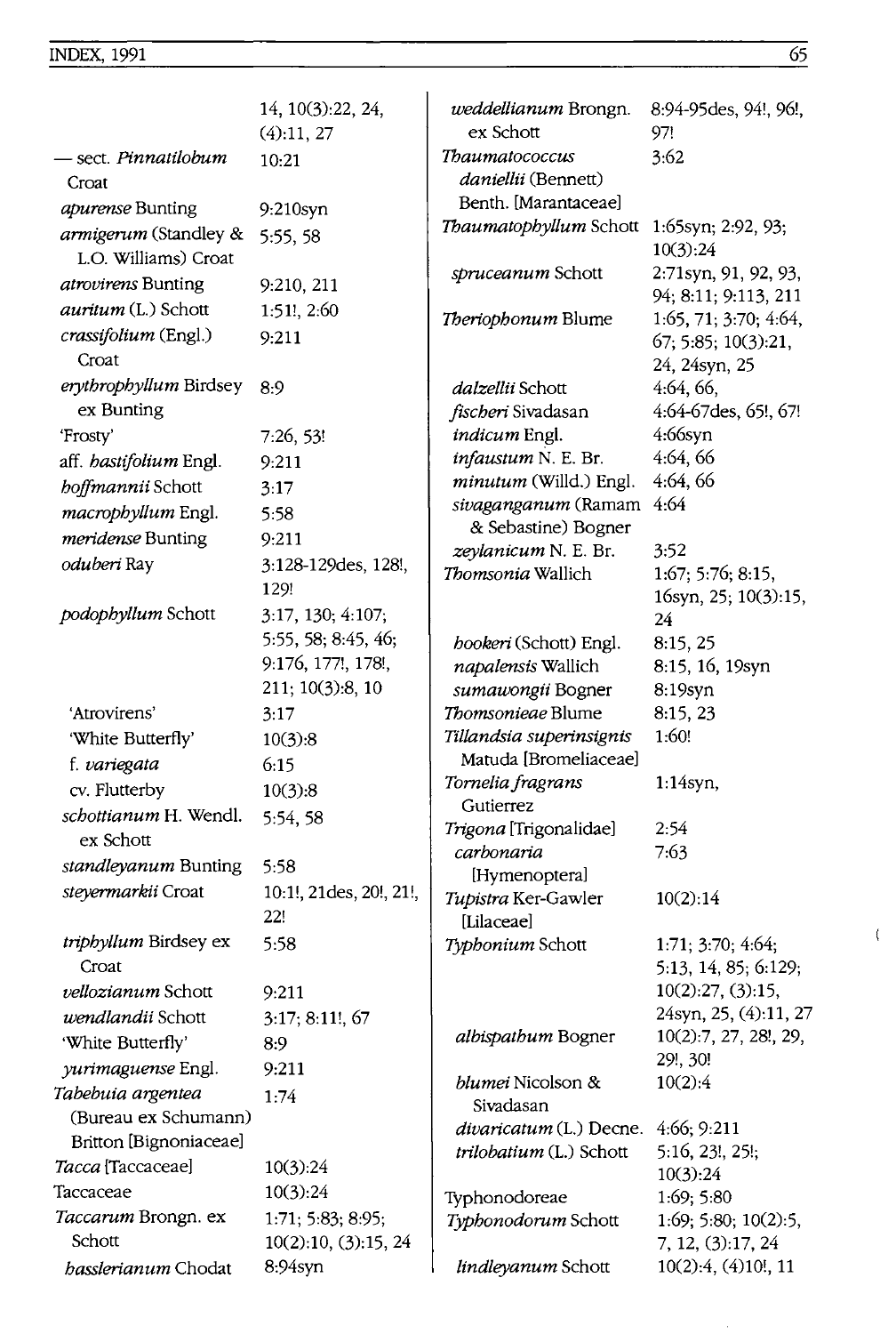| | |
|---|---|
| | 14, 10(3):22, 24, (4):11, 27 |
| — sect. *Pinnatilobum* Croat | 10:21 |
| *apurense* Bunting | 9:210syn |
| *armigerum* (Standley & L.O. Williams) Croat | 5:55, 58 |
| *atrovirens* Bunting | 9:210, 211 |
| *auritum* (L.) Schott | 1:51!, 2:60 |
| *crassifolium* (Engl.) Croat | 9:211 |
| *erythrophyllum* Birdsey ex Bunting | 8:9 |
| 'Frosty' | 7:26, 53! |
| aff. *hastifolium* Engl. | 9:211 |
| *hoffmannii* Schott | 3:17 |
| *macrophyllum* Engl. | 5:58 |
| *meridense* Bunting | 9:211 |
| *oduberi* Ray | 3:128-129des, 128!, 129! |
| *podophyllum* Schott | 3:17, 130; 4:107; 5:55, 58; 8:45, 46; 9:176, 177!, 178!, 211; 10(3):8, 10 |
| 'Atrovirens' | 3:17 |
| 'White Butterfly' | 10(3):8 |
| f. *variegata* | 6:15 |
| cv. Flutterby | 10(3):8 |
| *schottianum* H. Wendl. ex Schott | 5:54, 58 |
| *standleyanum* Bunting | 5:58 |
| *steyermarkii* Croat | 10:1!, 21des, 20!, 21!, 22! |
| *triphyllum* Birdsey ex Croat | 5:58 |
| *vellozianum* Schott | 9:211 |
| *wendlandii* Schott | 3:17; 8:11!, 67 |
| 'White Butterfly' | 8:9 |
| *yurimaguense* Engl. | 9:211 |
| *Tabebuia argentea* (Bureau ex Schumann) Britton [Bignoniaceae] | 1:74 |
| *Tacca* [Taccaceae] | 10(3):24 |
| Taccaceae | 10(3):24 |
| *Taccarum* Brongn. ex Schott | 1:71; 5:83; 8:95; 10(2):10, (3):15, 24 |
| *hasslerianum* Chodat | 8:94syn |
| *weddellianum* Brongn. ex Schott | 8:94-95des, 94!, 96!, 97! |
| *Thaumatococcus daniellii* (Bennett) Benth. [Marantaceae] | 3:62 |
| *Thaumatophyllum* Schott | 1:65syn; 2:92, 93; 10(3):24 |
| *spruceanum* Schott | 2:71syn, 91, 92, 93, 94; 8:11; 9:113, 211 |
| *Theriophonum* Blume | 1:65, 71; 3:70; 4:64, 67; 5:85; 10(3):21, 24, 24syn, 25 |
| *dalzellii* Schott | 4:64, 66, |
| *fischeri* Sivadasan | 4:64-67des, 65!, 67! |
| *indicum* Engl. | 4:66syn |
| *infaustum* N. E. Br. | 4:64, 66 |
| *minutum* (Willd.) Engl. | 4:64, 66 |
| *sivaganganum* (Ramam & Sebastine) Bogner | 4:64 |
| *zeylanicum* N. E. Br. | 3:52 |
| *Thomsonia* Wallich | 1:67; 5:76; 8:15, 16syn, 25; 10(3):15, 24 |
| *hookeri* (Schott) Engl. | 8:15, 25 |
| *napalensis* Wallich | 8:15, 16, 19syn |
| *sumawongii* Bogner | 8:19syn |
| *Thomsonieae* Blume | 8:15, 23 |
| *Tillandsia superinsignis* Matuda [Bromeliaceae] | 1:60! |
| *Tornelia fragrans* Gutierrez | 1:14syn, |
| *Trigona* [Trigonalidae] | 2:54 |
| *carbonaria* [Hymenoptera] | 7:63 |
| *Tupistra* Ker-Gawler [Lilaceae] | 10(2):14 |
| *Typhonium* Schott | 1:71; 3:70; 4:64; 5:13, 14, 85; 6:129; 10(2):27, (3):15, 24syn, 25, (4):11, 27 |
| *albispathum* Bogner | 10(2):7, 27, 28!, 29, 29!, 30! |
| *blumei* Nicolson & Sivadasan | 10(2):4 |
| *divaricatum* (L.) Decne. | 4:66; 9:211 |
| *trilobatium* (L.) Schott | 5:16, 23!, 25!; 10(3):24 |
| Typhonodoreae | 1:69; 5:80 |
| *Typhonodorum* Schott | 1:69; 5:80; 10(2):5, 7, 12, (3):17, 24 |
| *lindleyanum* Schott | 10(2):4, (4)10!, 11 |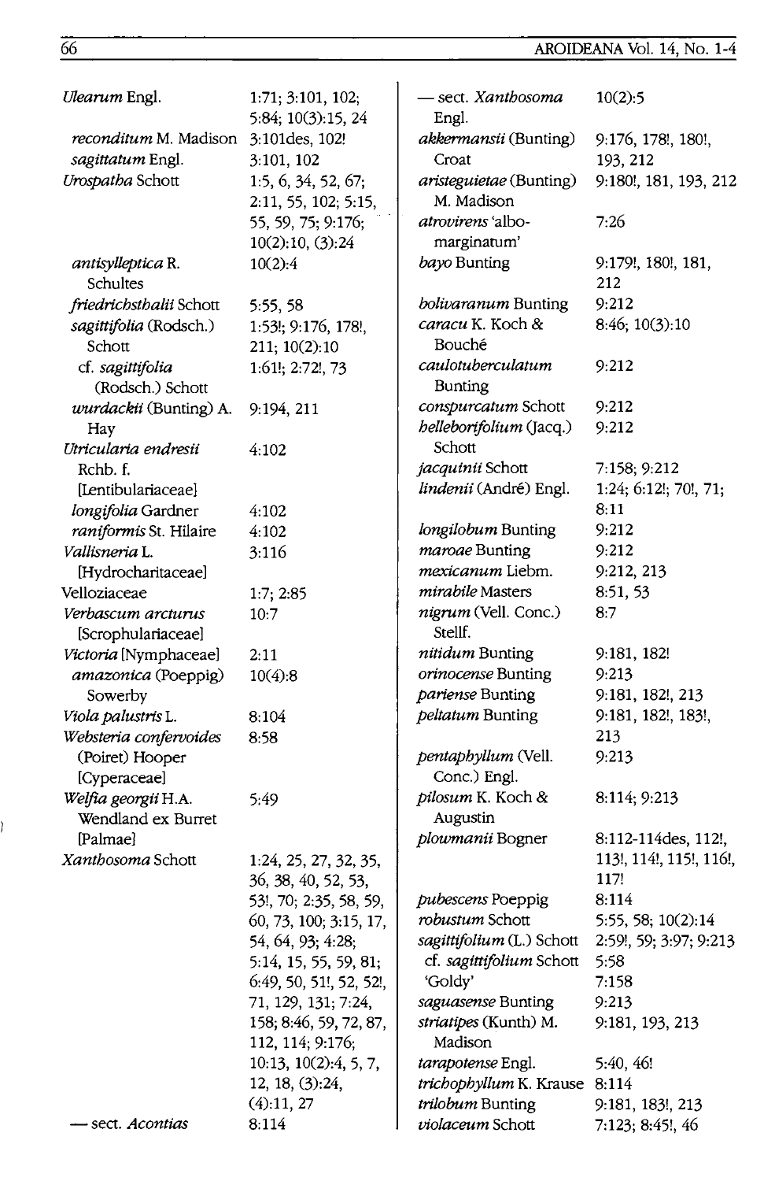| | |
|---|---|
| *Ulearum* Engl. | 1:71; 3:101, 102; 5:84; 10(3):15, 24 |
| *reconditum* M. Madison | 3:101des, 102! |
| *sagittatum* Engl. | 3:101, 102 |
| *Urospatha* Schott | 1:5, 6, 34, 52, 67; 2:11, 55, 102; 5:15, 55, 59, 75; 9:176; 10(2):10, (3):24 |
| *antisylleptica* R. Schultes | 10(2):4 |
| *friedrichsthalii* Schott | 5:55, 58 |
| *sagittifolia* (Rodsch.) Schott | 1:53!; 9:176, 178!, 211; 10(2):10 |
| cf. *sagittifolia* (Rodsch.) Schott | 1:61!; 2:72!, 73 |
| *wurdackii* (Bunting) A. Hay | 9:194, 211 |
| *Utricularia endresii* Rchb. f. [Lentibulariaceae] | 4:102 |
| *longifolia* Gardner | 4:102 |
| *raniformis* St. Hilaire | 4:102 |
| *Vallisneria* L. [Hydrocharitaceae] | 3:116 |
| Velloziaceae | 1:7; 2:85 |
| *Verbascum arcturus* [Scrophulariaceae] | 10:7 |
| *Victoria* [Nymphaceae] | 2:11 |
| *amazonica* (Poeppig) Sowerby | 10(4):8 |
| *Viola palustris* L. | 8:104 |
| *Websteria confervoides* (Poiret) Hooper [Cyperaceae] | 8:58 |
| *Welfia georgii* H.A. Wendland ex Burret [Palmae] | 5:49 |
| *Xanthosoma* Schott | 1:24, 25, 27, 32, 35, 36, 38, 40, 52, 53, 53!, 70; 2:35, 58, 59, 60, 73, 100; 3:15, 17, 54, 64, 93; 4:28; 5:14, 15, 55, 59, 81; 6:49, 50, 51!, 52, 52!, 71, 129, 131; 7:24, 158; 8:46, 59, 72, 87, 112, 114; 9:176; 10:13, 10(2):4, 5, 7, 12, 18, (3):24, (4):11, 27 |
| — sect. *Acontias* | 8:114 |
| — sect. *Xanthosoma* Engl. | 10(2):5 |
| *akkermansii* (Bunting) Croat | 9:176, 178!, 180!, 193, 212 |
| *aristeguietae* (Bunting) M. Madison | 9:180!, 181, 193, 212 |
| *atrovirens* 'albo-marginatum' | 7:26 |
| *bayo* Bunting | 9:179!, 180!, 181, 212 |
| *bolivaranum* Bunting | 9:212 |
| *caracu* K. Koch & Bouché | 8:46; 10(3):10 |
| *caulotuberculatum* Bunting | 9:212 |
| *conspurcatum* Schott | 9:212 |
| *helleborifolium* (Jacq.) Schott | 9:212 |
| *jacquinii* Schott | 7:158; 9:212 |
| *lindenii* (André) Engl. | 1:24; 6:12!; 70!, 71; 8:11 |
| *longilobum* Bunting | 9:212 |
| *maroae* Bunting | 9:212 |
| *mexicanum* Liebm. | 9:212, 213 |
| *mirabile* Masters | 8:51, 53 |
| *nigrum* (Vell. Conc.) Stellf. | 8:7 |
| *nitidum* Bunting | 9:181, 182! |
| *orinocense* Bunting | 9:213 |
| *pariense* Bunting | 9:181, 182!, 213 |
| *peltatum* Bunting | 9:181, 182!, 183!, 213 |
| *pentaphyllum* (Vell. Conc.) Engl. | 9:213 |
| *pilosum* K. Koch & Augustin | 8:114; 9:213 |
| *plowmanii* Bogner | 8:112-114des, 112!, 113!, 114!, 115!, 116!, 117! |
| *pubescens* Poeppig | 8:114 |
| *robustum* Schott | 5:55, 58; 10(2):14 |
| *sagittifolium* (L.) Schott | 2:59!, 59; 3:97; 9:213 |
| cf. *sagittifolium* Schott | 5:58 |
| 'Goldy' | 7:158 |
| *saguasense* Bunting | 9:213 |
| *striatipes* (Kunth) M. Madison | 9:181, 193, 213 |
| *tarapotense* Engl. | 5:40, 46! |
| *trichophyllum* K. Krause | 8:114 |
| *trilobum* Bunting | 9:181, 183!, 213 |
| *violaceum* Schott | 7:123; 8:45!, 46 |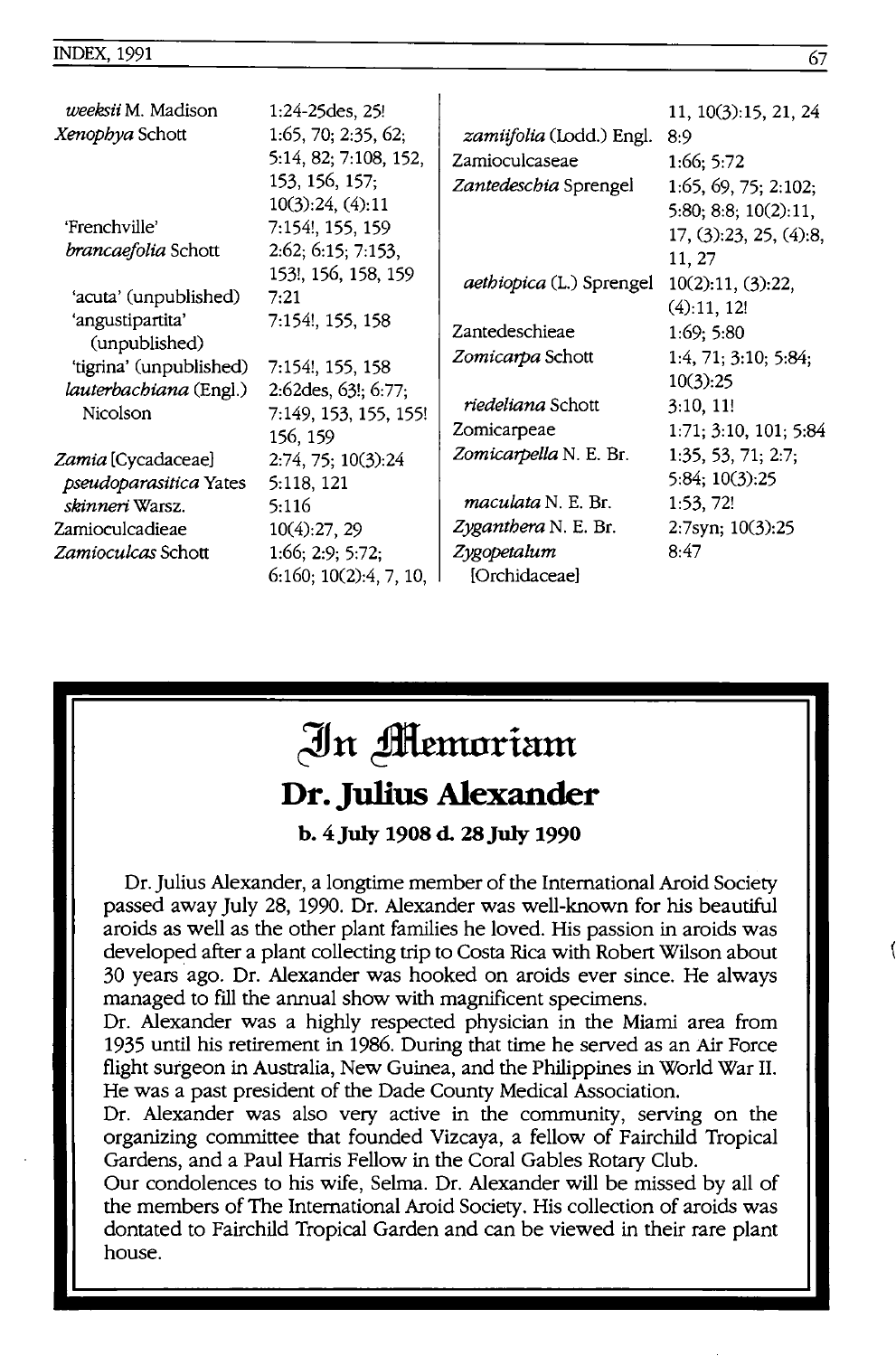*weeksii* M. Madison 1:24-25des, 25!
*Xenophya* Schott 1:65, 70; 2:35, 62; 5:14, 82; 7:108, 152, 153, 156, 157; 10(3):24, (4):11
'Frenchville' 7:154!, 155, 159
*brancaefolia* Schott 2:62; 6:15; 7:153, 153!, 156, 158, 159
'acuta' (unpublished) 7:21
'angustipartita' (unpublished) 7:154!, 155, 158
'tigrina' (unpublished) 7:154!, 155, 158
*lauterbachiana* (Engl.) Nicolson 2:62des, 63!; 6:77; 7:149, 153, 155, 155! 156, 159
*Zamia* [Cycadaceae] 2:74, 75; 10(3):24
*pseudoparasitica* Yates 5:118, 121
*skinneri* Warsz. 5:116
Zamioculcadieae 10(4):27, 29
*Zamioculcas* Schott 1:66; 2:9; 5:72; 6:160; 10(2):4, 7, 10, 11, 10(3):15, 21, 24
*zamiifolia* (Lodd.) Engl. 8:9
Zamioculcaseae 1:66; 5:72
*Zantedeschia* Sprengel 1:65, 69, 75; 2:102; 5:80; 8:8; 10(2):11, 17, (3):23, 25, (4):8, 11, 27
*aethiopica* (L.) Sprengel 10(2):11, (3):22, (4):11, 12!
Zantedeschieae 1:69; 5:80
*Zomicarpa* Schott 1:4, 71; 3:10; 5:84; 10(3):25
*riedeliana* Schott 3:10, 11!
Zomicarpeae 1:71; 3:10, 101; 5:84
*Zomicarpella* N. E. Br. 1:35, 53, 71; 2:7; 5:84; 10(3):25
*maculata* N. E. Br. 1:53, 72!
*Zyganthera* N. E. Br. 2:7syn; 10(3):25
*Zygopetalum* [Orchidaceae] 8:47

# In Memoriam

## Dr. Julius Alexander

**b. 4 July 1908 d. 28 July 1990**

Dr. Julius Alexander, a longtime member of the International Aroid Society passed away July 28, 1990. Dr. Alexander was well-known for his beautiful aroids as well as the other plant families he loved. His passion in aroids was developed after a plant collecting trip to Costa Rica with Robert Wilson about 30 years ago. Dr. Alexander was hooked on aroids ever since. He always managed to fill the annual show with magnificent specimens.

Dr. Alexander was a highly respected physician in the Miami area from 1935 until his retirement in 1986. During that time he served as an Air Force flight surgeon in Australia, New Guinea, and the Philippines in World War II. He was a past president of the Dade County Medical Association.

Dr. Alexander was also very active in the community, serving on the organizing committee that founded Vizcaya, a fellow of Fairchild Tropical Gardens, and a Paul Harris Fellow in the Coral Gables Rotary Club.

Our condolences to his wife, Selma. Dr. Alexander will be missed by all of the members of The International Aroid Society. His collection of aroids was dontated to Fairchild Tropical Garden and can be viewed in their rare plant house.